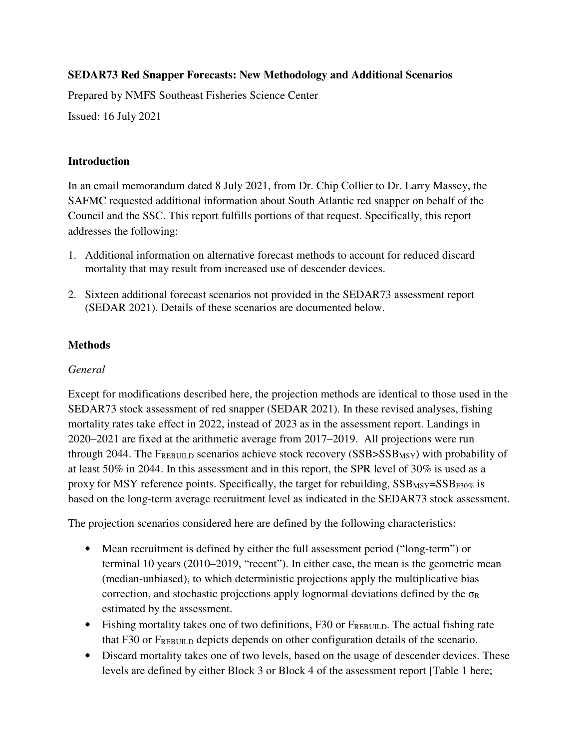**SEDAR73 Red Snapper Forecasts: New Methodology and Additional Scenarios**

Prepared by NMFS Southeast Fisheries Science Center

Issued: 16 July 2021

## Introduction

In an email memorandum dated 8 July 2021, from Dr. Chip Collier to Dr. Larry Massey, the SAFMC requested additional information about South Atlantic red snapper on behalf of the Council and the SSC. This report fulfills portions of that request. Specifically, this report addresses the following:

1. Additional information on alternative forecast methods to account for reduced discard mortality that may result from increased use of descender devices.
2. Sixteen additional forecast scenarios not provided in the SEDAR73 assessment report (SEDAR 2021). Details of these scenarios are documented below.

## Methods

### *General*

Except for modifications described here, the projection methods are identical to those used in the SEDAR73 stock assessment of red snapper (SEDAR 2021). In these revised analyses, fishing mortality rates take effect in 2022, instead of 2023 as in the assessment report. Landings in 2020–2021 are fixed at the arithmetic average from 2017–2019. All projections were run through 2044. The $F_{REBUILD}$ scenarios achieve stock recovery ($SSB > SSB_{MSY}$) with probability of at least 50% in 2044. In this assessment and in this report, the SPR level of 30% is used as a proxy for MSY reference points. Specifically, the target for rebuilding, $SSB_{MSY} = SSB_{F30\%}$ is based on the long-term average recruitment level as indicated in the SEDAR73 stock assessment.

The projection scenarios considered here are defined by the following characteristics:

- Mean recruitment is defined by either the full assessment period ("long-term") or terminal 10 years (2010–2019, "recent"). In either case, the mean is the geometric mean (median-unbiased), to which deterministic projections apply the multiplicative bias correction, and stochastic projections apply lognormal deviations defined by the $\sigma_R$ estimated by the assessment.
- Fishing mortality takes one of two definitions, F30 or $F_{REBUILD}$. The actual fishing rate that F30 or $F_{REBUILD}$ depicts depends on other configuration details of the scenario.
- Discard mortality takes one of two levels, based on the usage of descender devices. These levels are defined by either Block 3 or Block 4 of the assessment report [Table 1 here;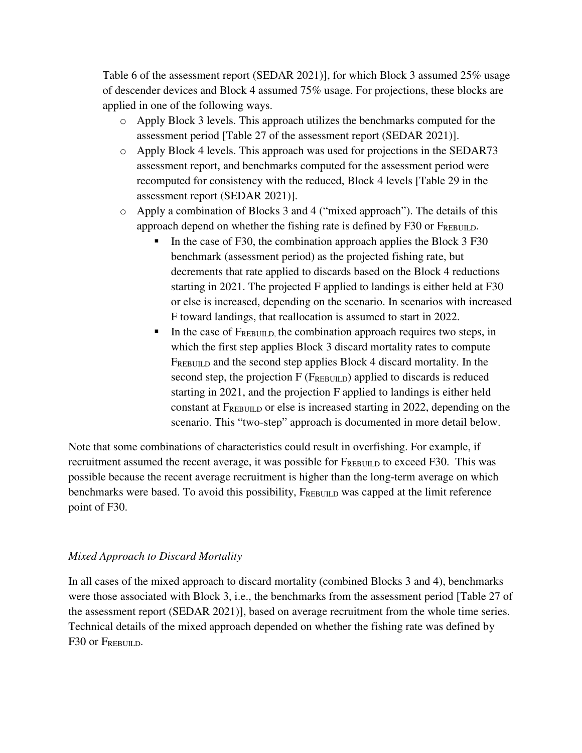Table 6 of the assessment report (SEDAR 2021)], for which Block 3 assumed 25% usage of descender devices and Block 4 assumed 75% usage. For projections, these blocks are applied in one of the following ways.

- Apply Block 3 levels. This approach utilizes the benchmarks computed for the assessment period [Table 27 of the assessment report (SEDAR 2021)].
- Apply Block 4 levels. This approach was used for projections in the SEDAR73 assessment report, and benchmarks computed for the assessment period were recomputed for consistency with the reduced, Block 4 levels [Table 29 in the assessment report (SEDAR 2021)].
- Apply a combination of Blocks 3 and 4 ("mixed approach"). The details of this approach depend on whether the fishing rate is defined by F30 or $F_{REBUILD}$.
  - In the case of F30, the combination approach applies the Block 3 F30 benchmark (assessment period) as the projected fishing rate, but decrements that rate applied to discards based on the Block 4 reductions starting in 2021. The projected F applied to landings is either held at F30 or else is increased, depending on the scenario. In scenarios with increased F toward landings, that reallocation is assumed to start in 2022.
  - In the case of $F_{REBUILD}$, the combination approach requires two steps, in which the first step applies Block 3 discard mortality rates to compute $F_{REBUILD}$ and the second step applies Block 4 discard mortality. In the second step, the projection F ($F_{REBUILD}$) applied to discards is reduced starting in 2021, and the projection F applied to landings is either held constant at $F_{REBUILD}$ or else is increased starting in 2022, depending on the scenario. This "two-step" approach is documented in more detail below.

Note that some combinations of characteristics could result in overfishing. For example, if recruitment assumed the recent average, it was possible for $F_{REBUILD}$ to exceed F30. This was possible because the recent average recruitment is higher than the long-term average on which benchmarks were based. To avoid this possibility, $F_{REBUILD}$ was capped at the limit reference point of F30.

*Mixed Approach to Discard Mortality*

In all cases of the mixed approach to discard mortality (combined Blocks 3 and 4), benchmarks were those associated with Block 3, i.e., the benchmarks from the assessment period [Table 27 of the assessment report (SEDAR 2021)], based on average recruitment from the whole time series. Technical details of the mixed approach depended on whether the fishing rate was defined by F30 or $F_{REBUILD}$.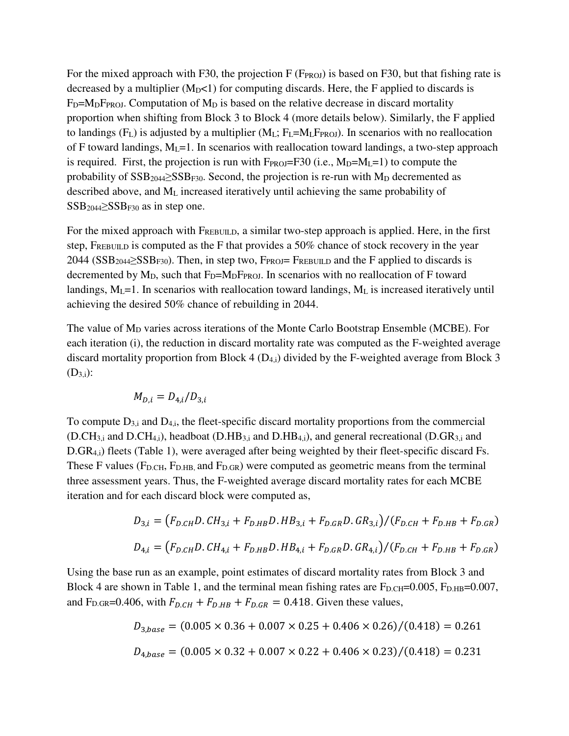For the mixed approach with F30, the projection F ($F_{PROJ}$) is based on F30, but that fishing rate is decreased by a multiplier ($M_D$<1) for computing discards. Here, the F applied to discards is $F_D$=$M_D F_{PROJ}$. Computation of $M_D$ is based on the relative decrease in discard mortality proportion when shifting from Block 3 to Block 4 (more details below). Similarly, the F applied to landings ($F_L$) is adjusted by a multiplier ($M_L$; $F_L$=$M_L F_{PROJ}$). In scenarios with no reallocation of F toward landings, $M_L$=1. In scenarios with reallocation toward landings, a two-step approach is required. First, the projection is run with $F_{PROJ}$=F30 (i.e., $M_D$=$M_L$=1) to compute the probability of $SSB_{2044} \geq SSB_{F30}$. Second, the projection is re-run with $M_D$ decremented as described above, and $M_L$ increased iteratively until achieving the same probability of $SSB_{2044} \geq SSB_{F30}$ as in step one.

For the mixed approach with $F_{REBUILD}$, a similar two-step approach is applied. Here, in the first step, $F_{REBUILD}$ is computed as the F that provides a 50% chance of stock recovery in the year 2044 ($SSB_{2044} \geq SSB_{F30}$). Then, in step two, $F_{PROJ}$= $F_{REBUILD}$ and the F applied to discards is decremented by $M_D$, such that $F_D$=$M_D F_{PROJ}$. In scenarios with no reallocation of F toward landings, $M_L$=1. In scenarios with reallocation toward landings, $M_L$ is increased iteratively until achieving the desired 50% chance of rebuilding in 2044.

The value of $M_D$ varies across iterations of the Monte Carlo Bootstrap Ensemble (MCBE). For each iteration (i), the reduction in discard mortality rate was computed as the F-weighted average discard mortality proportion from Block 4 ($D_{4,i}$) divided by the F-weighted average from Block 3 ($D_{3,i}$):

$$M_{D,i} = D_{4,i}/D_{3,i}$$

To compute $D_{3,i}$ and $D_{4,i}$, the fleet-specific discard mortality proportions from the commercial ($D.CH_{3,i}$ and $D.CH_{4,i}$), headboat ($D.HB_{3,i}$ and $D.HB_{4,i}$), and general recreational ($D.GR_{3,i}$ and $D.GR_{4,i}$) fleets (Table 1), were averaged after being weighted by their fleet-specific discard Fs. These F values ($F_{D.CH}$, $F_{D.HB}$, and $F_{D.GR}$) were computed as geometric means from the terminal three assessment years. Thus, the F-weighted average discard mortality rates for each MCBE iteration and for each discard block were computed as,

$$D_{3,i} = \left(F_{D.CH}D.CH_{3,i} + F_{D.HB}D.HB_{3,i} + F_{D.GR}D.GR_{3,i}\right)/\left(F_{D.CH} + F_{D.HB} + F_{D.GR}\right)$$

$$D_{4,i} = \left(F_{D.CH}D.CH_{4,i} + F_{D.HB}D.HB_{4,i} + F_{D.GR}D.GR_{4,i}\right)/\left(F_{D.CH} + F_{D.HB} + F_{D.GR}\right)$$

Using the base run as an example, point estimates of discard mortality rates from Block 3 and Block 4 are shown in Table 1, and the terminal mean fishing rates are $F_{D.CH}$=0.005, $F_{D.HB}$=0.007, and $F_{D.GR}$=0.406, with $F_{D.CH} + F_{D.HB} + F_{D.GR} = 0.418$. Given these values,

$$D_{3,base} = (0.005 \times 0.36 + 0.007 \times 0.25 + 0.406 \times 0.26)/(0.418) = 0.261$$

$$D_{4,base} = (0.005 \times 0.32 + 0.007 \times 0.22 + 0.406 \times 0.23)/(0.418) = 0.231$$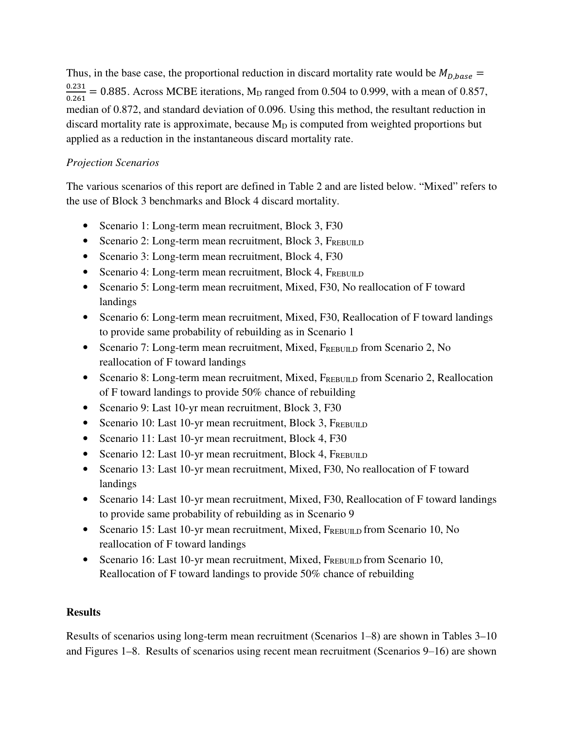Thus, in the base case, the proportional reduction in discard mortality rate would be $M_{D,base} = \frac{0.231}{0.261} = 0.885$. Across MCBE iterations, $M_D$ ranged from 0.504 to 0.999, with a mean of 0.857, median of 0.872, and standard deviation of 0.096. Using this method, the resultant reduction in discard mortality rate is approximate, because $M_D$ is computed from weighted proportions but applied as a reduction in the instantaneous discard mortality rate.

*Projection Scenarios*

The various scenarios of this report are defined in Table 2 and are listed below. "Mixed" refers to the use of Block 3 benchmarks and Block 4 discard mortality.

- Scenario 1: Long-term mean recruitment, Block 3, F30
- Scenario 2: Long-term mean recruitment, Block 3, $F_{REBUILD}$
- Scenario 3: Long-term mean recruitment, Block 4, F30
- Scenario 4: Long-term mean recruitment, Block 4, $F_{REBUILD}$
- Scenario 5: Long-term mean recruitment, Mixed, F30, No reallocation of F toward landings
- Scenario 6: Long-term mean recruitment, Mixed, F30, Reallocation of F toward landings to provide same probability of rebuilding as in Scenario 1
- Scenario 7: Long-term mean recruitment, Mixed, $F_{REBUILD}$ from Scenario 2, No reallocation of F toward landings
- Scenario 8: Long-term mean recruitment, Mixed, $F_{REBUILD}$ from Scenario 2, Reallocation of F toward landings to provide 50% chance of rebuilding
- Scenario 9: Last 10-yr mean recruitment, Block 3, F30
- Scenario 10: Last 10-yr mean recruitment, Block 3, $F_{REBUILD}$
- Scenario 11: Last 10-yr mean recruitment, Block 4, F30
- Scenario 12: Last 10-yr mean recruitment, Block 4, $F_{REBUILD}$
- Scenario 13: Last 10-yr mean recruitment, Mixed, F30, No reallocation of F toward landings
- Scenario 14: Last 10-yr mean recruitment, Mixed, F30, Reallocation of F toward landings to provide same probability of rebuilding as in Scenario 9
- Scenario 15: Last 10-yr mean recruitment, Mixed, $F_{REBUILD}$ from Scenario 10, No reallocation of F toward landings
- Scenario 16: Last 10-yr mean recruitment, Mixed, $F_{REBUILD}$ from Scenario 10, Reallocation of F toward landings to provide 50% chance of rebuilding

## Results

Results of scenarios using long-term mean recruitment (Scenarios 1–8) are shown in Tables 3–10 and Figures 1–8. Results of scenarios using recent mean recruitment (Scenarios 9–16) are shown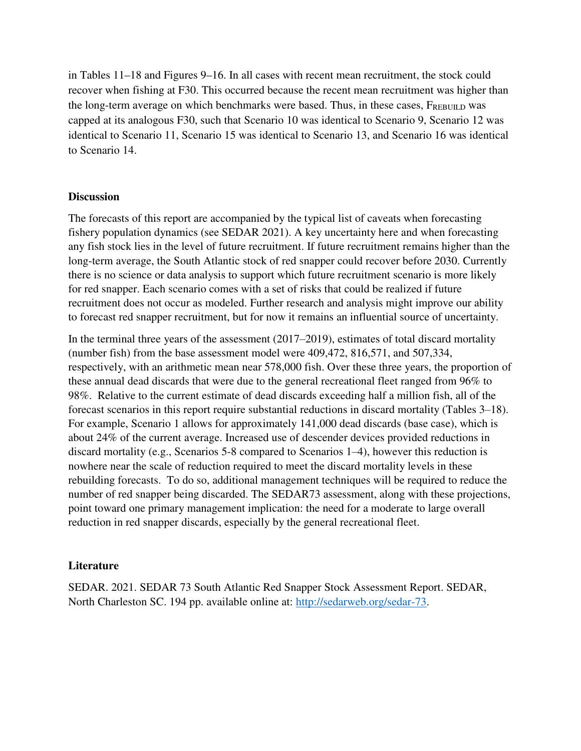in Tables 11–18 and Figures 9–16. In all cases with recent mean recruitment, the stock could recover when fishing at F30. This occurred because the recent mean recruitment was higher than the long-term average on which benchmarks were based. Thus, in these cases, $F_{REBUILD}$ was capped at its analogous F30, such that Scenario 10 was identical to Scenario 9, Scenario 12 was identical to Scenario 11, Scenario 15 was identical to Scenario 13, and Scenario 16 was identical to Scenario 14.

## Discussion

The forecasts of this report are accompanied by the typical list of caveats when forecasting fishery population dynamics (see SEDAR 2021). A key uncertainty here and when forecasting any fish stock lies in the level of future recruitment. If future recruitment remains higher than the long-term average, the South Atlantic stock of red snapper could recover before 2030. Currently there is no science or data analysis to support which future recruitment scenario is more likely for red snapper. Each scenario comes with a set of risks that could be realized if future recruitment does not occur as modeled. Further research and analysis might improve our ability to forecast red snapper recruitment, but for now it remains an influential source of uncertainty.

In the terminal three years of the assessment (2017–2019), estimates of total discard mortality (number fish) from the base assessment model were 409,472, 816,571, and 507,334, respectively, with an arithmetic mean near 578,000 fish. Over these three years, the proportion of these annual dead discards that were due to the general recreational fleet ranged from 96% to 98%. Relative to the current estimate of dead discards exceeding half a million fish, all of the forecast scenarios in this report require substantial reductions in discard mortality (Tables 3–18). For example, Scenario 1 allows for approximately 141,000 dead discards (base case), which is about 24% of the current average. Increased use of descender devices provided reductions in discard mortality (e.g., Scenarios 5-8 compared to Scenarios 1–4), however this reduction is nowhere near the scale of reduction required to meet the discard mortality levels in these rebuilding forecasts. To do so, additional management techniques will be required to reduce the number of red snapper being discarded. The SEDAR73 assessment, along with these projections, point toward one primary management implication: the need for a moderate to large overall reduction in red snapper discards, especially by the general recreational fleet.

## Literature

SEDAR. 2021. SEDAR 73 South Atlantic Red Snapper Stock Assessment Report. SEDAR, North Charleston SC. 194 pp. available online at: [http://sedarweb.org/sedar-73](http://sedarweb.org/sedar-73).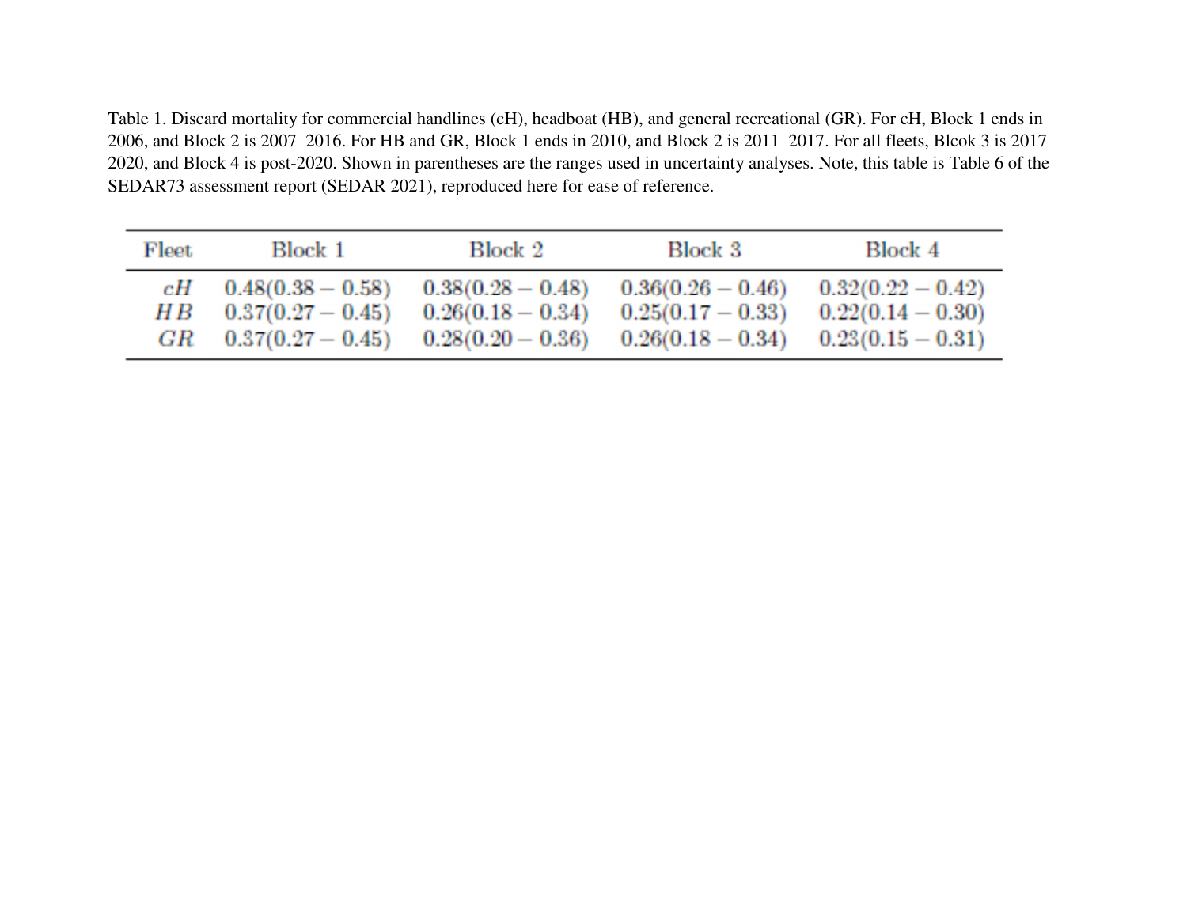Table 1. Discard mortality for commercial handlines (cH), headboat (HB), and general recreational (GR). For cH, Block 1 ends in 2006, and Block 2 is 2007–2016. For HB and GR, Block 1 ends in 2010, and Block 2 is 2011–2017. For all fleets, Blcok 3 is 2017–2020, and Block 4 is post-2020. Shown in parentheses are the ranges used in uncertainty analyses. Note, this table is Table 6 of the SEDAR73 assessment report (SEDAR 2021), reproduced here for ease of reference.

| Fleet | Block 1 | Block 2 | Block 3 | Block 4 |
|---|---|---|---|---|
| $cH$ | 0.48(0.38 – 0.58) | 0.38(0.28 – 0.48) | 0.36(0.26 – 0.46) | 0.32(0.22 – 0.42) |
| $HB$ | 0.37(0.27 – 0.45) | 0.26(0.18 – 0.34) | 0.25(0.17 – 0.33) | 0.22(0.14 – 0.30) |
| $GR$ | 0.37(0.27 – 0.45) | 0.28(0.20 – 0.36) | 0.26(0.18 – 0.34) | 0.23(0.15 – 0.31) |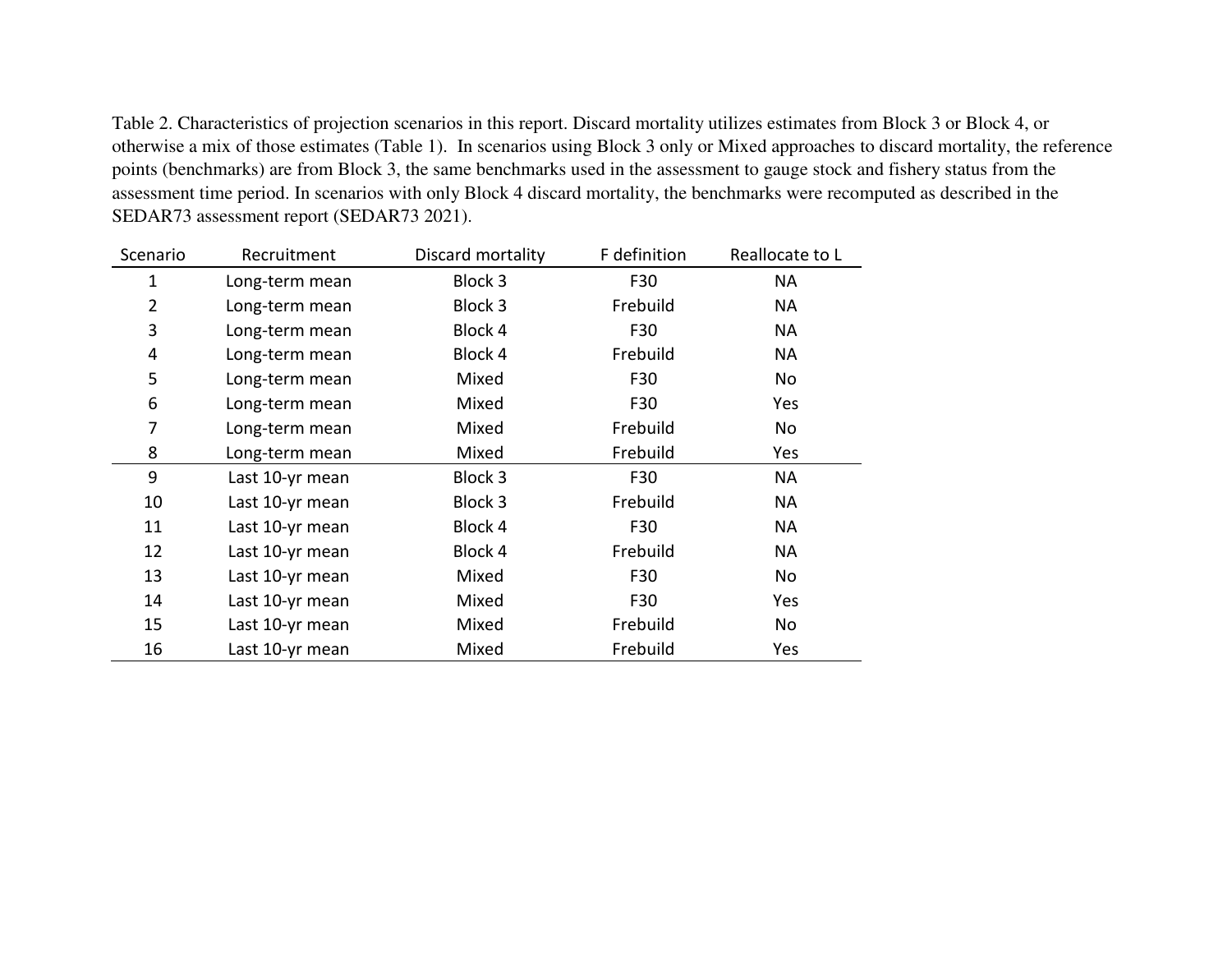Table 2. Characteristics of projection scenarios in this report. Discard mortality utilizes estimates from Block 3 or Block 4, or otherwise a mix of those estimates (Table 1). In scenarios using Block 3 only or Mixed approaches to discard mortality, the reference points (benchmarks) are from Block 3, the same benchmarks used in the assessment to gauge stock and fishery status from the assessment time period. In scenarios with only Block 4 discard mortality, the benchmarks were recomputed as described in the SEDAR73 assessment report (SEDAR73 2021).

| Scenario | Recruitment | Discard mortality | F definition | Reallocate to L |
|---|---|---|---|---|
| 1 | Long-term mean | Block 3 | F30 | NA |
| 2 | Long-term mean | Block 3 | Frebuild | NA |
| 3 | Long-term mean | Block 4 | F30 | NA |
| 4 | Long-term mean | Block 4 | Frebuild | NA |
| 5 | Long-term mean | Mixed | F30 | No |
| 6 | Long-term mean | Mixed | F30 | Yes |
| 7 | Long-term mean | Mixed | Frebuild | No |
| 8 | Long-term mean | Mixed | Frebuild | Yes |
| 9 | Last 10-yr mean | Block 3 | F30 | NA |
| 10 | Last 10-yr mean | Block 3 | Frebuild | NA |
| 11 | Last 10-yr mean | Block 4 | F30 | NA |
| 12 | Last 10-yr mean | Block 4 | Frebuild | NA |
| 13 | Last 10-yr mean | Mixed | F30 | No |
| 14 | Last 10-yr mean | Mixed | F30 | Yes |
| 15 | Last 10-yr mean | Mixed | Frebuild | No |
| 16 | Last 10-yr mean | Mixed | Frebuild | Yes |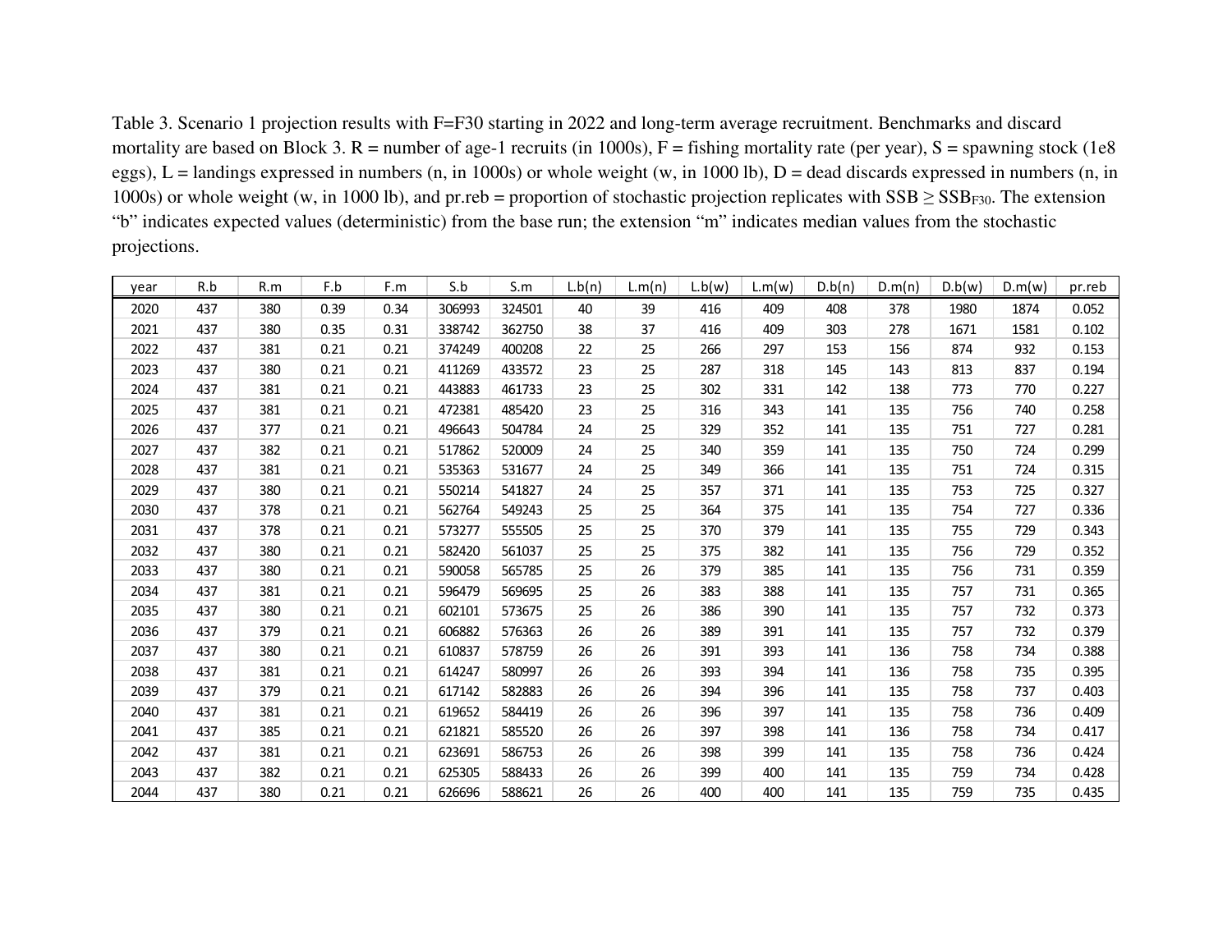Table 3. Scenario 1 projection results with F=F30 starting in 2022 and long-term average recruitment. Benchmarks and discard mortality are based on Block 3. R = number of age-1 recruits (in 1000s), F = fishing mortality rate (per year), S = spawning stock (1e8 eggs), L = landings expressed in numbers (n, in 1000s) or whole weight (w, in 1000 lb), D = dead discards expressed in numbers (n, in 1000s) or whole weight (w, in 1000 lb), and pr.reb = proportion of stochastic projection replicates with SSB ≥ $SSB_{F30}$. The extension "b" indicates expected values (deterministic) from the base run; the extension "m" indicates median values from the stochastic projections.

| year | R.b | R.m | F.b | F.m | S.b | S.m | L.b(n) | L.m(n) | L.b(w) | L.m(w) | D.b(n) | D.m(n) | D.b(w) | D.m(w) | pr.reb |
|---|---|---|---|---|---|---|---|---|---|---|---|---|---|---|---|
| 2020 | 437 | 380 | 0.39 | 0.34 | 306993 | 324501 | 40 | 39 | 416 | 409 | 408 | 378 | 1980 | 1874 | 0.052 |
| 2021 | 437 | 380 | 0.35 | 0.31 | 338742 | 362750 | 38 | 37 | 416 | 409 | 303 | 278 | 1671 | 1581 | 0.102 |
| 2022 | 437 | 381 | 0.21 | 0.21 | 374249 | 400208 | 22 | 25 | 266 | 297 | 153 | 156 | 874 | 932 | 0.153 |
| 2023 | 437 | 380 | 0.21 | 0.21 | 411269 | 433572 | 23 | 25 | 287 | 318 | 145 | 143 | 813 | 837 | 0.194 |
| 2024 | 437 | 381 | 0.21 | 0.21 | 443883 | 461733 | 23 | 25 | 302 | 331 | 142 | 138 | 773 | 770 | 0.227 |
| 2025 | 437 | 381 | 0.21 | 0.21 | 472381 | 485420 | 23 | 25 | 316 | 343 | 141 | 135 | 756 | 740 | 0.258 |
| 2026 | 437 | 377 | 0.21 | 0.21 | 496643 | 504784 | 24 | 25 | 329 | 352 | 141 | 135 | 751 | 727 | 0.281 |
| 2027 | 437 | 382 | 0.21 | 0.21 | 517862 | 520009 | 24 | 25 | 340 | 359 | 141 | 135 | 750 | 724 | 0.299 |
| 2028 | 437 | 381 | 0.21 | 0.21 | 535363 | 531677 | 24 | 25 | 349 | 366 | 141 | 135 | 751 | 724 | 0.315 |
| 2029 | 437 | 380 | 0.21 | 0.21 | 550214 | 541827 | 24 | 25 | 357 | 371 | 141 | 135 | 753 | 725 | 0.327 |
| 2030 | 437 | 378 | 0.21 | 0.21 | 562764 | 549243 | 25 | 25 | 364 | 375 | 141 | 135 | 754 | 727 | 0.336 |
| 2031 | 437 | 378 | 0.21 | 0.21 | 573277 | 555505 | 25 | 25 | 370 | 379 | 141 | 135 | 755 | 729 | 0.343 |
| 2032 | 437 | 380 | 0.21 | 0.21 | 582420 | 561037 | 25 | 25 | 375 | 382 | 141 | 135 | 756 | 729 | 0.352 |
| 2033 | 437 | 380 | 0.21 | 0.21 | 590058 | 565785 | 25 | 26 | 379 | 385 | 141 | 135 | 756 | 731 | 0.359 |
| 2034 | 437 | 381 | 0.21 | 0.21 | 596479 | 569695 | 25 | 26 | 383 | 388 | 141 | 135 | 757 | 731 | 0.365 |
| 2035 | 437 | 380 | 0.21 | 0.21 | 602101 | 573675 | 25 | 26 | 386 | 390 | 141 | 135 | 757 | 732 | 0.373 |
| 2036 | 437 | 379 | 0.21 | 0.21 | 606882 | 576363 | 26 | 26 | 389 | 391 | 141 | 135 | 757 | 732 | 0.379 |
| 2037 | 437 | 380 | 0.21 | 0.21 | 610837 | 578759 | 26 | 26 | 391 | 393 | 141 | 136 | 758 | 734 | 0.388 |
| 2038 | 437 | 381 | 0.21 | 0.21 | 614247 | 580997 | 26 | 26 | 393 | 394 | 141 | 136 | 758 | 735 | 0.395 |
| 2039 | 437 | 379 | 0.21 | 0.21 | 617142 | 582883 | 26 | 26 | 394 | 396 | 141 | 135 | 758 | 737 | 0.403 |
| 2040 | 437 | 381 | 0.21 | 0.21 | 619652 | 584419 | 26 | 26 | 396 | 397 | 141 | 135 | 758 | 736 | 0.409 |
| 2041 | 437 | 385 | 0.21 | 0.21 | 621821 | 585520 | 26 | 26 | 397 | 398 | 141 | 136 | 758 | 734 | 0.417 |
| 2042 | 437 | 381 | 0.21 | 0.21 | 623691 | 586753 | 26 | 26 | 398 | 399 | 141 | 135 | 758 | 736 | 0.424 |
| 2043 | 437 | 382 | 0.21 | 0.21 | 625305 | 588433 | 26 | 26 | 399 | 400 | 141 | 135 | 759 | 734 | 0.428 |
| 2044 | 437 | 380 | 0.21 | 0.21 | 626696 | 588621 | 26 | 26 | 400 | 400 | 141 | 135 | 759 | 735 | 0.435 |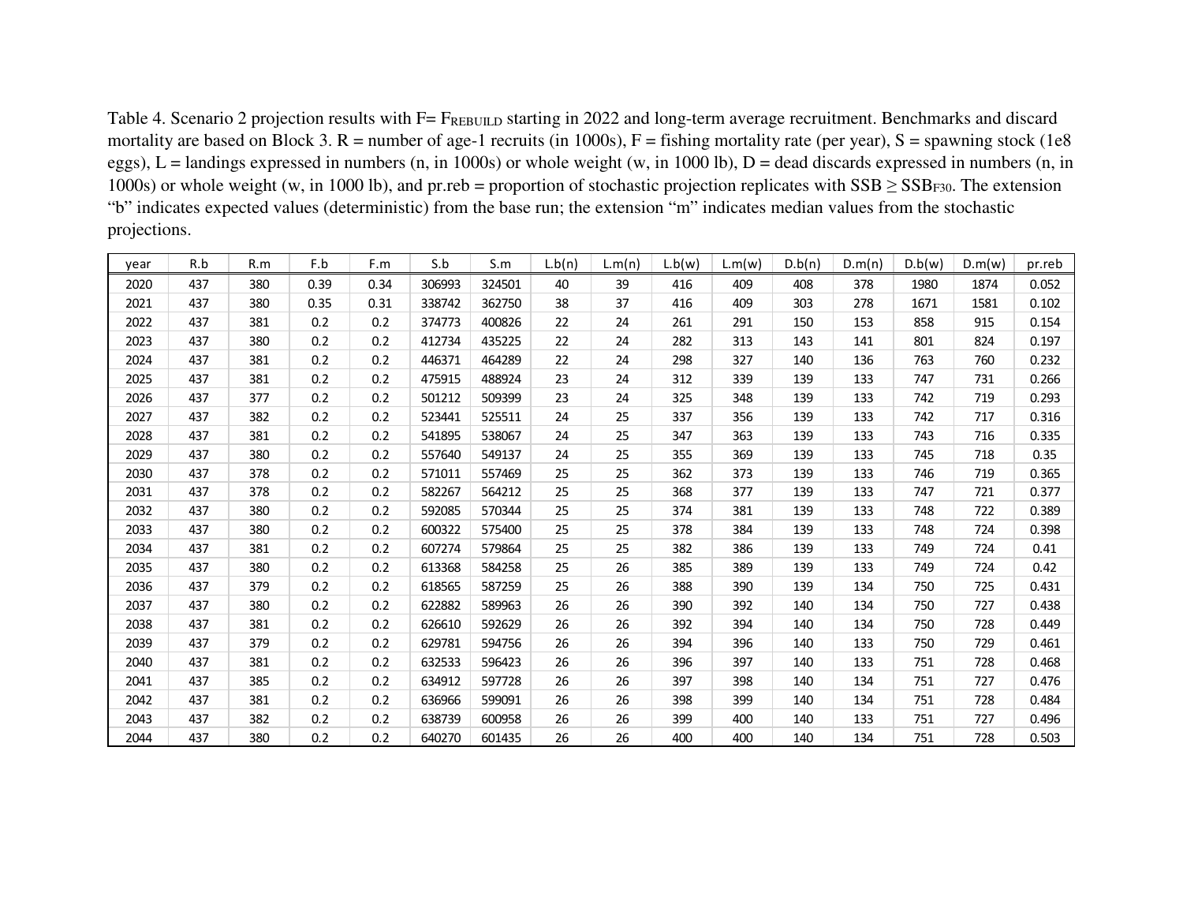Table 4. Scenario 2 projection results with F= $F_{REBUILD}$ starting in 2022 and long-term average recruitment. Benchmarks and discard mortality are based on Block 3. R = number of age-1 recruits (in 1000s), F = fishing mortality rate (per year), S = spawning stock (1e8 eggs), L = landings expressed in numbers (n, in 1000s) or whole weight (w, in 1000 lb), D = dead discards expressed in numbers (n, in 1000s) or whole weight (w, in 1000 lb), and pr.reb = proportion of stochastic projection replicates with SSB ≥ $SSB_{F30}$. The extension "b" indicates expected values (deterministic) from the base run; the extension "m" indicates median values from the stochastic projections.

| year | R.b | R.m | F.b | F.m | S.b | S.m | L.b(n) | L.m(n) | L.b(w) | L.m(w) | D.b(n) | D.m(n) | D.b(w) | D.m(w) | pr.reb |
|---|---|---|---|---|---|---|---|---|---|---|---|---|---|---|---|
| 2020 | 437 | 380 | 0.39 | 0.34 | 306993 | 324501 | 40 | 39 | 416 | 409 | 408 | 378 | 1980 | 1874 | 0.052 |
| 2021 | 437 | 380 | 0.35 | 0.31 | 338742 | 362750 | 38 | 37 | 416 | 409 | 303 | 278 | 1671 | 1581 | 0.102 |
| 2022 | 437 | 381 | 0.2 | 0.2 | 374773 | 400826 | 22 | 24 | 261 | 291 | 150 | 153 | 858 | 915 | 0.154 |
| 2023 | 437 | 380 | 0.2 | 0.2 | 412734 | 435225 | 22 | 24 | 282 | 313 | 143 | 141 | 801 | 824 | 0.197 |
| 2024 | 437 | 381 | 0.2 | 0.2 | 446371 | 464289 | 22 | 24 | 298 | 327 | 140 | 136 | 763 | 760 | 0.232 |
| 2025 | 437 | 381 | 0.2 | 0.2 | 475915 | 488924 | 23 | 24 | 312 | 339 | 139 | 133 | 747 | 731 | 0.266 |
| 2026 | 437 | 377 | 0.2 | 0.2 | 501212 | 509399 | 23 | 24 | 325 | 348 | 139 | 133 | 742 | 719 | 0.293 |
| 2027 | 437 | 382 | 0.2 | 0.2 | 523441 | 525511 | 24 | 25 | 337 | 356 | 139 | 133 | 742 | 717 | 0.316 |
| 2028 | 437 | 381 | 0.2 | 0.2 | 541895 | 538067 | 24 | 25 | 347 | 363 | 139 | 133 | 743 | 716 | 0.335 |
| 2029 | 437 | 380 | 0.2 | 0.2 | 557640 | 549137 | 24 | 25 | 355 | 369 | 139 | 133 | 745 | 718 | 0.35 |
| 2030 | 437 | 378 | 0.2 | 0.2 | 571011 | 557469 | 25 | 25 | 362 | 373 | 139 | 133 | 746 | 719 | 0.365 |
| 2031 | 437 | 378 | 0.2 | 0.2 | 582267 | 564212 | 25 | 25 | 368 | 377 | 139 | 133 | 747 | 721 | 0.377 |
| 2032 | 437 | 380 | 0.2 | 0.2 | 592085 | 570344 | 25 | 25 | 374 | 381 | 139 | 133 | 748 | 722 | 0.389 |
| 2033 | 437 | 380 | 0.2 | 0.2 | 600322 | 575400 | 25 | 25 | 378 | 384 | 139 | 133 | 748 | 724 | 0.398 |
| 2034 | 437 | 381 | 0.2 | 0.2 | 607274 | 579864 | 25 | 25 | 382 | 386 | 139 | 133 | 749 | 724 | 0.41 |
| 2035 | 437 | 380 | 0.2 | 0.2 | 613368 | 584258 | 25 | 26 | 385 | 389 | 139 | 133 | 749 | 724 | 0.42 |
| 2036 | 437 | 379 | 0.2 | 0.2 | 618565 | 587259 | 25 | 26 | 388 | 390 | 139 | 134 | 750 | 725 | 0.431 |
| 2037 | 437 | 380 | 0.2 | 0.2 | 622882 | 589963 | 26 | 26 | 390 | 392 | 140 | 134 | 750 | 727 | 0.438 |
| 2038 | 437 | 381 | 0.2 | 0.2 | 626610 | 592629 | 26 | 26 | 392 | 394 | 140 | 134 | 750 | 728 | 0.449 |
| 2039 | 437 | 379 | 0.2 | 0.2 | 629781 | 594756 | 26 | 26 | 394 | 396 | 140 | 133 | 750 | 729 | 0.461 |
| 2040 | 437 | 381 | 0.2 | 0.2 | 632533 | 596423 | 26 | 26 | 396 | 397 | 140 | 133 | 751 | 728 | 0.468 |
| 2041 | 437 | 385 | 0.2 | 0.2 | 634912 | 597728 | 26 | 26 | 397 | 398 | 140 | 134 | 751 | 727 | 0.476 |
| 2042 | 437 | 381 | 0.2 | 0.2 | 636966 | 599091 | 26 | 26 | 398 | 399 | 140 | 134 | 751 | 728 | 0.484 |
| 2043 | 437 | 382 | 0.2 | 0.2 | 638739 | 600958 | 26 | 26 | 399 | 400 | 140 | 133 | 751 | 727 | 0.496 |
| 2044 | 437 | 380 | 0.2 | 0.2 | 640270 | 601435 | 26 | 26 | 400 | 400 | 140 | 134 | 751 | 728 | 0.503 |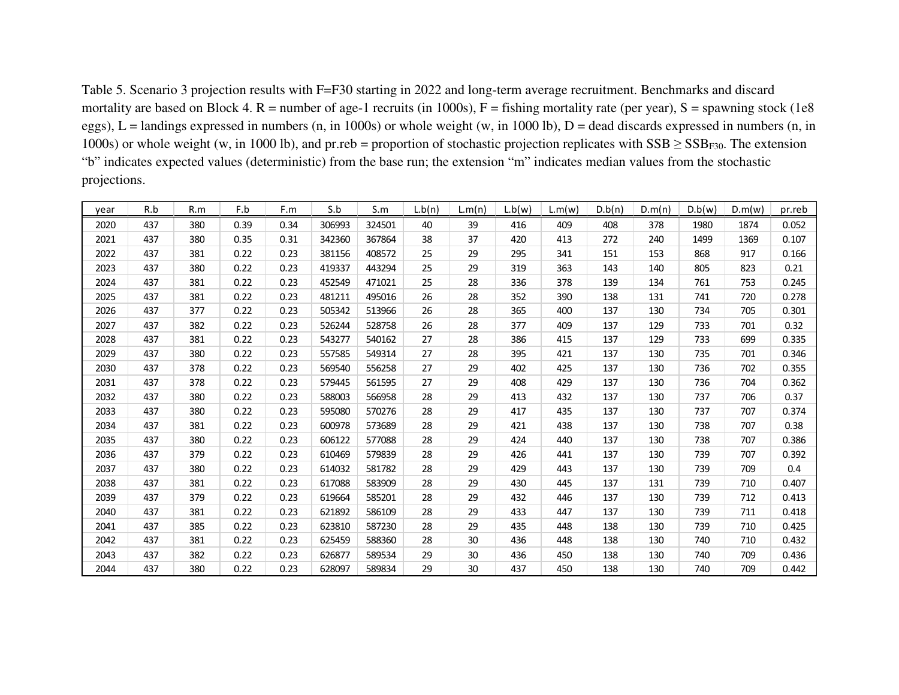Table 5. Scenario 3 projection results with F=F30 starting in 2022 and long-term average recruitment. Benchmarks and discard mortality are based on Block 4. R = number of age-1 recruits (in 1000s), F = fishing mortality rate (per year), S = spawning stock (1e8 eggs), L = landings expressed in numbers (n, in 1000s) or whole weight (w, in 1000 lb), D = dead discards expressed in numbers (n, in 1000s) or whole weight (w, in 1000 lb), and pr.reb = proportion of stochastic projection replicates with SSB ≥ $SSB_{F30}$. The extension "b" indicates expected values (deterministic) from the base run; the extension "m" indicates median values from the stochastic projections.

| year | R.b | R.m | F.b | F.m | S.b | S.m | L.b(n) | L.m(n) | L.b(w) | L.m(w) | D.b(n) | D.m(n) | D.b(w) | D.m(w) | pr.reb |
|---|---|---|---|---|---|---|---|---|---|---|---|---|---|---|---|
| 2020 | 437 | 380 | 0.39 | 0.34 | 306993 | 324501 | 40 | 39 | 416 | 409 | 408 | 378 | 1980 | 1874 | 0.052 |
| 2021 | 437 | 380 | 0.35 | 0.31 | 342360 | 367864 | 38 | 37 | 420 | 413 | 272 | 240 | 1499 | 1369 | 0.107 |
| 2022 | 437 | 381 | 0.22 | 0.23 | 381156 | 408572 | 25 | 29 | 295 | 341 | 151 | 153 | 868 | 917 | 0.166 |
| 2023 | 437 | 380 | 0.22 | 0.23 | 419337 | 443294 | 25 | 29 | 319 | 363 | 143 | 140 | 805 | 823 | 0.21 |
| 2024 | 437 | 381 | 0.22 | 0.23 | 452549 | 471021 | 25 | 28 | 336 | 378 | 139 | 134 | 761 | 753 | 0.245 |
| 2025 | 437 | 381 | 0.22 | 0.23 | 481211 | 495016 | 26 | 28 | 352 | 390 | 138 | 131 | 741 | 720 | 0.278 |
| 2026 | 437 | 377 | 0.22 | 0.23 | 505342 | 513966 | 26 | 28 | 365 | 400 | 137 | 130 | 734 | 705 | 0.301 |
| 2027 | 437 | 382 | 0.22 | 0.23 | 526244 | 528758 | 26 | 28 | 377 | 409 | 137 | 129 | 733 | 701 | 0.32 |
| 2028 | 437 | 381 | 0.22 | 0.23 | 543277 | 540162 | 27 | 28 | 386 | 415 | 137 | 129 | 733 | 699 | 0.335 |
| 2029 | 437 | 380 | 0.22 | 0.23 | 557585 | 549314 | 27 | 28 | 395 | 421 | 137 | 130 | 735 | 701 | 0.346 |
| 2030 | 437 | 378 | 0.22 | 0.23 | 569540 | 556258 | 27 | 29 | 402 | 425 | 137 | 130 | 736 | 702 | 0.355 |
| 2031 | 437 | 378 | 0.22 | 0.23 | 579445 | 561595 | 27 | 29 | 408 | 429 | 137 | 130 | 736 | 704 | 0.362 |
| 2032 | 437 | 380 | 0.22 | 0.23 | 588003 | 566958 | 28 | 29 | 413 | 432 | 137 | 130 | 737 | 706 | 0.37 |
| 2033 | 437 | 380 | 0.22 | 0.23 | 595080 | 570276 | 28 | 29 | 417 | 435 | 137 | 130 | 737 | 707 | 0.374 |
| 2034 | 437 | 381 | 0.22 | 0.23 | 600978 | 573689 | 28 | 29 | 421 | 438 | 137 | 130 | 738 | 707 | 0.38 |
| 2035 | 437 | 380 | 0.22 | 0.23 | 606122 | 577088 | 28 | 29 | 424 | 440 | 137 | 130 | 738 | 707 | 0.386 |
| 2036 | 437 | 379 | 0.22 | 0.23 | 610469 | 579839 | 28 | 29 | 426 | 441 | 137 | 130 | 739 | 707 | 0.392 |
| 2037 | 437 | 380 | 0.22 | 0.23 | 614032 | 581782 | 28 | 29 | 429 | 443 | 137 | 130 | 739 | 709 | 0.4 |
| 2038 | 437 | 381 | 0.22 | 0.23 | 617088 | 583909 | 28 | 29 | 430 | 445 | 137 | 131 | 739 | 710 | 0.407 |
| 2039 | 437 | 379 | 0.22 | 0.23 | 619664 | 585201 | 28 | 29 | 432 | 446 | 137 | 130 | 739 | 712 | 0.413 |
| 2040 | 437 | 381 | 0.22 | 0.23 | 621892 | 586109 | 28 | 29 | 433 | 447 | 137 | 130 | 739 | 711 | 0.418 |
| 2041 | 437 | 385 | 0.22 | 0.23 | 623810 | 587230 | 28 | 29 | 435 | 448 | 138 | 130 | 739 | 710 | 0.425 |
| 2042 | 437 | 381 | 0.22 | 0.23 | 625459 | 588360 | 28 | 30 | 436 | 448 | 138 | 130 | 740 | 710 | 0.432 |
| 2043 | 437 | 382 | 0.22 | 0.23 | 626877 | 589534 | 29 | 30 | 436 | 450 | 138 | 130 | 740 | 709 | 0.436 |
| 2044 | 437 | 380 | 0.22 | 0.23 | 628097 | 589834 | 29 | 30 | 437 | 450 | 138 | 130 | 740 | 709 | 0.442 |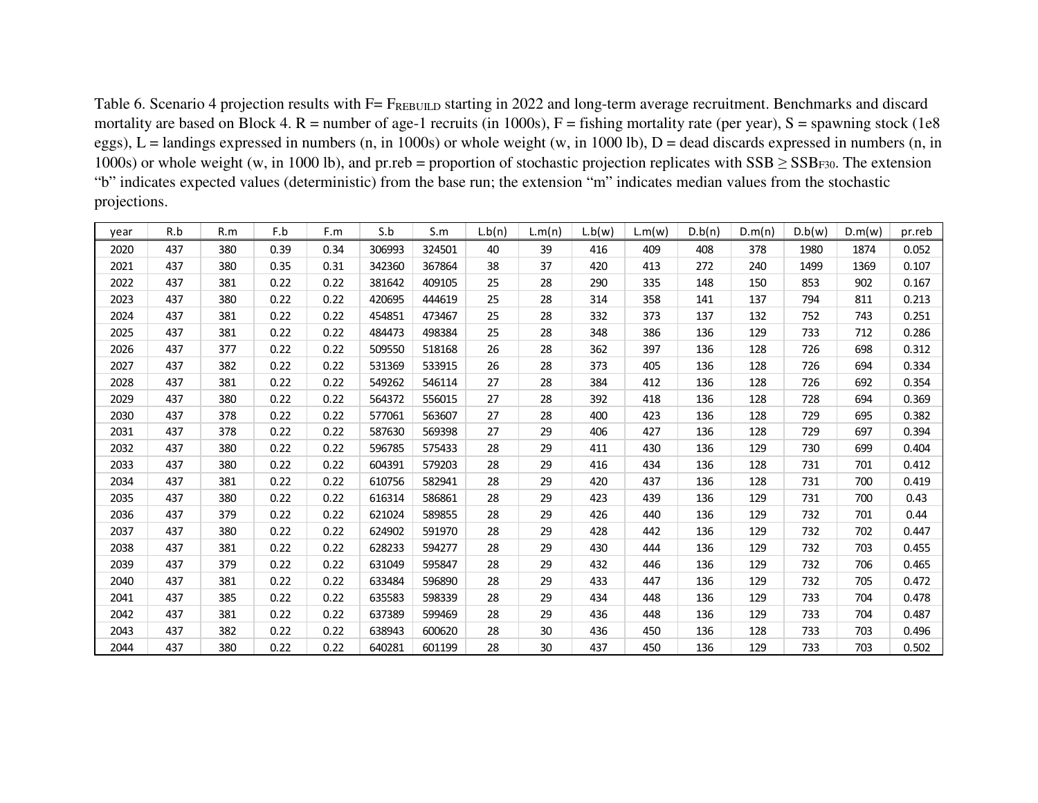Table 6. Scenario 4 projection results with F= $F_{REBUILD}$ starting in 2022 and long-term average recruitment. Benchmarks and discard mortality are based on Block 4. R = number of age-1 recruits (in 1000s), F = fishing mortality rate (per year), S = spawning stock (1e8 eggs), L = landings expressed in numbers (n, in 1000s) or whole weight (w, in 1000 lb), D = dead discards expressed in numbers (n, in 1000s) or whole weight (w, in 1000 lb), and pr.reb = proportion of stochastic projection replicates with SSB ≥ $SSB_{F30}$. The extension "b" indicates expected values (deterministic) from the base run; the extension "m" indicates median values from the stochastic projections.

| year | R.b | R.m | F.b | F.m | S.b | S.m | L.b(n) | L.m(n) | L.b(w) | L.m(w) | D.b(n) | D.m(n) | D.b(w) | D.m(w) | pr.reb |
|---|---|---|---|---|---|---|---|---|---|---|---|---|---|---|---|
| 2020 | 437 | 380 | 0.39 | 0.34 | 306993 | 324501 | 40 | 39 | 416 | 409 | 408 | 378 | 1980 | 1874 | 0.052 |
| 2021 | 437 | 380 | 0.35 | 0.31 | 342360 | 367864 | 38 | 37 | 420 | 413 | 272 | 240 | 1499 | 1369 | 0.107 |
| 2022 | 437 | 381 | 0.22 | 0.22 | 381642 | 409105 | 25 | 28 | 290 | 335 | 148 | 150 | 853 | 902 | 0.167 |
| 2023 | 437 | 380 | 0.22 | 0.22 | 420695 | 444619 | 25 | 28 | 314 | 358 | 141 | 137 | 794 | 811 | 0.213 |
| 2024 | 437 | 381 | 0.22 | 0.22 | 454851 | 473467 | 25 | 28 | 332 | 373 | 137 | 132 | 752 | 743 | 0.251 |
| 2025 | 437 | 381 | 0.22 | 0.22 | 484473 | 498384 | 25 | 28 | 348 | 386 | 136 | 129 | 733 | 712 | 0.286 |
| 2026 | 437 | 377 | 0.22 | 0.22 | 509550 | 518168 | 26 | 28 | 362 | 397 | 136 | 128 | 726 | 698 | 0.312 |
| 2027 | 437 | 382 | 0.22 | 0.22 | 531369 | 533915 | 26 | 28 | 373 | 405 | 136 | 128 | 726 | 694 | 0.334 |
| 2028 | 437 | 381 | 0.22 | 0.22 | 549262 | 546114 | 27 | 28 | 384 | 412 | 136 | 128 | 726 | 692 | 0.354 |
| 2029 | 437 | 380 | 0.22 | 0.22 | 564372 | 556015 | 27 | 28 | 392 | 418 | 136 | 128 | 728 | 694 | 0.369 |
| 2030 | 437 | 378 | 0.22 | 0.22 | 577061 | 563607 | 27 | 28 | 400 | 423 | 136 | 128 | 729 | 695 | 0.382 |
| 2031 | 437 | 378 | 0.22 | 0.22 | 587630 | 569398 | 27 | 29 | 406 | 427 | 136 | 128 | 729 | 697 | 0.394 |
| 2032 | 437 | 380 | 0.22 | 0.22 | 596785 | 575433 | 28 | 29 | 411 | 430 | 136 | 129 | 730 | 699 | 0.404 |
| 2033 | 437 | 380 | 0.22 | 0.22 | 604391 | 579203 | 28 | 29 | 416 | 434 | 136 | 128 | 731 | 701 | 0.412 |
| 2034 | 437 | 381 | 0.22 | 0.22 | 610756 | 582941 | 28 | 29 | 420 | 437 | 136 | 128 | 731 | 700 | 0.419 |
| 2035 | 437 | 380 | 0.22 | 0.22 | 616314 | 586861 | 28 | 29 | 423 | 439 | 136 | 129 | 731 | 700 | 0.43 |
| 2036 | 437 | 379 | 0.22 | 0.22 | 621024 | 589855 | 28 | 29 | 426 | 440 | 136 | 129 | 732 | 701 | 0.44 |
| 2037 | 437 | 380 | 0.22 | 0.22 | 624902 | 591970 | 28 | 29 | 428 | 442 | 136 | 129 | 732 | 702 | 0.447 |
| 2038 | 437 | 381 | 0.22 | 0.22 | 628233 | 594277 | 28 | 29 | 430 | 444 | 136 | 129 | 732 | 703 | 0.455 |
| 2039 | 437 | 379 | 0.22 | 0.22 | 631049 | 595847 | 28 | 29 | 432 | 446 | 136 | 129 | 732 | 706 | 0.465 |
| 2040 | 437 | 381 | 0.22 | 0.22 | 633484 | 596890 | 28 | 29 | 433 | 447 | 136 | 129 | 732 | 705 | 0.472 |
| 2041 | 437 | 385 | 0.22 | 0.22 | 635583 | 598339 | 28 | 29 | 434 | 448 | 136 | 129 | 733 | 704 | 0.478 |
| 2042 | 437 | 381 | 0.22 | 0.22 | 637389 | 599469 | 28 | 29 | 436 | 448 | 136 | 129 | 733 | 704 | 0.487 |
| 2043 | 437 | 382 | 0.22 | 0.22 | 638943 | 600620 | 28 | 30 | 436 | 450 | 136 | 128 | 733 | 703 | 0.496 |
| 2044 | 437 | 380 | 0.22 | 0.22 | 640281 | 601199 | 28 | 30 | 437 | 450 | 136 | 129 | 733 | 703 | 0.502 |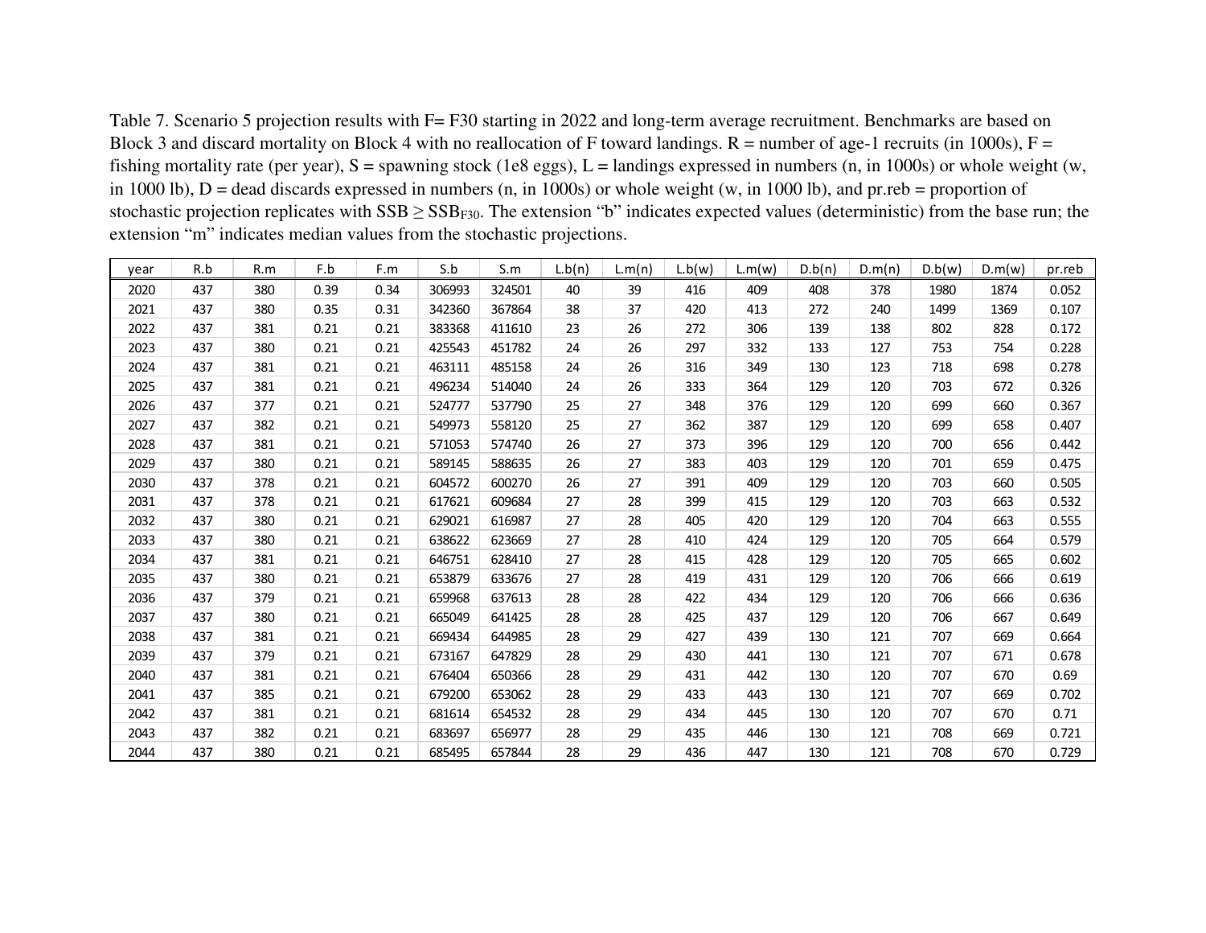Table 7. Scenario 5 projection results with F= F30 starting in 2022 and long-term average recruitment. Benchmarks are based on Block 3 and discard mortality on Block 4 with no reallocation of F toward landings. R = number of age-1 recruits (in 1000s), F = fishing mortality rate (per year), S = spawning stock (1e8 eggs), L = landings expressed in numbers (n, in 1000s) or whole weight (w, in 1000 lb), D = dead discards expressed in numbers (n, in 1000s) or whole weight (w, in 1000 lb), and pr.reb = proportion of stochastic projection replicates with SSB ≥ $SSB_{F30}$. The extension "b" indicates expected values (deterministic) from the base run; the extension "m" indicates median values from the stochastic projections.

| year | R.b | R.m | F.b | F.m | S.b | S.m | L.b(n) | L.m(n) | L.b(w) | L.m(w) | D.b(n) | D.m(n) | D.b(w) | D.m(w) | pr.reb |
|---|---|---|---|---|---|---|---|---|---|---|---|---|---|---|---|
| 2020 | 437 | 380 | 0.39 | 0.34 | 306993 | 324501 | 40 | 39 | 416 | 409 | 408 | 378 | 1980 | 1874 | 0.052 |
| 2021 | 437 | 380 | 0.35 | 0.31 | 342360 | 367864 | 38 | 37 | 420 | 413 | 272 | 240 | 1499 | 1369 | 0.107 |
| 2022 | 437 | 381 | 0.21 | 0.21 | 383368 | 411610 | 23 | 26 | 272 | 306 | 139 | 138 | 802 | 828 | 0.172 |
| 2023 | 437 | 380 | 0.21 | 0.21 | 425543 | 451782 | 24 | 26 | 297 | 332 | 133 | 127 | 753 | 754 | 0.228 |
| 2024 | 437 | 381 | 0.21 | 0.21 | 463111 | 485158 | 24 | 26 | 316 | 349 | 130 | 123 | 718 | 698 | 0.278 |
| 2025 | 437 | 381 | 0.21 | 0.21 | 496234 | 514040 | 24 | 26 | 333 | 364 | 129 | 120 | 703 | 672 | 0.326 |
| 2026 | 437 | 377 | 0.21 | 0.21 | 524777 | 537790 | 25 | 27 | 348 | 376 | 129 | 120 | 699 | 660 | 0.367 |
| 2027 | 437 | 382 | 0.21 | 0.21 | 549973 | 558120 | 25 | 27 | 362 | 387 | 129 | 120 | 699 | 658 | 0.407 |
| 2028 | 437 | 381 | 0.21 | 0.21 | 571053 | 574740 | 26 | 27 | 373 | 396 | 129 | 120 | 700 | 656 | 0.442 |
| 2029 | 437 | 380 | 0.21 | 0.21 | 589145 | 588635 | 26 | 27 | 383 | 403 | 129 | 120 | 701 | 659 | 0.475 |
| 2030 | 437 | 378 | 0.21 | 0.21 | 604572 | 600270 | 26 | 27 | 391 | 409 | 129 | 120 | 703 | 660 | 0.505 |
| 2031 | 437 | 378 | 0.21 | 0.21 | 617621 | 609684 | 27 | 28 | 399 | 415 | 129 | 120 | 703 | 663 | 0.532 |
| 2032 | 437 | 380 | 0.21 | 0.21 | 629021 | 616987 | 27 | 28 | 405 | 420 | 129 | 120 | 704 | 663 | 0.555 |
| 2033 | 437 | 380 | 0.21 | 0.21 | 638622 | 623669 | 27 | 28 | 410 | 424 | 129 | 120 | 705 | 664 | 0.579 |
| 2034 | 437 | 381 | 0.21 | 0.21 | 646751 | 628410 | 27 | 28 | 415 | 428 | 129 | 120 | 705 | 665 | 0.602 |
| 2035 | 437 | 380 | 0.21 | 0.21 | 653879 | 633676 | 27 | 28 | 419 | 431 | 129 | 120 | 706 | 666 | 0.619 |
| 2036 | 437 | 379 | 0.21 | 0.21 | 659968 | 637613 | 28 | 28 | 422 | 434 | 129 | 120 | 706 | 666 | 0.636 |
| 2037 | 437 | 380 | 0.21 | 0.21 | 665049 | 641425 | 28 | 28 | 425 | 437 | 129 | 120 | 706 | 667 | 0.649 |
| 2038 | 437 | 381 | 0.21 | 0.21 | 669434 | 644985 | 28 | 29 | 427 | 439 | 130 | 121 | 707 | 669 | 0.664 |
| 2039 | 437 | 379 | 0.21 | 0.21 | 673167 | 647829 | 28 | 29 | 430 | 441 | 130 | 121 | 707 | 671 | 0.678 |
| 2040 | 437 | 381 | 0.21 | 0.21 | 676404 | 650366 | 28 | 29 | 431 | 442 | 130 | 120 | 707 | 670 | 0.69 |
| 2041 | 437 | 385 | 0.21 | 0.21 | 679200 | 653062 | 28 | 29 | 433 | 443 | 130 | 121 | 707 | 669 | 0.702 |
| 2042 | 437 | 381 | 0.21 | 0.21 | 681614 | 654532 | 28 | 29 | 434 | 445 | 130 | 120 | 707 | 670 | 0.71 |
| 2043 | 437 | 382 | 0.21 | 0.21 | 683697 | 656977 | 28 | 29 | 435 | 446 | 130 | 121 | 708 | 669 | 0.721 |
| 2044 | 437 | 380 | 0.21 | 0.21 | 685495 | 657844 | 28 | 29 | 436 | 447 | 130 | 121 | 708 | 670 | 0.729 |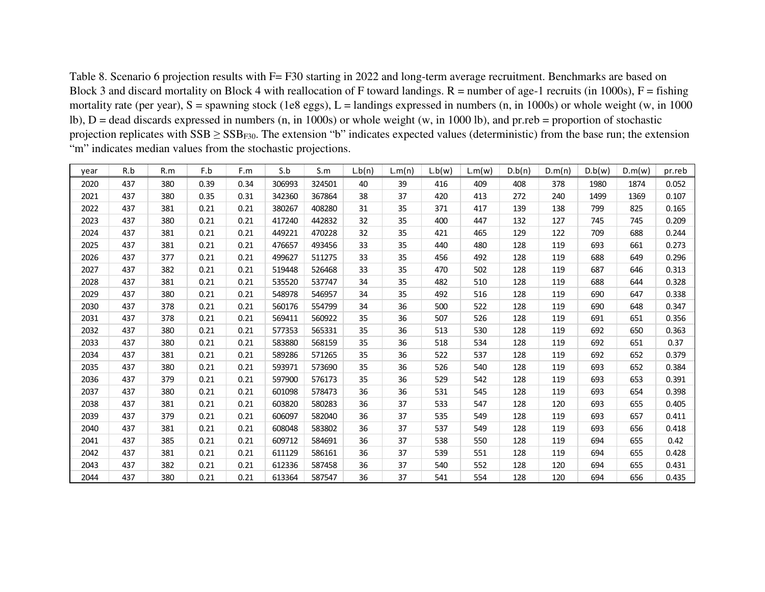Table 8. Scenario 6 projection results with F= F30 starting in 2022 and long-term average recruitment. Benchmarks are based on Block 3 and discard mortality on Block 4 with reallocation of F toward landings. R = number of age-1 recruits (in 1000s), F = fishing mortality rate (per year), S = spawning stock (1e8 eggs), L = landings expressed in numbers (n, in 1000s) or whole weight (w, in 1000 lb), D = dead discards expressed in numbers (n, in 1000s) or whole weight (w, in 1000 lb), and pr.reb = proportion of stochastic projection replicates with SSB ≥ $SSB_{F30}$. The extension "b" indicates expected values (deterministic) from the base run; the extension "m" indicates median values from the stochastic projections.

| year | R.b | R.m | F.b | F.m | S.b | S.m | L.b(n) | L.m(n) | L.b(w) | L.m(w) | D.b(n) | D.m(n) | D.b(w) | D.m(w) | pr.reb |
|---|---|---|---|---|---|---|---|---|---|---|---|---|---|---|---|
| 2020 | 437 | 380 | 0.39 | 0.34 | 306993 | 324501 | 40 | 39 | 416 | 409 | 408 | 378 | 1980 | 1874 | 0.052 |
| 2021 | 437 | 380 | 0.35 | 0.31 | 342360 | 367864 | 38 | 37 | 420 | 413 | 272 | 240 | 1499 | 1369 | 0.107 |
| 2022 | 437 | 381 | 0.21 | 0.21 | 380267 | 408280 | 31 | 35 | 371 | 417 | 139 | 138 | 799 | 825 | 0.165 |
| 2023 | 437 | 380 | 0.21 | 0.21 | 417240 | 442832 | 32 | 35 | 400 | 447 | 132 | 127 | 745 | 745 | 0.209 |
| 2024 | 437 | 381 | 0.21 | 0.21 | 449221 | 470228 | 32 | 35 | 421 | 465 | 129 | 122 | 709 | 688 | 0.244 |
| 2025 | 437 | 381 | 0.21 | 0.21 | 476657 | 493456 | 33 | 35 | 440 | 480 | 128 | 119 | 693 | 661 | 0.273 |
| 2026 | 437 | 377 | 0.21 | 0.21 | 499627 | 511275 | 33 | 35 | 456 | 492 | 128 | 119 | 688 | 649 | 0.296 |
| 2027 | 437 | 382 | 0.21 | 0.21 | 519448 | 526468 | 33 | 35 | 470 | 502 | 128 | 119 | 687 | 646 | 0.313 |
| 2028 | 437 | 381 | 0.21 | 0.21 | 535520 | 537747 | 34 | 35 | 482 | 510 | 128 | 119 | 688 | 644 | 0.328 |
| 2029 | 437 | 380 | 0.21 | 0.21 | 548978 | 546957 | 34 | 35 | 492 | 516 | 128 | 119 | 690 | 647 | 0.338 |
| 2030 | 437 | 378 | 0.21 | 0.21 | 560176 | 554799 | 34 | 36 | 500 | 522 | 128 | 119 | 690 | 648 | 0.347 |
| 2031 | 437 | 378 | 0.21 | 0.21 | 569411 | 560922 | 35 | 36 | 507 | 526 | 128 | 119 | 691 | 651 | 0.356 |
| 2032 | 437 | 380 | 0.21 | 0.21 | 577353 | 565331 | 35 | 36 | 513 | 530 | 128 | 119 | 692 | 650 | 0.363 |
| 2033 | 437 | 380 | 0.21 | 0.21 | 583880 | 568159 | 35 | 36 | 518 | 534 | 128 | 119 | 692 | 651 | 0.37 |
| 2034 | 437 | 381 | 0.21 | 0.21 | 589286 | 571265 | 35 | 36 | 522 | 537 | 128 | 119 | 692 | 652 | 0.379 |
| 2035 | 437 | 380 | 0.21 | 0.21 | 593971 | 573690 | 35 | 36 | 526 | 540 | 128 | 119 | 693 | 652 | 0.384 |
| 2036 | 437 | 379 | 0.21 | 0.21 | 597900 | 576173 | 35 | 36 | 529 | 542 | 128 | 119 | 693 | 653 | 0.391 |
| 2037 | 437 | 380 | 0.21 | 0.21 | 601098 | 578473 | 36 | 36 | 531 | 545 | 128 | 119 | 693 | 654 | 0.398 |
| 2038 | 437 | 381 | 0.21 | 0.21 | 603820 | 580283 | 36 | 37 | 533 | 547 | 128 | 120 | 693 | 655 | 0.405 |
| 2039 | 437 | 379 | 0.21 | 0.21 | 606097 | 582040 | 36 | 37 | 535 | 549 | 128 | 119 | 693 | 657 | 0.411 |
| 2040 | 437 | 381 | 0.21 | 0.21 | 608048 | 583802 | 36 | 37 | 537 | 549 | 128 | 119 | 693 | 656 | 0.418 |
| 2041 | 437 | 385 | 0.21 | 0.21 | 609712 | 584691 | 36 | 37 | 538 | 550 | 128 | 119 | 694 | 655 | 0.42 |
| 2042 | 437 | 381 | 0.21 | 0.21 | 611129 | 586161 | 36 | 37 | 539 | 551 | 128 | 119 | 694 | 655 | 0.428 |
| 2043 | 437 | 382 | 0.21 | 0.21 | 612336 | 587458 | 36 | 37 | 540 | 552 | 128 | 120 | 694 | 655 | 0.431 |
| 2044 | 437 | 380 | 0.21 | 0.21 | 613364 | 587547 | 36 | 37 | 541 | 554 | 128 | 120 | 694 | 656 | 0.435 |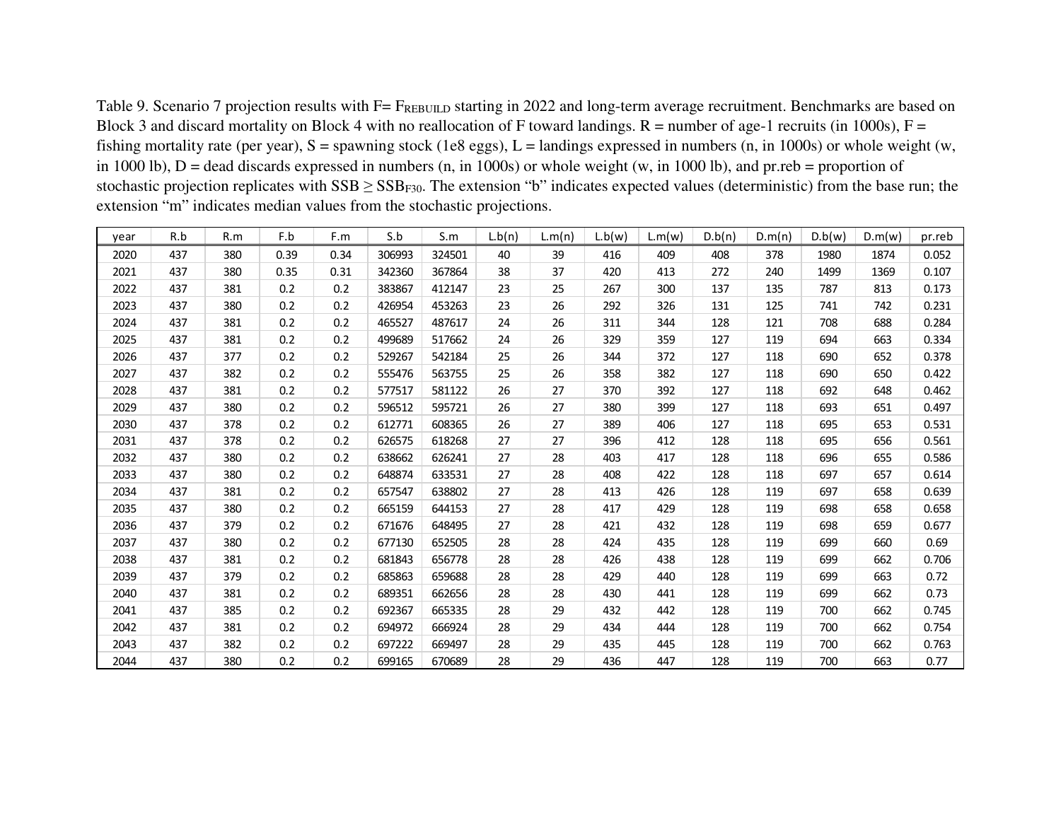Table 9. Scenario 7 projection results with F= $F_{REBUILD}$ starting in 2022 and long-term average recruitment. Benchmarks are based on Block 3 and discard mortality on Block 4 with no reallocation of F toward landings. R = number of age-1 recruits (in 1000s), F = fishing mortality rate (per year), S = spawning stock (1e8 eggs), L = landings expressed in numbers (n, in 1000s) or whole weight (w, in 1000 lb), D = dead discards expressed in numbers (n, in 1000s) or whole weight (w, in 1000 lb), and pr.reb = proportion of stochastic projection replicates with SSB ≥ $SSB_{F30}$. The extension "b" indicates expected values (deterministic) from the base run; the extension "m" indicates median values from the stochastic projections.

| year | R.b | R.m | F.b | F.m | S.b | S.m | L.b(n) | L.m(n) | L.b(w) | L.m(w) | D.b(n) | D.m(n) | D.b(w) | D.m(w) | pr.reb |
|---|---|---|---|---|---|---|---|---|---|---|---|---|---|---|---|
| 2020 | 437 | 380 | 0.39 | 0.34 | 306993 | 324501 | 40 | 39 | 416 | 409 | 408 | 378 | 1980 | 1874 | 0.052 |
| 2021 | 437 | 380 | 0.35 | 0.31 | 342360 | 367864 | 38 | 37 | 420 | 413 | 272 | 240 | 1499 | 1369 | 0.107 |
| 2022 | 437 | 381 | 0.2 | 0.2 | 383867 | 412147 | 23 | 25 | 267 | 300 | 137 | 135 | 787 | 813 | 0.173 |
| 2023 | 437 | 380 | 0.2 | 0.2 | 426954 | 453263 | 23 | 26 | 292 | 326 | 131 | 125 | 741 | 742 | 0.231 |
| 2024 | 437 | 381 | 0.2 | 0.2 | 465527 | 487617 | 24 | 26 | 311 | 344 | 128 | 121 | 708 | 688 | 0.284 |
| 2025 | 437 | 381 | 0.2 | 0.2 | 499689 | 517662 | 24 | 26 | 329 | 359 | 127 | 119 | 694 | 663 | 0.334 |
| 2026 | 437 | 377 | 0.2 | 0.2 | 529267 | 542184 | 25 | 26 | 344 | 372 | 127 | 118 | 690 | 652 | 0.378 |
| 2027 | 437 | 382 | 0.2 | 0.2 | 555476 | 563755 | 25 | 26 | 358 | 382 | 127 | 118 | 690 | 650 | 0.422 |
| 2028 | 437 | 381 | 0.2 | 0.2 | 577517 | 581122 | 26 | 27 | 370 | 392 | 127 | 118 | 692 | 648 | 0.462 |
| 2029 | 437 | 380 | 0.2 | 0.2 | 596512 | 595721 | 26 | 27 | 380 | 399 | 127 | 118 | 693 | 651 | 0.497 |
| 2030 | 437 | 378 | 0.2 | 0.2 | 612771 | 608365 | 26 | 27 | 389 | 406 | 127 | 118 | 695 | 653 | 0.531 |
| 2031 | 437 | 378 | 0.2 | 0.2 | 626575 | 618268 | 27 | 27 | 396 | 412 | 128 | 118 | 695 | 656 | 0.561 |
| 2032 | 437 | 380 | 0.2 | 0.2 | 638662 | 626241 | 27 | 28 | 403 | 417 | 128 | 118 | 696 | 655 | 0.586 |
| 2033 | 437 | 380 | 0.2 | 0.2 | 648874 | 633531 | 27 | 28 | 408 | 422 | 128 | 118 | 697 | 657 | 0.614 |
| 2034 | 437 | 381 | 0.2 | 0.2 | 657547 | 638802 | 27 | 28 | 413 | 426 | 128 | 119 | 697 | 658 | 0.639 |
| 2035 | 437 | 380 | 0.2 | 0.2 | 665159 | 644153 | 27 | 28 | 417 | 429 | 128 | 119 | 698 | 658 | 0.658 |
| 2036 | 437 | 379 | 0.2 | 0.2 | 671676 | 648495 | 27 | 28 | 421 | 432 | 128 | 119 | 698 | 659 | 0.677 |
| 2037 | 437 | 380 | 0.2 | 0.2 | 677130 | 652505 | 28 | 28 | 424 | 435 | 128 | 119 | 699 | 660 | 0.69 |
| 2038 | 437 | 381 | 0.2 | 0.2 | 681843 | 656778 | 28 | 28 | 426 | 438 | 128 | 119 | 699 | 662 | 0.706 |
| 2039 | 437 | 379 | 0.2 | 0.2 | 685863 | 659688 | 28 | 28 | 429 | 440 | 128 | 119 | 699 | 663 | 0.72 |
| 2040 | 437 | 381 | 0.2 | 0.2 | 689351 | 662656 | 28 | 28 | 430 | 441 | 128 | 119 | 699 | 662 | 0.73 |
| 2041 | 437 | 385 | 0.2 | 0.2 | 692367 | 665335 | 28 | 29 | 432 | 442 | 128 | 119 | 700 | 662 | 0.745 |
| 2042 | 437 | 381 | 0.2 | 0.2 | 694972 | 666924 | 28 | 29 | 434 | 444 | 128 | 119 | 700 | 662 | 0.754 |
| 2043 | 437 | 382 | 0.2 | 0.2 | 697222 | 669497 | 28 | 29 | 435 | 445 | 128 | 119 | 700 | 662 | 0.763 |
| 2044 | 437 | 380 | 0.2 | 0.2 | 699165 | 670689 | 28 | 29 | 436 | 447 | 128 | 119 | 700 | 663 | 0.77 |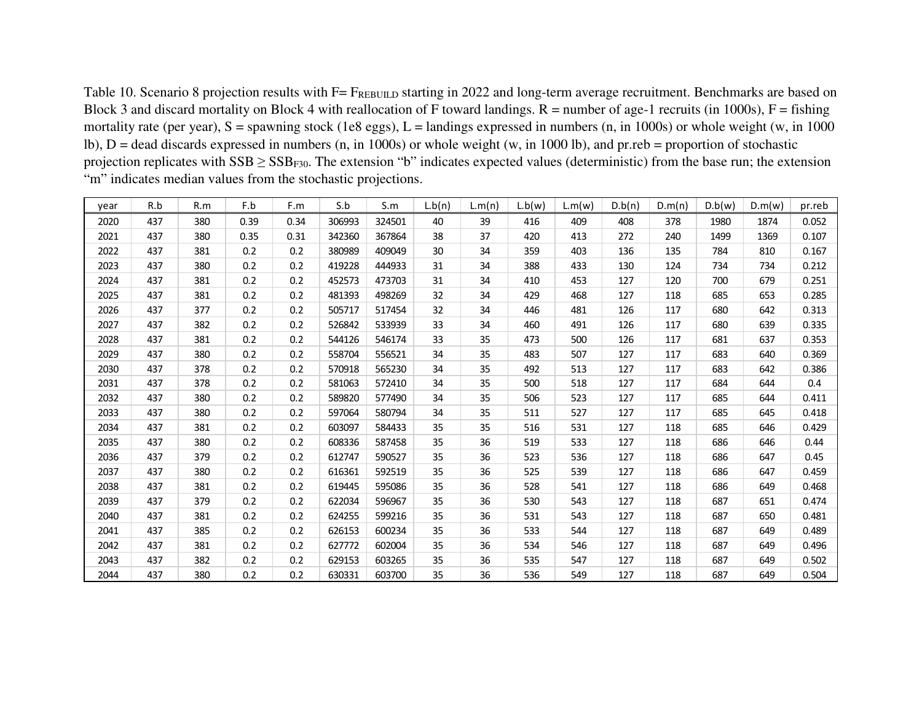Table 10. Scenario 8 projection results with F= $F_{REBUILD}$ starting in 2022 and long-term average recruitment. Benchmarks are based on Block 3 and discard mortality on Block 4 with reallocation of F toward landings. R = number of age-1 recruits (in 1000s), F = fishing mortality rate (per year), S = spawning stock (1e8 eggs), L = landings expressed in numbers (n, in 1000s) or whole weight (w, in 1000 lb), D = dead discards expressed in numbers (n, in 1000s) or whole weight (w, in 1000 lb), and pr.reb = proportion of stochastic projection replicates with SSB ≥ $SSB_{F30}$. The extension "b" indicates expected values (deterministic) from the base run; the extension "m" indicates median values from the stochastic projections.

| year | R.b | R.m | F.b | F.m | S.b | S.m | L.b(n) | L.m(n) | L.b(w) | L.m(w) | D.b(n) | D.m(n) | D.b(w) | D.m(w) | pr.reb |
|---|---|---|---|---|---|---|---|---|---|---|---|---|---|---|---|
| 2020 | 437 | 380 | 0.39 | 0.34 | 306993 | 324501 | 40 | 39 | 416 | 409 | 408 | 378 | 1980 | 1874 | 0.052 |
| 2021 | 437 | 380 | 0.35 | 0.31 | 342360 | 367864 | 38 | 37 | 420 | 413 | 272 | 240 | 1499 | 1369 | 0.107 |
| 2022 | 437 | 381 | 0.2 | 0.2 | 380989 | 409049 | 30 | 34 | 359 | 403 | 136 | 135 | 784 | 810 | 0.167 |
| 2023 | 437 | 380 | 0.2 | 0.2 | 419228 | 444933 | 31 | 34 | 388 | 433 | 130 | 124 | 734 | 734 | 0.212 |
| 2024 | 437 | 381 | 0.2 | 0.2 | 452573 | 473703 | 31 | 34 | 410 | 453 | 127 | 120 | 700 | 679 | 0.251 |
| 2025 | 437 | 381 | 0.2 | 0.2 | 481393 | 498269 | 32 | 34 | 429 | 468 | 127 | 118 | 685 | 653 | 0.285 |
| 2026 | 437 | 377 | 0.2 | 0.2 | 505717 | 517454 | 32 | 34 | 446 | 481 | 126 | 117 | 680 | 642 | 0.313 |
| 2027 | 437 | 382 | 0.2 | 0.2 | 526842 | 533939 | 33 | 34 | 460 | 491 | 126 | 117 | 680 | 639 | 0.335 |
| 2028 | 437 | 381 | 0.2 | 0.2 | 544126 | 546174 | 33 | 35 | 473 | 500 | 126 | 117 | 681 | 637 | 0.353 |
| 2029 | 437 | 380 | 0.2 | 0.2 | 558704 | 556521 | 34 | 35 | 483 | 507 | 127 | 117 | 683 | 640 | 0.369 |
| 2030 | 437 | 378 | 0.2 | 0.2 | 570918 | 565230 | 34 | 35 | 492 | 513 | 127 | 117 | 683 | 642 | 0.386 |
| 2031 | 437 | 378 | 0.2 | 0.2 | 581063 | 572410 | 34 | 35 | 500 | 518 | 127 | 117 | 684 | 644 | 0.4 |
| 2032 | 437 | 380 | 0.2 | 0.2 | 589820 | 577490 | 34 | 35 | 506 | 523 | 127 | 117 | 685 | 644 | 0.411 |
| 2033 | 437 | 380 | 0.2 | 0.2 | 597064 | 580794 | 34 | 35 | 511 | 527 | 127 | 117 | 685 | 645 | 0.418 |
| 2034 | 437 | 381 | 0.2 | 0.2 | 603097 | 584433 | 35 | 35 | 516 | 531 | 127 | 118 | 685 | 646 | 0.429 |
| 2035 | 437 | 380 | 0.2 | 0.2 | 608336 | 587458 | 35 | 36 | 519 | 533 | 127 | 118 | 686 | 646 | 0.44 |
| 2036 | 437 | 379 | 0.2 | 0.2 | 612747 | 590527 | 35 | 36 | 523 | 536 | 127 | 118 | 686 | 647 | 0.45 |
| 2037 | 437 | 380 | 0.2 | 0.2 | 616361 | 592519 | 35 | 36 | 525 | 539 | 127 | 118 | 686 | 647 | 0.459 |
| 2038 | 437 | 381 | 0.2 | 0.2 | 619445 | 595086 | 35 | 36 | 528 | 541 | 127 | 118 | 686 | 649 | 0.468 |
| 2039 | 437 | 379 | 0.2 | 0.2 | 622034 | 596967 | 35 | 36 | 530 | 543 | 127 | 118 | 687 | 651 | 0.474 |
| 2040 | 437 | 381 | 0.2 | 0.2 | 624255 | 599216 | 35 | 36 | 531 | 543 | 127 | 118 | 687 | 650 | 0.481 |
| 2041 | 437 | 385 | 0.2 | 0.2 | 626153 | 600234 | 35 | 36 | 533 | 544 | 127 | 118 | 687 | 649 | 0.489 |
| 2042 | 437 | 381 | 0.2 | 0.2 | 627772 | 602004 | 35 | 36 | 534 | 546 | 127 | 118 | 687 | 649 | 0.496 |
| 2043 | 437 | 382 | 0.2 | 0.2 | 629153 | 603265 | 35 | 36 | 535 | 547 | 127 | 118 | 687 | 649 | 0.502 |
| 2044 | 437 | 380 | 0.2 | 0.2 | 630331 | 603700 | 35 | 36 | 536 | 549 | 127 | 118 | 687 | 649 | 0.504 |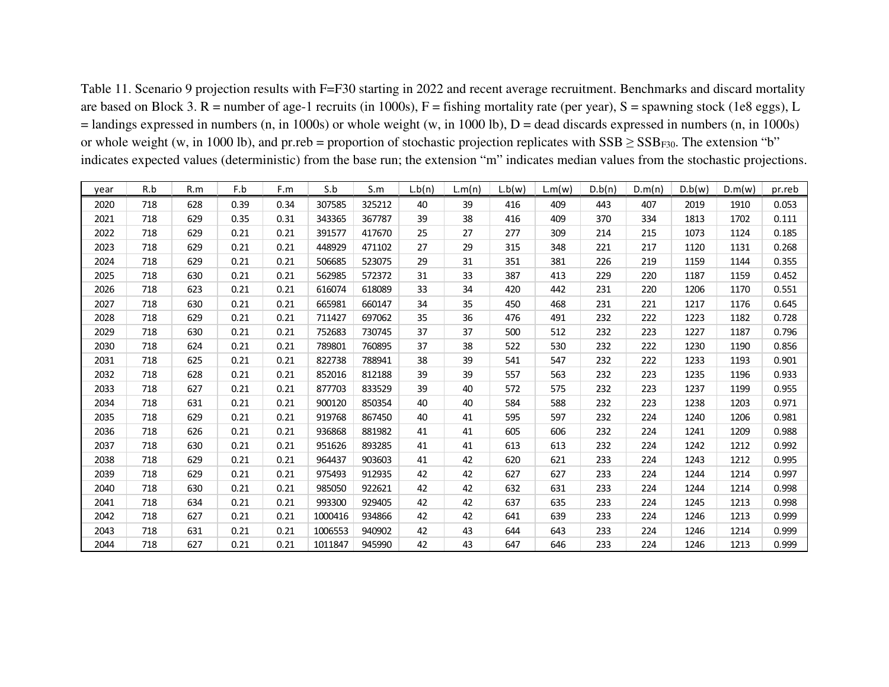Table 11. Scenario 9 projection results with F=F30 starting in 2022 and recent average recruitment. Benchmarks and discard mortality are based on Block 3. R = number of age-1 recruits (in 1000s), F = fishing mortality rate (per year), S = spawning stock (1e8 eggs), L = landings expressed in numbers (n, in 1000s) or whole weight (w, in 1000 lb), D = dead discards expressed in numbers (n, in 1000s) or whole weight (w, in 1000 lb), and pr.reb = proportion of stochastic projection replicates with SSB ≥ $SSB_{F30}$. The extension "b" indicates expected values (deterministic) from the base run; the extension "m" indicates median values from the stochastic projections.

| year | R.b | R.m | F.b | F.m | S.b | S.m | L.b(n) | L.m(n) | L.b(w) | L.m(w) | D.b(n) | D.m(n) | D.b(w) | D.m(w) | pr.reb |
|---|---|---|---|---|---|---|---|---|---|---|---|---|---|---|---|
| 2020 | 718 | 628 | 0.39 | 0.34 | 307585 | 325212 | 40 | 39 | 416 | 409 | 443 | 407 | 2019 | 1910 | 0.053 |
| 2021 | 718 | 629 | 0.35 | 0.31 | 343365 | 367787 | 39 | 38 | 416 | 409 | 370 | 334 | 1813 | 1702 | 0.111 |
| 2022 | 718 | 629 | 0.21 | 0.21 | 391577 | 417670 | 25 | 27 | 277 | 309 | 214 | 215 | 1073 | 1124 | 0.185 |
| 2023 | 718 | 629 | 0.21 | 0.21 | 448929 | 471102 | 27 | 29 | 315 | 348 | 221 | 217 | 1120 | 1131 | 0.268 |
| 2024 | 718 | 629 | 0.21 | 0.21 | 506685 | 523075 | 29 | 31 | 351 | 381 | 226 | 219 | 1159 | 1144 | 0.355 |
| 2025 | 718 | 630 | 0.21 | 0.21 | 562985 | 572372 | 31 | 33 | 387 | 413 | 229 | 220 | 1187 | 1159 | 0.452 |
| 2026 | 718 | 623 | 0.21 | 0.21 | 616074 | 618089 | 33 | 34 | 420 | 442 | 231 | 220 | 1206 | 1170 | 0.551 |
| 2027 | 718 | 630 | 0.21 | 0.21 | 665981 | 660147 | 34 | 35 | 450 | 468 | 231 | 221 | 1217 | 1176 | 0.645 |
| 2028 | 718 | 629 | 0.21 | 0.21 | 711427 | 697062 | 35 | 36 | 476 | 491 | 232 | 222 | 1223 | 1182 | 0.728 |
| 2029 | 718 | 630 | 0.21 | 0.21 | 752683 | 730745 | 37 | 37 | 500 | 512 | 232 | 223 | 1227 | 1187 | 0.796 |
| 2030 | 718 | 624 | 0.21 | 0.21 | 789801 | 760895 | 37 | 38 | 522 | 530 | 232 | 222 | 1230 | 1190 | 0.856 |
| 2031 | 718 | 625 | 0.21 | 0.21 | 822738 | 788941 | 38 | 39 | 541 | 547 | 232 | 222 | 1233 | 1193 | 0.901 |
| 2032 | 718 | 628 | 0.21 | 0.21 | 852016 | 812188 | 39 | 39 | 557 | 563 | 232 | 223 | 1235 | 1196 | 0.933 |
| 2033 | 718 | 627 | 0.21 | 0.21 | 877703 | 833529 | 39 | 40 | 572 | 575 | 232 | 223 | 1237 | 1199 | 0.955 |
| 2034 | 718 | 631 | 0.21 | 0.21 | 900120 | 850354 | 40 | 40 | 584 | 588 | 232 | 223 | 1238 | 1203 | 0.971 |
| 2035 | 718 | 629 | 0.21 | 0.21 | 919768 | 867450 | 40 | 41 | 595 | 597 | 232 | 224 | 1240 | 1206 | 0.981 |
| 2036 | 718 | 626 | 0.21 | 0.21 | 936868 | 881982 | 41 | 41 | 605 | 606 | 232 | 224 | 1241 | 1209 | 0.988 |
| 2037 | 718 | 630 | 0.21 | 0.21 | 951626 | 893285 | 41 | 41 | 613 | 613 | 232 | 224 | 1242 | 1212 | 0.992 |
| 2038 | 718 | 629 | 0.21 | 0.21 | 964437 | 903603 | 41 | 42 | 620 | 621 | 233 | 224 | 1243 | 1212 | 0.995 |
| 2039 | 718 | 629 | 0.21 | 0.21 | 975493 | 912935 | 42 | 42 | 627 | 627 | 233 | 224 | 1244 | 1214 | 0.997 |
| 2040 | 718 | 630 | 0.21 | 0.21 | 985050 | 922621 | 42 | 42 | 632 | 631 | 233 | 224 | 1244 | 1214 | 0.998 |
| 2041 | 718 | 634 | 0.21 | 0.21 | 993300 | 929405 | 42 | 42 | 637 | 635 | 233 | 224 | 1245 | 1213 | 0.998 |
| 2042 | 718 | 627 | 0.21 | 0.21 | 1000416 | 934866 | 42 | 42 | 641 | 639 | 233 | 224 | 1246 | 1213 | 0.999 |
| 2043 | 718 | 631 | 0.21 | 0.21 | 1006553 | 940902 | 42 | 43 | 644 | 643 | 233 | 224 | 1246 | 1214 | 0.999 |
| 2044 | 718 | 627 | 0.21 | 0.21 | 1011847 | 945990 | 42 | 43 | 647 | 646 | 233 | 224 | 1246 | 1213 | 0.999 |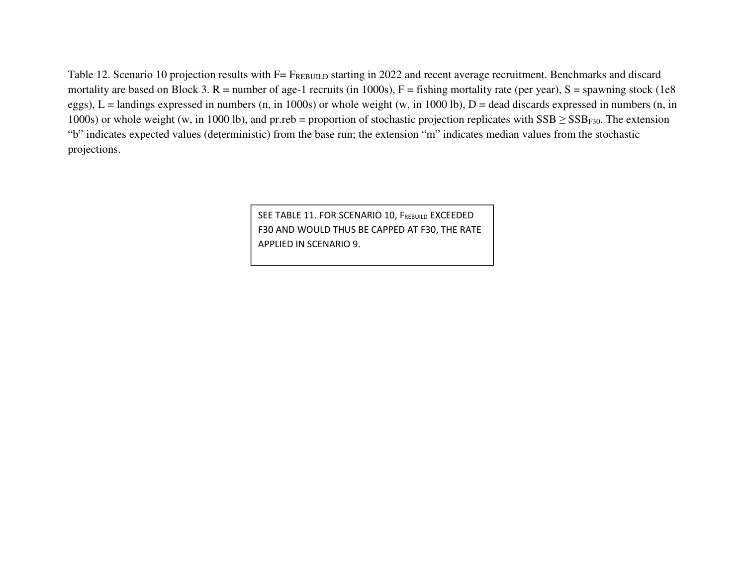Table 12. Scenario 10 projection results with F= $F_{REBUILD}$ starting in 2022 and recent average recruitment. Benchmarks and discard mortality are based on Block 3. R = number of age-1 recruits (in 1000s), F = fishing mortality rate (per year), S = spawning stock (1e8 eggs), L = landings expressed in numbers (n, in 1000s) or whole weight (w, in 1000 lb), D = dead discards expressed in numbers (n, in 1000s) or whole weight (w, in 1000 lb), and pr.reb = proportion of stochastic projection replicates with SSB ≥ $SSB_{F30}$. The extension "b" indicates expected values (deterministic) from the base run; the extension "m" indicates median values from the stochastic projections.

SEE TABLE 11. FOR SCENARIO 10, $F_{REBUILD}$ EXCEEDED F30 AND WOULD THUS BE CAPPED AT F30, THE RATE APPLIED IN SCENARIO 9.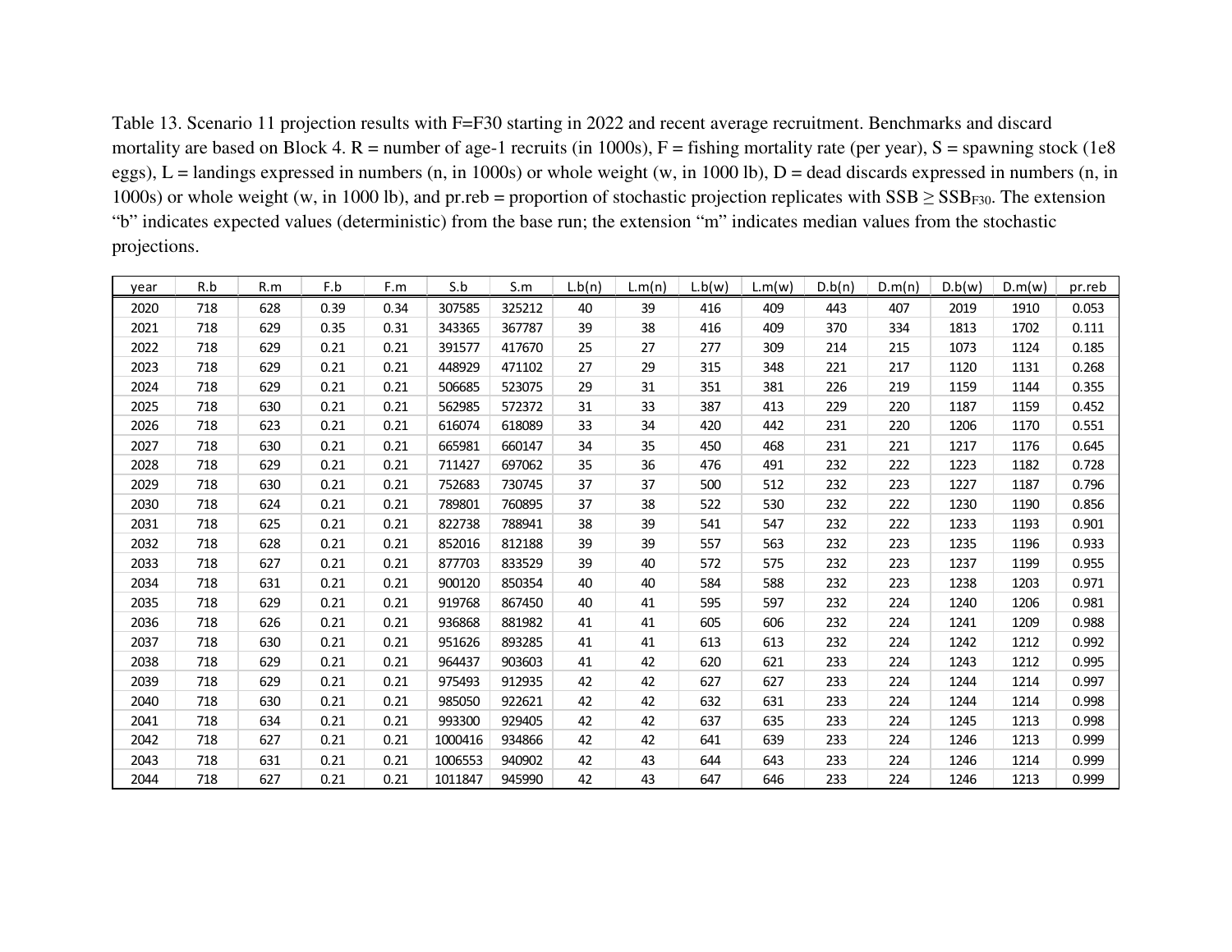Table 13. Scenario 11 projection results with F=F30 starting in 2022 and recent average recruitment. Benchmarks and discard mortality are based on Block 4. R = number of age-1 recruits (in 1000s), F = fishing mortality rate (per year), S = spawning stock (1e8 eggs), L = landings expressed in numbers (n, in 1000s) or whole weight (w, in 1000 lb), D = dead discards expressed in numbers (n, in 1000s) or whole weight (w, in 1000 lb), and pr.reb = proportion of stochastic projection replicates with SSB ≥ $SSB_{F30}$. The extension "b" indicates expected values (deterministic) from the base run; the extension "m" indicates median values from the stochastic projections.

| year | R.b | R.m | F.b | F.m | S.b | S.m | L.b(n) | L.m(n) | L.b(w) | L.m(w) | D.b(n) | D.m(n) | D.b(w) | D.m(w) | pr.reb |
|---|---|---|---|---|---|---|---|---|---|---|---|---|---|---|---|
| 2020 | 718 | 628 | 0.39 | 0.34 | 307585 | 325212 | 40 | 39 | 416 | 409 | 443 | 407 | 2019 | 1910 | 0.053 |
| 2021 | 718 | 629 | 0.35 | 0.31 | 343365 | 367787 | 39 | 38 | 416 | 409 | 370 | 334 | 1813 | 1702 | 0.111 |
| 2022 | 718 | 629 | 0.21 | 0.21 | 391577 | 417670 | 25 | 27 | 277 | 309 | 214 | 215 | 1073 | 1124 | 0.185 |
| 2023 | 718 | 629 | 0.21 | 0.21 | 448929 | 471102 | 27 | 29 | 315 | 348 | 221 | 217 | 1120 | 1131 | 0.268 |
| 2024 | 718 | 629 | 0.21 | 0.21 | 506685 | 523075 | 29 | 31 | 351 | 381 | 226 | 219 | 1159 | 1144 | 0.355 |
| 2025 | 718 | 630 | 0.21 | 0.21 | 562985 | 572372 | 31 | 33 | 387 | 413 | 229 | 220 | 1187 | 1159 | 0.452 |
| 2026 | 718 | 623 | 0.21 | 0.21 | 616074 | 618089 | 33 | 34 | 420 | 442 | 231 | 220 | 1206 | 1170 | 0.551 |
| 2027 | 718 | 630 | 0.21 | 0.21 | 665981 | 660147 | 34 | 35 | 450 | 468 | 231 | 221 | 1217 | 1176 | 0.645 |
| 2028 | 718 | 629 | 0.21 | 0.21 | 711427 | 697062 | 35 | 36 | 476 | 491 | 232 | 222 | 1223 | 1182 | 0.728 |
| 2029 | 718 | 630 | 0.21 | 0.21 | 752683 | 730745 | 37 | 37 | 500 | 512 | 232 | 223 | 1227 | 1187 | 0.796 |
| 2030 | 718 | 624 | 0.21 | 0.21 | 789801 | 760895 | 37 | 38 | 522 | 530 | 232 | 222 | 1230 | 1190 | 0.856 |
| 2031 | 718 | 625 | 0.21 | 0.21 | 822738 | 788941 | 38 | 39 | 541 | 547 | 232 | 222 | 1233 | 1193 | 0.901 |
| 2032 | 718 | 628 | 0.21 | 0.21 | 852016 | 812188 | 39 | 39 | 557 | 563 | 232 | 223 | 1235 | 1196 | 0.933 |
| 2033 | 718 | 627 | 0.21 | 0.21 | 877703 | 833529 | 39 | 40 | 572 | 575 | 232 | 223 | 1237 | 1199 | 0.955 |
| 2034 | 718 | 631 | 0.21 | 0.21 | 900120 | 850354 | 40 | 40 | 584 | 588 | 232 | 223 | 1238 | 1203 | 0.971 |
| 2035 | 718 | 629 | 0.21 | 0.21 | 919768 | 867450 | 40 | 41 | 595 | 597 | 232 | 224 | 1240 | 1206 | 0.981 |
| 2036 | 718 | 626 | 0.21 | 0.21 | 936868 | 881982 | 41 | 41 | 605 | 606 | 232 | 224 | 1241 | 1209 | 0.988 |
| 2037 | 718 | 630 | 0.21 | 0.21 | 951626 | 893285 | 41 | 41 | 613 | 613 | 232 | 224 | 1242 | 1212 | 0.992 |
| 2038 | 718 | 629 | 0.21 | 0.21 | 964437 | 903603 | 41 | 42 | 620 | 621 | 233 | 224 | 1243 | 1212 | 0.995 |
| 2039 | 718 | 629 | 0.21 | 0.21 | 975493 | 912935 | 42 | 42 | 627 | 627 | 233 | 224 | 1244 | 1214 | 0.997 |
| 2040 | 718 | 630 | 0.21 | 0.21 | 985050 | 922621 | 42 | 42 | 632 | 631 | 233 | 224 | 1244 | 1214 | 0.998 |
| 2041 | 718 | 634 | 0.21 | 0.21 | 993300 | 929405 | 42 | 42 | 637 | 635 | 233 | 224 | 1245 | 1213 | 0.998 |
| 2042 | 718 | 627 | 0.21 | 0.21 | 1000416 | 934866 | 42 | 42 | 641 | 639 | 233 | 224 | 1246 | 1213 | 0.999 |
| 2043 | 718 | 631 | 0.21 | 0.21 | 1006553 | 940902 | 42 | 43 | 644 | 643 | 233 | 224 | 1246 | 1214 | 0.999 |
| 2044 | 718 | 627 | 0.21 | 0.21 | 1011847 | 945990 | 42 | 43 | 647 | 646 | 233 | 224 | 1246 | 1213 | 0.999 |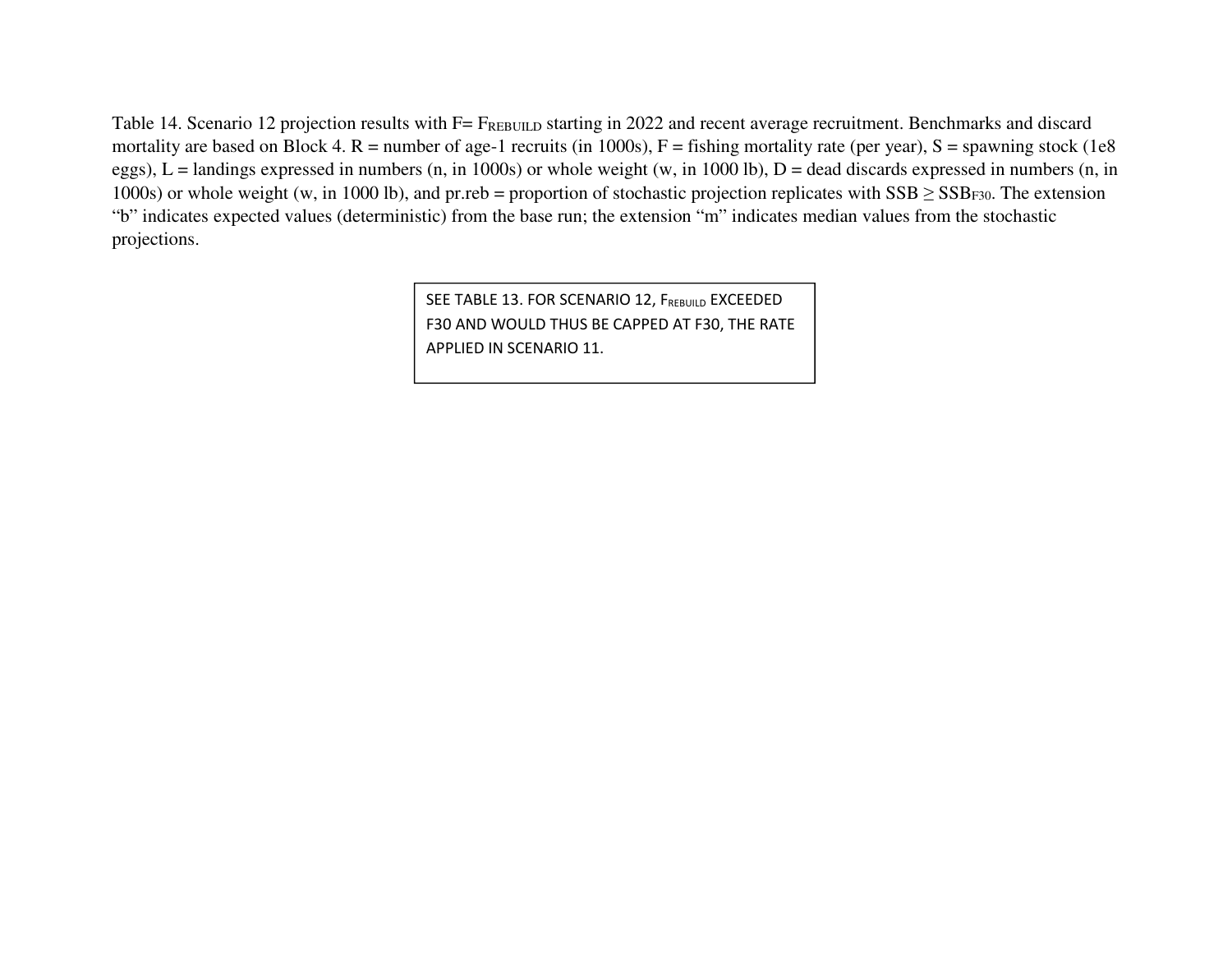Table 14. Scenario 12 projection results with F= $F_{REBUILD}$ starting in 2022 and recent average recruitment. Benchmarks and discard mortality are based on Block 4. R = number of age-1 recruits (in 1000s), F = fishing mortality rate (per year), S = spawning stock (1e8 eggs), L = landings expressed in numbers (n, in 1000s) or whole weight (w, in 1000 lb), D = dead discards expressed in numbers (n, in 1000s) or whole weight (w, in 1000 lb), and pr.reb = proportion of stochastic projection replicates with SSB ≥ $SSB_{F30}$. The extension "b" indicates expected values (deterministic) from the base run; the extension "m" indicates median values from the stochastic projections.

SEE TABLE 13. FOR SCENARIO 12, $F_{REBUILD}$ EXCEEDED F30 AND WOULD THUS BE CAPPED AT F30, THE RATE APPLIED IN SCENARIO 11.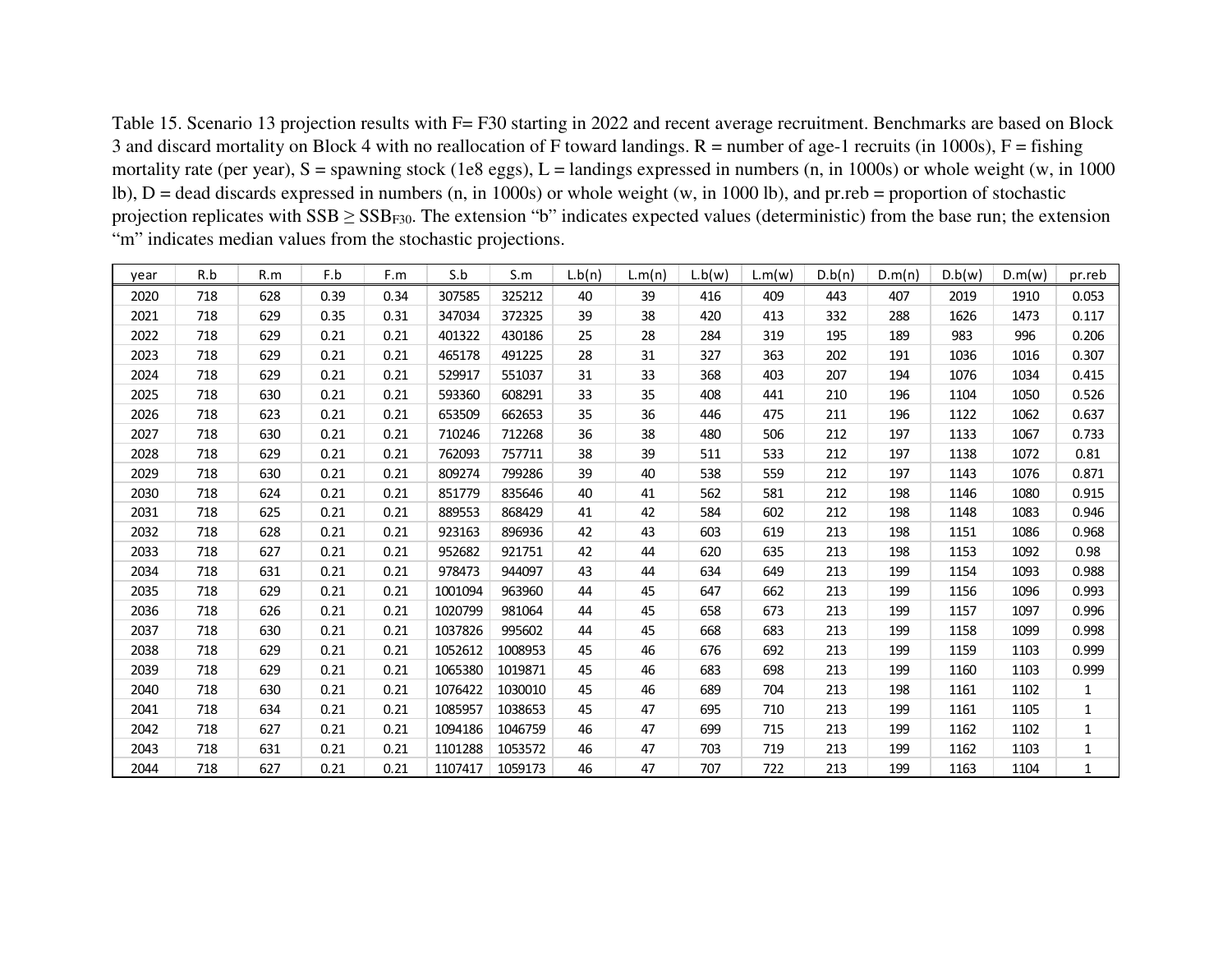Table 15. Scenario 13 projection results with F= F30 starting in 2022 and recent average recruitment. Benchmarks are based on Block 3 and discard mortality on Block 4 with no reallocation of F toward landings. R = number of age-1 recruits (in 1000s), F = fishing mortality rate (per year), S = spawning stock (1e8 eggs), L = landings expressed in numbers (n, in 1000s) or whole weight (w, in 1000 lb), D = dead discards expressed in numbers (n, in 1000s) or whole weight (w, in 1000 lb), and pr.reb = proportion of stochastic projection replicates with SSB ≥ $SSB_{F30}$. The extension "b" indicates expected values (deterministic) from the base run; the extension "m" indicates median values from the stochastic projections.

| year | R.b | R.m | F.b | F.m | S.b | S.m | L.b(n) | L.m(n) | L.b(w) | L.m(w) | D.b(n) | D.m(n) | D.b(w) | D.m(w) | pr.reb |
|---|---|---|---|---|---|---|---|---|---|---|---|---|---|---|---|
| 2020 | 718 | 628 | 0.39 | 0.34 | 307585 | 325212 | 40 | 39 | 416 | 409 | 443 | 407 | 2019 | 1910 | 0.053 |
| 2021 | 718 | 629 | 0.35 | 0.31 | 347034 | 372325 | 39 | 38 | 420 | 413 | 332 | 288 | 1626 | 1473 | 0.117 |
| 2022 | 718 | 629 | 0.21 | 0.21 | 401322 | 430186 | 25 | 28 | 284 | 319 | 195 | 189 | 983 | 996 | 0.206 |
| 2023 | 718 | 629 | 0.21 | 0.21 | 465178 | 491225 | 28 | 31 | 327 | 363 | 202 | 191 | 1036 | 1016 | 0.307 |
| 2024 | 718 | 629 | 0.21 | 0.21 | 529917 | 551037 | 31 | 33 | 368 | 403 | 207 | 194 | 1076 | 1034 | 0.415 |
| 2025 | 718 | 630 | 0.21 | 0.21 | 593360 | 608291 | 33 | 35 | 408 | 441 | 210 | 196 | 1104 | 1050 | 0.526 |
| 2026 | 718 | 623 | 0.21 | 0.21 | 653509 | 662653 | 35 | 36 | 446 | 475 | 211 | 196 | 1122 | 1062 | 0.637 |
| 2027 | 718 | 630 | 0.21 | 0.21 | 710246 | 712268 | 36 | 38 | 480 | 506 | 212 | 197 | 1133 | 1067 | 0.733 |
| 2028 | 718 | 629 | 0.21 | 0.21 | 762093 | 757711 | 38 | 39 | 511 | 533 | 212 | 197 | 1138 | 1072 | 0.81 |
| 2029 | 718 | 630 | 0.21 | 0.21 | 809274 | 799286 | 39 | 40 | 538 | 559 | 212 | 197 | 1143 | 1076 | 0.871 |
| 2030 | 718 | 624 | 0.21 | 0.21 | 851779 | 835646 | 40 | 41 | 562 | 581 | 212 | 198 | 1146 | 1080 | 0.915 |
| 2031 | 718 | 625 | 0.21 | 0.21 | 889553 | 868429 | 41 | 42 | 584 | 602 | 212 | 198 | 1148 | 1083 | 0.946 |
| 2032 | 718 | 628 | 0.21 | 0.21 | 923163 | 896936 | 42 | 43 | 603 | 619 | 213 | 198 | 1151 | 1086 | 0.968 |
| 2033 | 718 | 627 | 0.21 | 0.21 | 952682 | 921751 | 42 | 44 | 620 | 635 | 213 | 198 | 1153 | 1092 | 0.98 |
| 2034 | 718 | 631 | 0.21 | 0.21 | 978473 | 944097 | 43 | 44 | 634 | 649 | 213 | 199 | 1154 | 1093 | 0.988 |
| 2035 | 718 | 629 | 0.21 | 0.21 | 1001094 | 963960 | 44 | 45 | 647 | 662 | 213 | 199 | 1156 | 1096 | 0.993 |
| 2036 | 718 | 626 | 0.21 | 0.21 | 1020799 | 981064 | 44 | 45 | 658 | 673 | 213 | 199 | 1157 | 1097 | 0.996 |
| 2037 | 718 | 630 | 0.21 | 0.21 | 1037826 | 995602 | 44 | 45 | 668 | 683 | 213 | 199 | 1158 | 1099 | 0.998 |
| 2038 | 718 | 629 | 0.21 | 0.21 | 1052612 | 1008953 | 45 | 46 | 676 | 692 | 213 | 199 | 1159 | 1103 | 0.999 |
| 2039 | 718 | 629 | 0.21 | 0.21 | 1065380 | 1019871 | 45 | 46 | 683 | 698 | 213 | 199 | 1160 | 1103 | 0.999 |
| 2040 | 718 | 630 | 0.21 | 0.21 | 1076422 | 1030010 | 45 | 46 | 689 | 704 | 213 | 198 | 1161 | 1102 | 1 |
| 2041 | 718 | 634 | 0.21 | 0.21 | 1085957 | 1038653 | 45 | 47 | 695 | 710 | 213 | 199 | 1161 | 1105 | 1 |
| 2042 | 718 | 627 | 0.21 | 0.21 | 1094186 | 1046759 | 46 | 47 | 699 | 715 | 213 | 199 | 1162 | 1102 | 1 |
| 2043 | 718 | 631 | 0.21 | 0.21 | 1101288 | 1053572 | 46 | 47 | 703 | 719 | 213 | 199 | 1162 | 1103 | 1 |
| 2044 | 718 | 627 | 0.21 | 0.21 | 1107417 | 1059173 | 46 | 47 | 707 | 722 | 213 | 199 | 1163 | 1104 | 1 |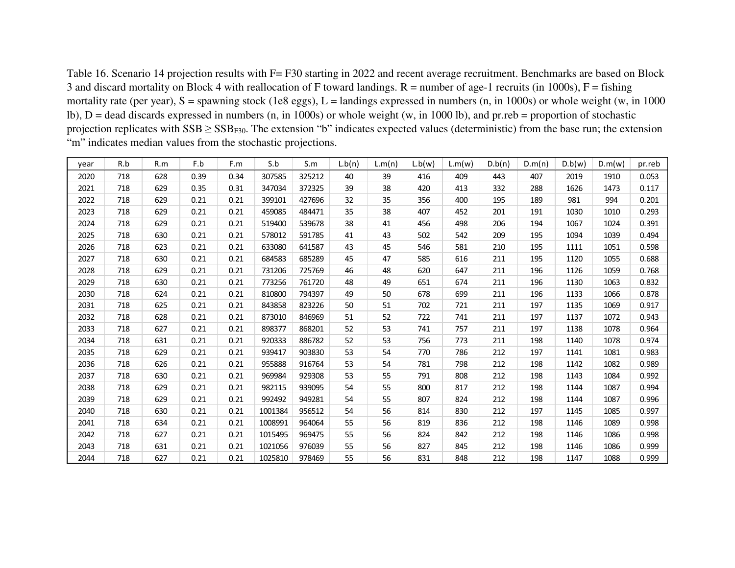Table 16. Scenario 14 projection results with F= F30 starting in 2022 and recent average recruitment. Benchmarks are based on Block 3 and discard mortality on Block 4 with reallocation of F toward landings. R = number of age-1 recruits (in 1000s), F = fishing mortality rate (per year), S = spawning stock (1e8 eggs), L = landings expressed in numbers (n, in 1000s) or whole weight (w, in 1000 lb), D = dead discards expressed in numbers (n, in 1000s) or whole weight (w, in 1000 lb), and pr.reb = proportion of stochastic projection replicates with SSB ≥ $SSB_{F30}$. The extension "b" indicates expected values (deterministic) from the base run; the extension "m" indicates median values from the stochastic projections.

| year | R.b | R.m | F.b | F.m | S.b | S.m | L.b(n) | L.m(n) | L.b(w) | L.m(w) | D.b(n) | D.m(n) | D.b(w) | D.m(w) | pr.reb |
|---|---|---|---|---|---|---|---|---|---|---|---|---|---|---|---|
| 2020 | 718 | 628 | 0.39 | 0.34 | 307585 | 325212 | 40 | 39 | 416 | 409 | 443 | 407 | 2019 | 1910 | 0.053 |
| 2021 | 718 | 629 | 0.35 | 0.31 | 347034 | 372325 | 39 | 38 | 420 | 413 | 332 | 288 | 1626 | 1473 | 0.117 |
| 2022 | 718 | 629 | 0.21 | 0.21 | 399101 | 427696 | 32 | 35 | 356 | 400 | 195 | 189 | 981 | 994 | 0.201 |
| 2023 | 718 | 629 | 0.21 | 0.21 | 459085 | 484471 | 35 | 38 | 407 | 452 | 201 | 191 | 1030 | 1010 | 0.293 |
| 2024 | 718 | 629 | 0.21 | 0.21 | 519400 | 539678 | 38 | 41 | 456 | 498 | 206 | 194 | 1067 | 1024 | 0.391 |
| 2025 | 718 | 630 | 0.21 | 0.21 | 578012 | 591785 | 41 | 43 | 502 | 542 | 209 | 195 | 1094 | 1039 | 0.494 |
| 2026 | 718 | 623 | 0.21 | 0.21 | 633080 | 641587 | 43 | 45 | 546 | 581 | 210 | 195 | 1111 | 1051 | 0.598 |
| 2027 | 718 | 630 | 0.21 | 0.21 | 684583 | 685289 | 45 | 47 | 585 | 616 | 211 | 195 | 1120 | 1055 | 0.688 |
| 2028 | 718 | 629 | 0.21 | 0.21 | 731206 | 725769 | 46 | 48 | 620 | 647 | 211 | 196 | 1126 | 1059 | 0.768 |
| 2029 | 718 | 630 | 0.21 | 0.21 | 773256 | 761720 | 48 | 49 | 651 | 674 | 211 | 196 | 1130 | 1063 | 0.832 |
| 2030 | 718 | 624 | 0.21 | 0.21 | 810800 | 794397 | 49 | 50 | 678 | 699 | 211 | 196 | 1133 | 1066 | 0.878 |
| 2031 | 718 | 625 | 0.21 | 0.21 | 843858 | 823226 | 50 | 51 | 702 | 721 | 211 | 197 | 1135 | 1069 | 0.917 |
| 2032 | 718 | 628 | 0.21 | 0.21 | 873010 | 846969 | 51 | 52 | 722 | 741 | 211 | 197 | 1137 | 1072 | 0.943 |
| 2033 | 718 | 627 | 0.21 | 0.21 | 898377 | 868201 | 52 | 53 | 741 | 757 | 211 | 197 | 1138 | 1078 | 0.964 |
| 2034 | 718 | 631 | 0.21 | 0.21 | 920333 | 886782 | 52 | 53 | 756 | 773 | 211 | 198 | 1140 | 1078 | 0.974 |
| 2035 | 718 | 629 | 0.21 | 0.21 | 939417 | 903830 | 53 | 54 | 770 | 786 | 212 | 197 | 1141 | 1081 | 0.983 |
| 2036 | 718 | 626 | 0.21 | 0.21 | 955888 | 916764 | 53 | 54 | 781 | 798 | 212 | 198 | 1142 | 1082 | 0.989 |
| 2037 | 718 | 630 | 0.21 | 0.21 | 969984 | 929308 | 53 | 55 | 791 | 808 | 212 | 198 | 1143 | 1084 | 0.992 |
| 2038 | 718 | 629 | 0.21 | 0.21 | 982115 | 939095 | 54 | 55 | 800 | 817 | 212 | 198 | 1144 | 1087 | 0.994 |
| 2039 | 718 | 629 | 0.21 | 0.21 | 992492 | 949281 | 54 | 55 | 807 | 824 | 212 | 198 | 1144 | 1087 | 0.996 |
| 2040 | 718 | 630 | 0.21 | 0.21 | 1001384 | 956512 | 54 | 56 | 814 | 830 | 212 | 197 | 1145 | 1085 | 0.997 |
| 2041 | 718 | 634 | 0.21 | 0.21 | 1008991 | 964064 | 55 | 56 | 819 | 836 | 212 | 198 | 1146 | 1089 | 0.998 |
| 2042 | 718 | 627 | 0.21 | 0.21 | 1015495 | 969475 | 55 | 56 | 824 | 842 | 212 | 198 | 1146 | 1086 | 0.998 |
| 2043 | 718 | 631 | 0.21 | 0.21 | 1021056 | 976039 | 55 | 56 | 827 | 845 | 212 | 198 | 1146 | 1086 | 0.999 |
| 2044 | 718 | 627 | 0.21 | 0.21 | 1025810 | 978469 | 55 | 56 | 831 | 848 | 212 | 198 | 1147 | 1088 | 0.999 |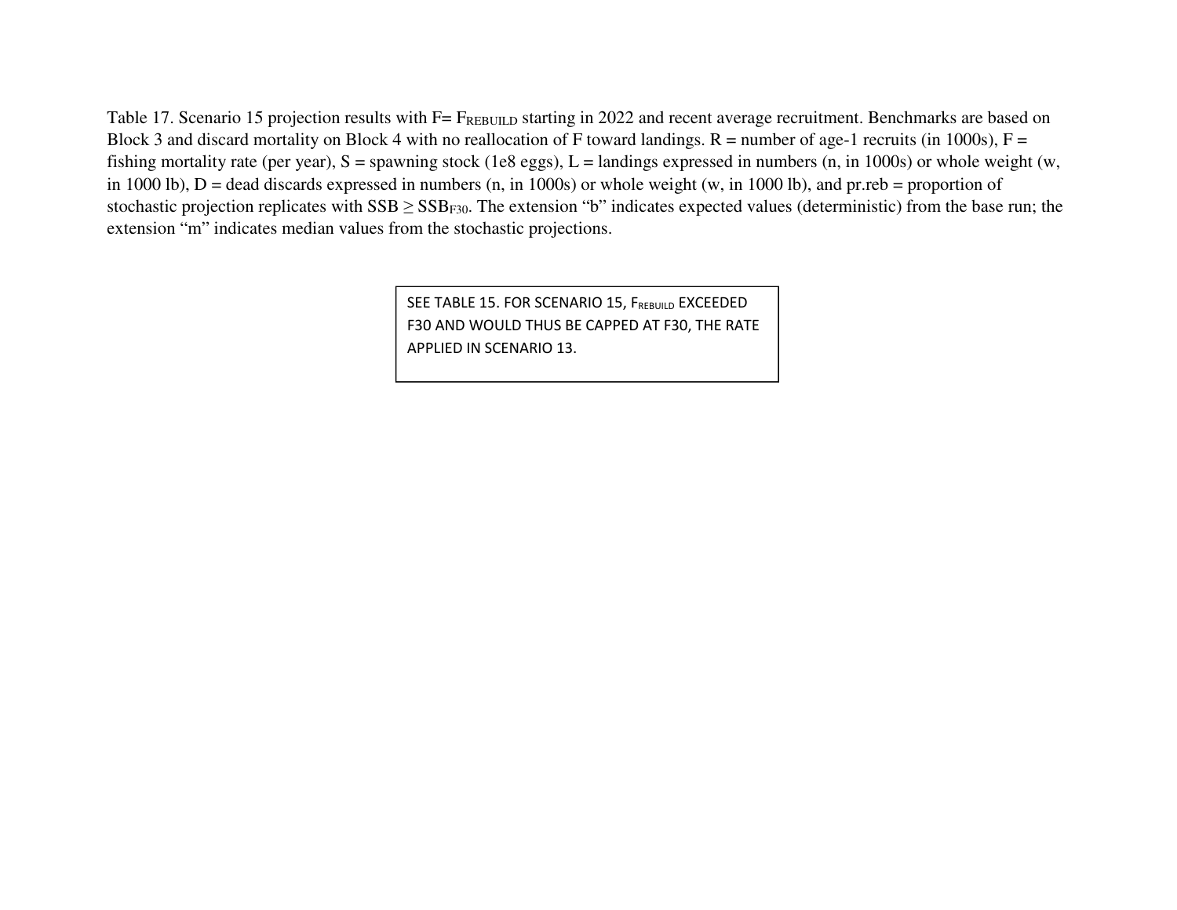Table 17. Scenario 15 projection results with F= $F_{REBUILD}$ starting in 2022 and recent average recruitment. Benchmarks are based on Block 3 and discard mortality on Block 4 with no reallocation of F toward landings. R = number of age-1 recruits (in 1000s), F = fishing mortality rate (per year), S = spawning stock (1e8 eggs), L = landings expressed in numbers (n, in 1000s) or whole weight (w, in 1000 lb), D = dead discards expressed in numbers (n, in 1000s) or whole weight (w, in 1000 lb), and pr.reb = proportion of stochastic projection replicates with SSB ≥ $SSB_{F30}$. The extension “b” indicates expected values (deterministic) from the base run; the extension “m” indicates median values from the stochastic projections.

SEE TABLE 15. FOR SCENARIO 15, $F_{REBUILD}$ EXCEEDED F30 AND WOULD THUS BE CAPPED AT F30, THE RATE APPLIED IN SCENARIO 13.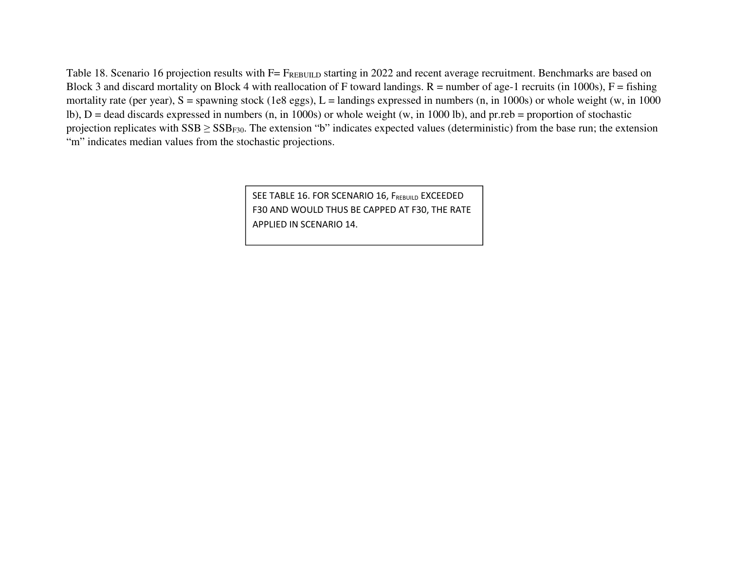Table 18. Scenario 16 projection results with F= $F_{REBUILD}$ starting in 2022 and recent average recruitment. Benchmarks are based on Block 3 and discard mortality on Block 4 with reallocation of F toward landings. R = number of age-1 recruits (in 1000s), F = fishing mortality rate (per year), S = spawning stock (1e8 eggs), L = landings expressed in numbers (n, in 1000s) or whole weight (w, in 1000 lb), D = dead discards expressed in numbers (n, in 1000s) or whole weight (w, in 1000 lb), and pr.reb = proportion of stochastic projection replicates with SSB ≥ $SSB_{F30}$. The extension "b" indicates expected values (deterministic) from the base run; the extension "m" indicates median values from the stochastic projections.

SEE TABLE 16. FOR SCENARIO 16, $F_{REBUILD}$ EXCEEDED F30 AND WOULD THUS BE CAPPED AT F30, THE RATE APPLIED IN SCENARIO 14.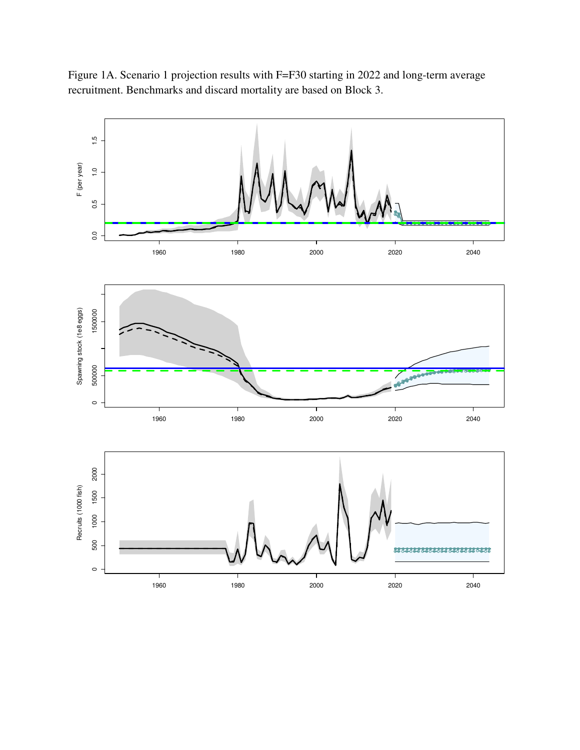Figure 1A. Scenario 1 projection results with F=F30 starting in 2022 and long-term average recruitment. Benchmarks and discard mortality are based on Block 3.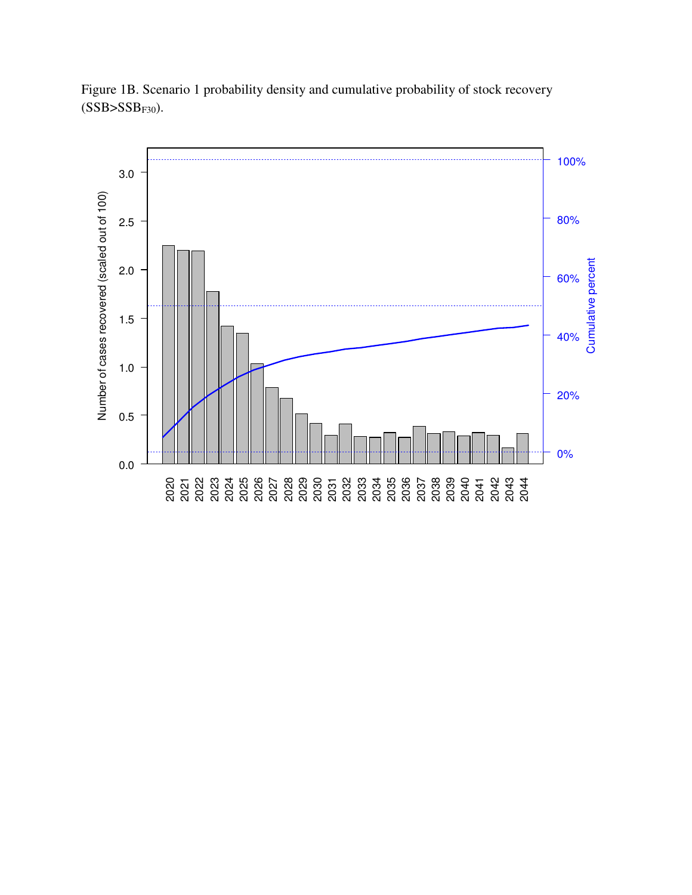Figure 1B. Scenario 1 probability density and cumulative probability of stock recovery ($SSB > SSB_{F30}$).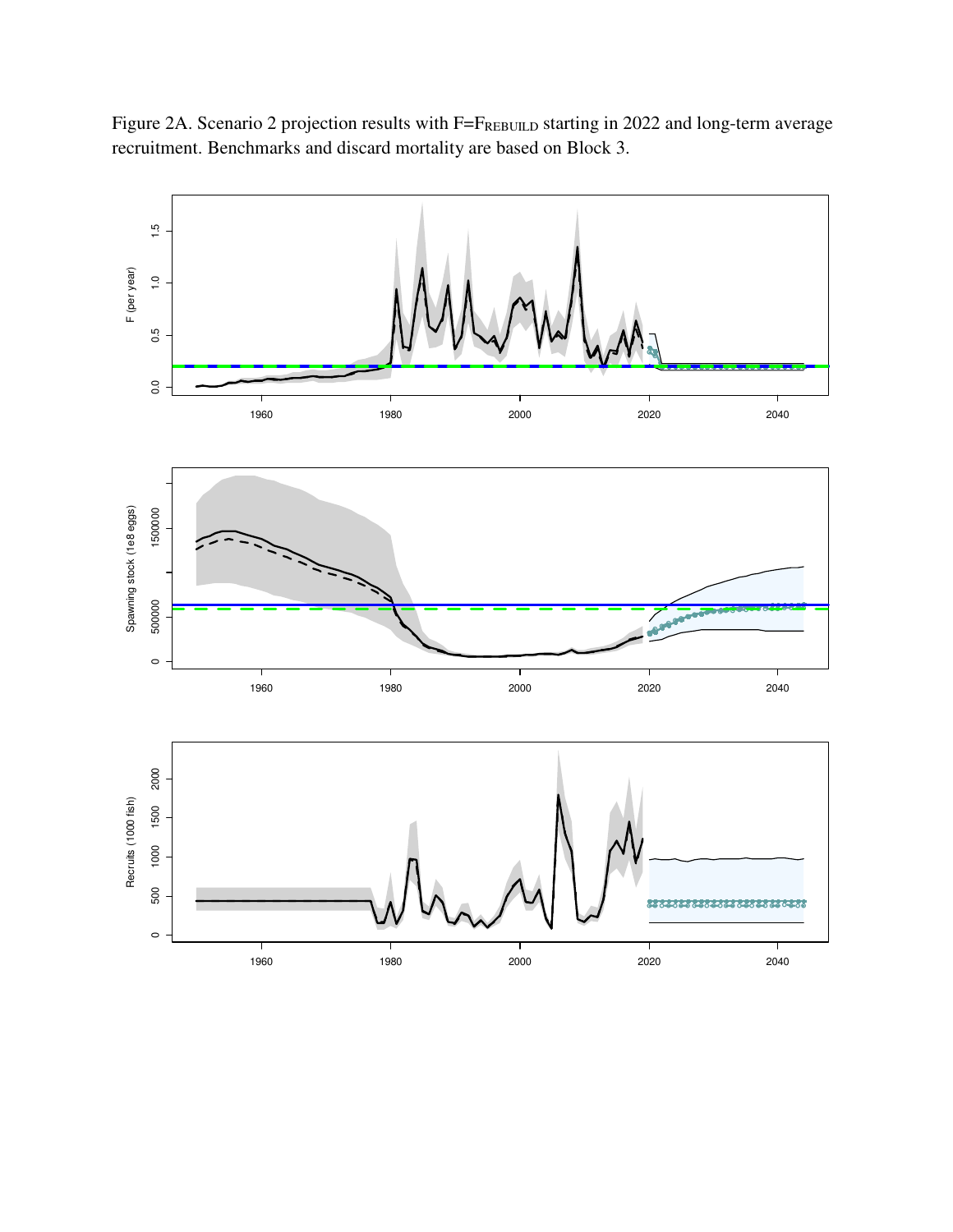Figure 2A. Scenario 2 projection results with $F=F_{REBUILD}$ starting in 2022 and long-term average recruitment. Benchmarks and discard mortality are based on Block 3.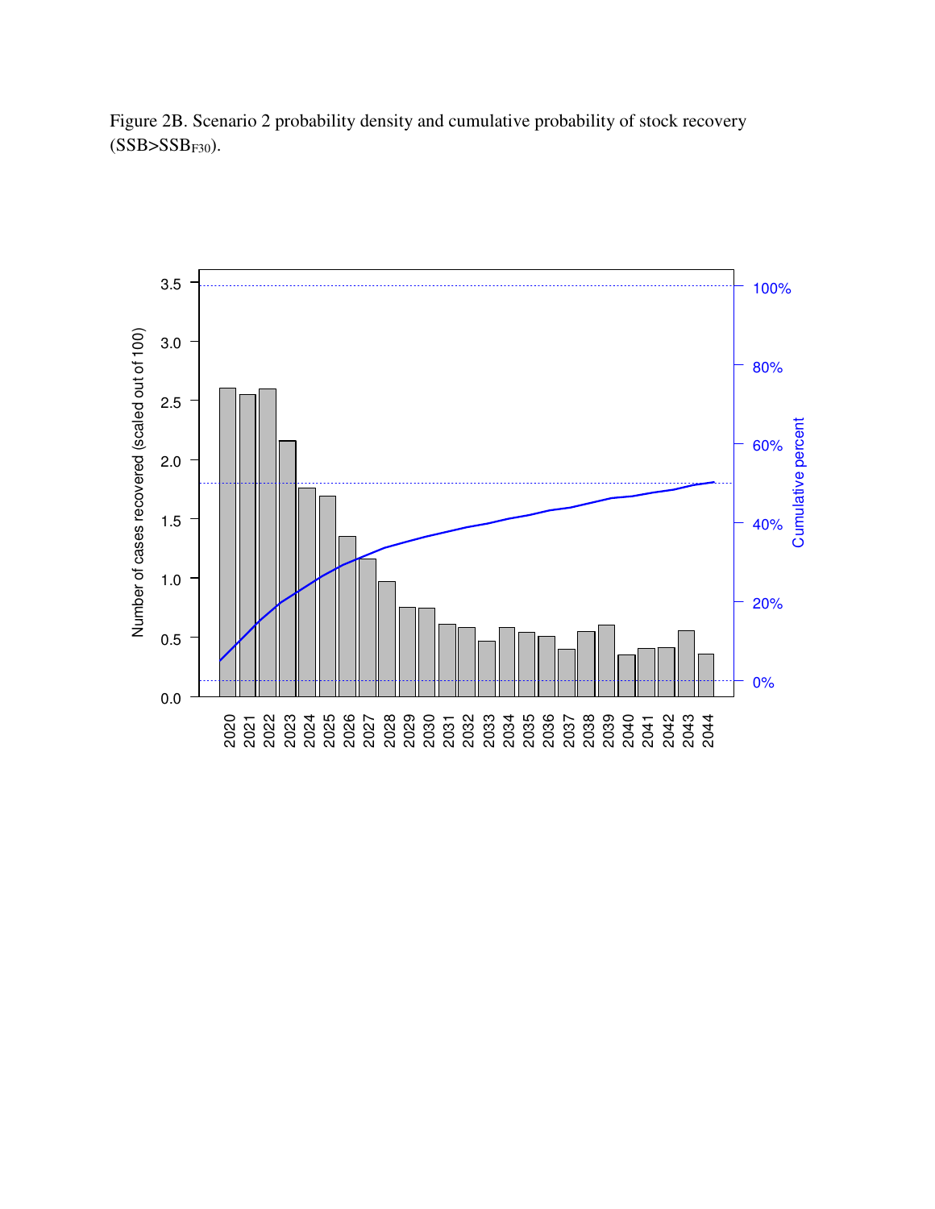Figure 2B. Scenario 2 probability density and cumulative probability of stock recovery ($SSB > SSB_{F30}$).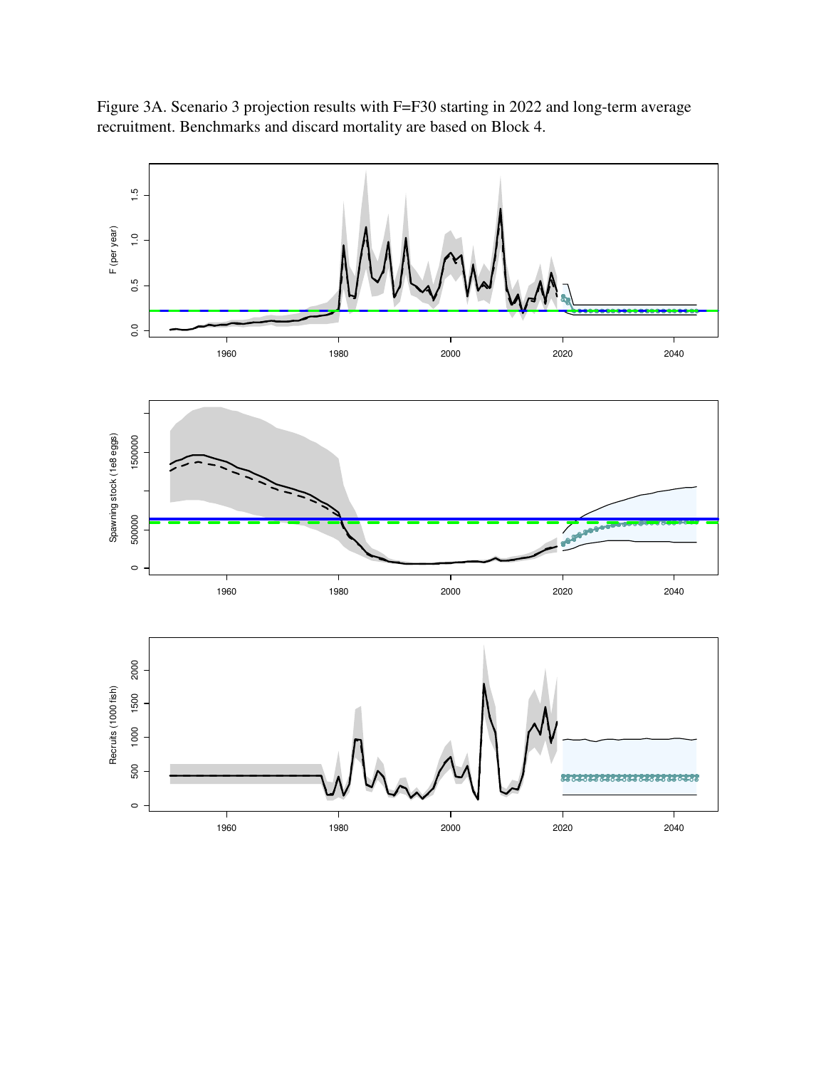Figure 3A. Scenario 3 projection results with F=F30 starting in 2022 and long-term average recruitment. Benchmarks and discard mortality are based on Block 4.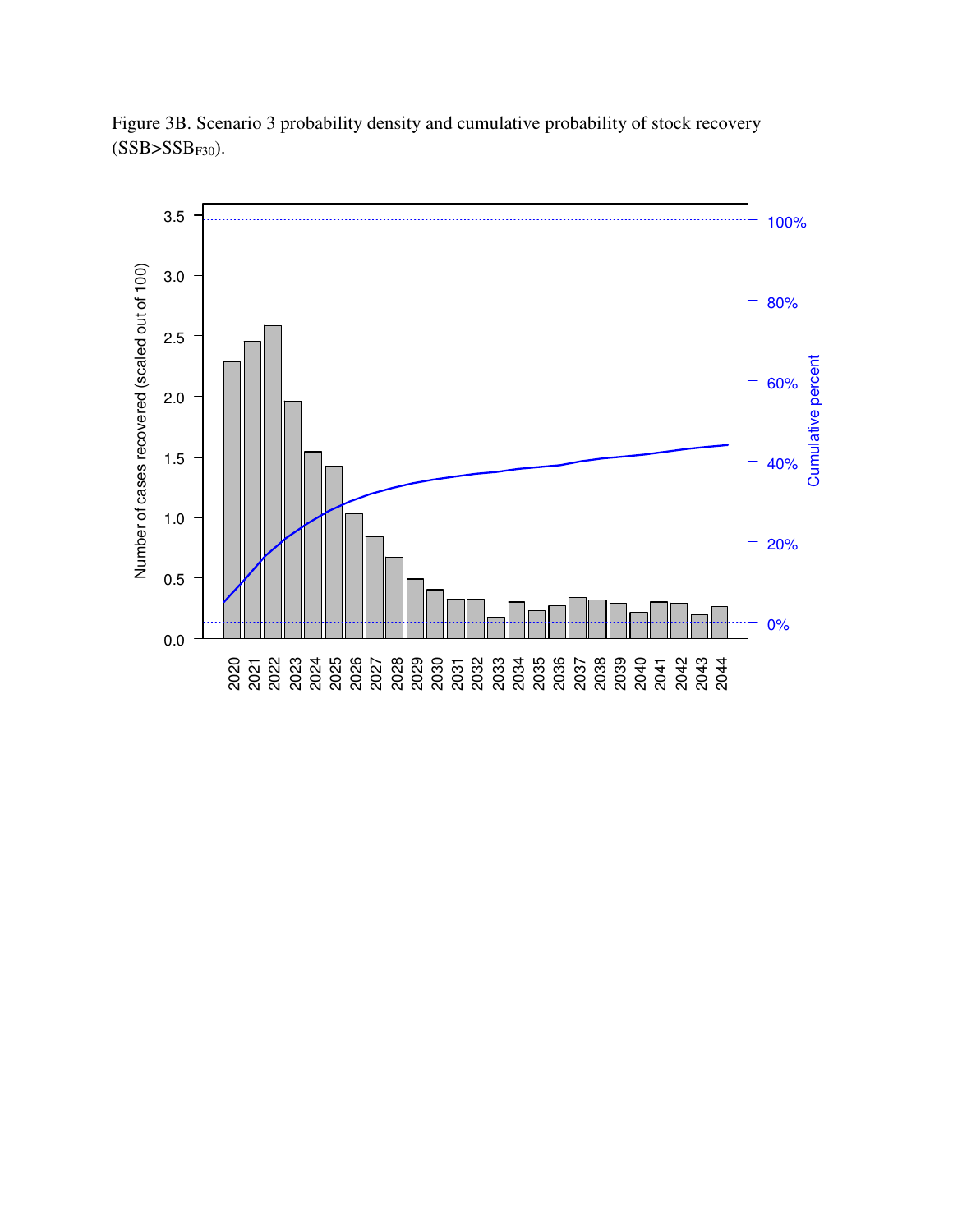Figure 3B. Scenario 3 probability density and cumulative probability of stock recovery ($SSB>SSB_{F30}$).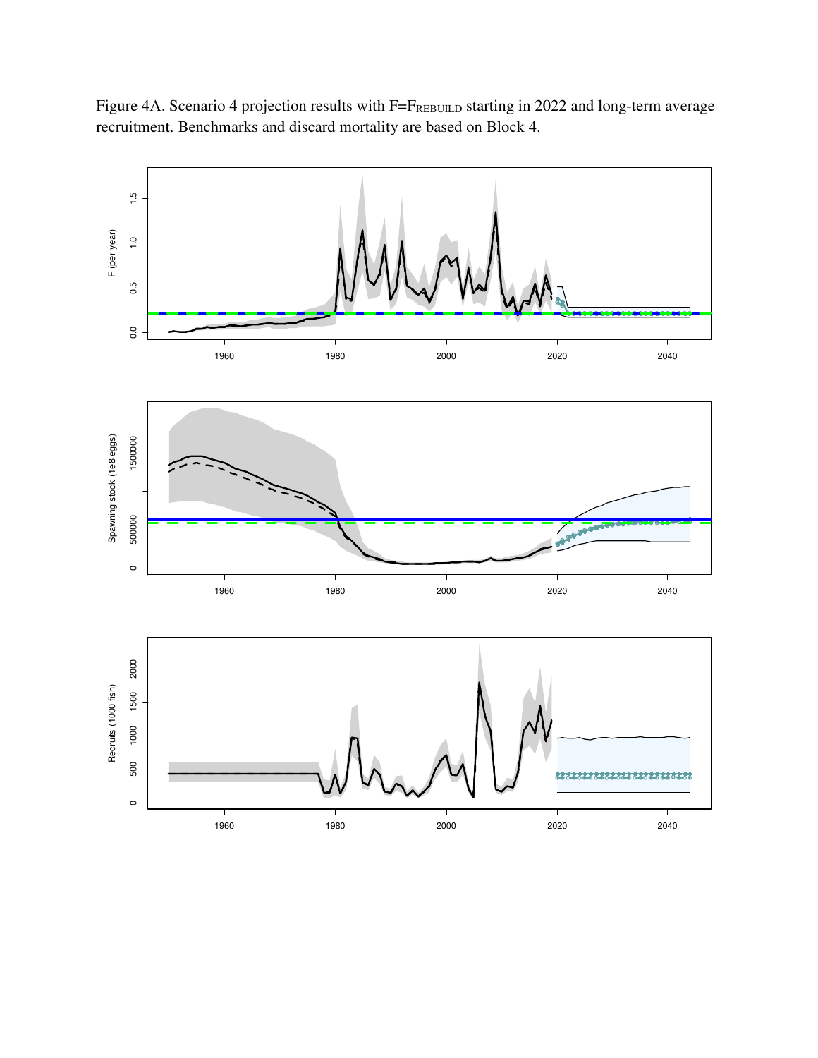Figure 4A. Scenario 4 projection results with $F=F_{REBUILD}$ starting in 2022 and long-term average recruitment. Benchmarks and discard mortality are based on Block 4.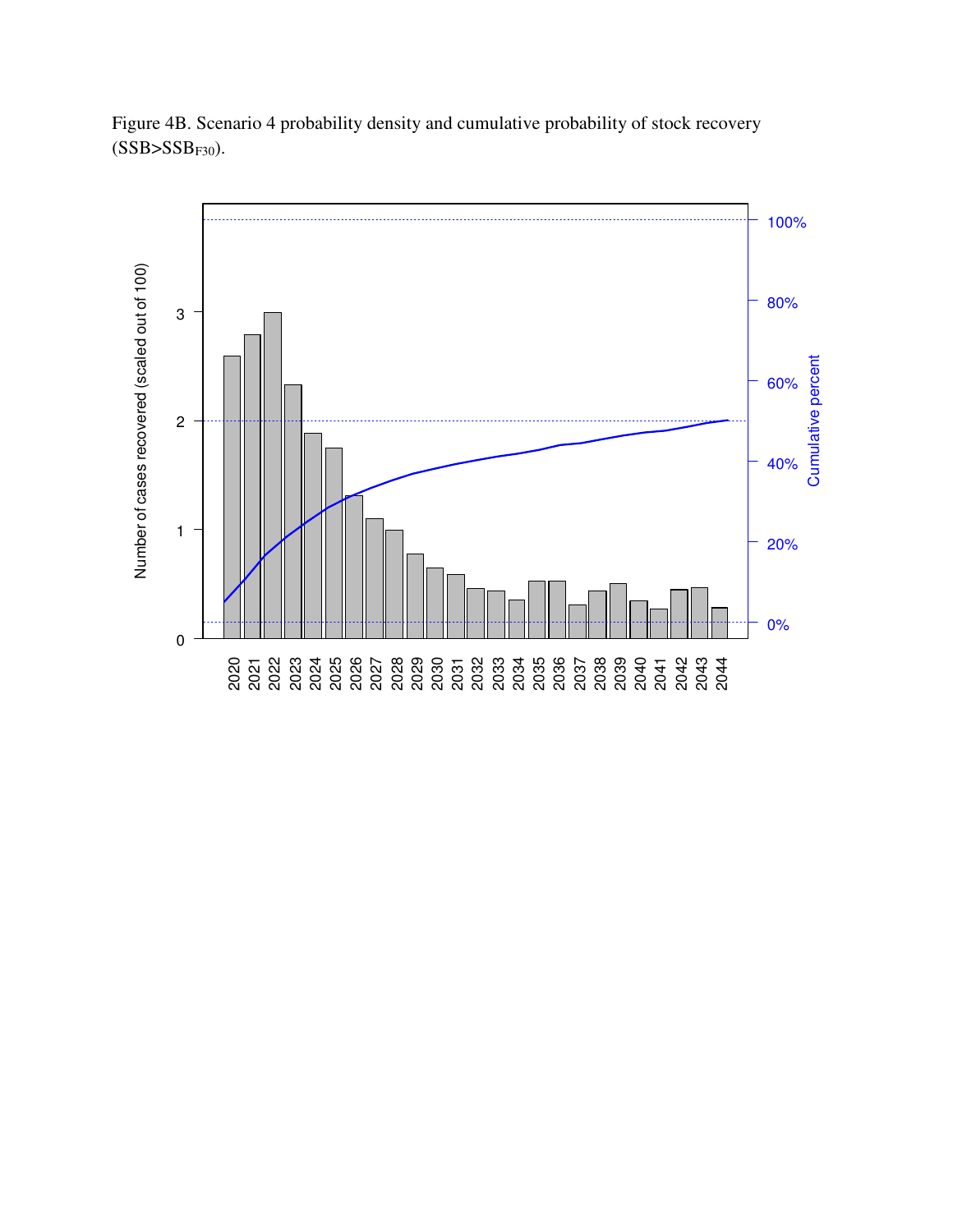Figure 4B. Scenario 4 probability density and cumulative probability of stock recovery ($SSB > SSB_{F30}$).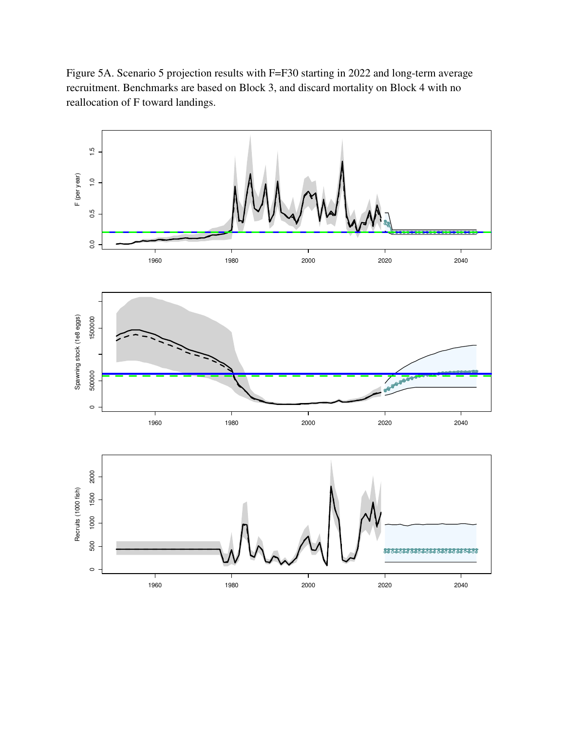Figure 5A. Scenario 5 projection results with F=F30 starting in 2022 and long-term average recruitment. Benchmarks are based on Block 3, and discard mortality on Block 4 with no reallocation of F toward landings.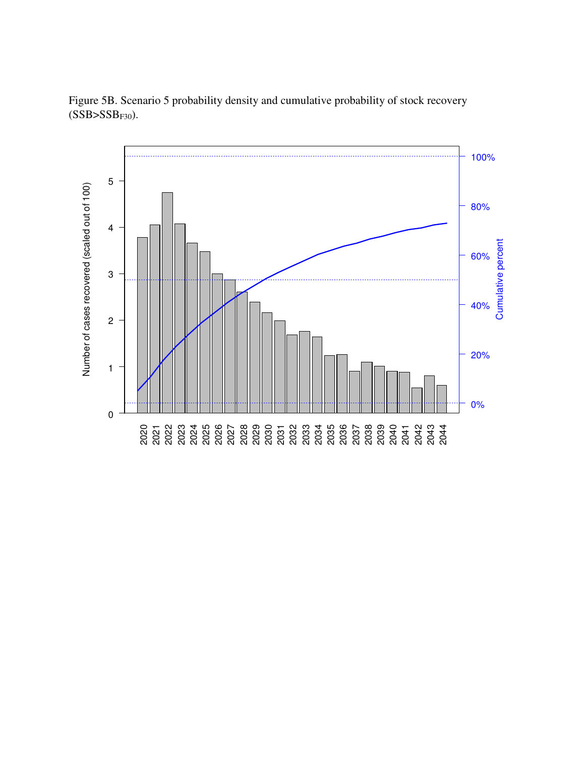Figure 5B. Scenario 5 probability density and cumulative probability of stock recovery ($SSB>SSB_{F30}$).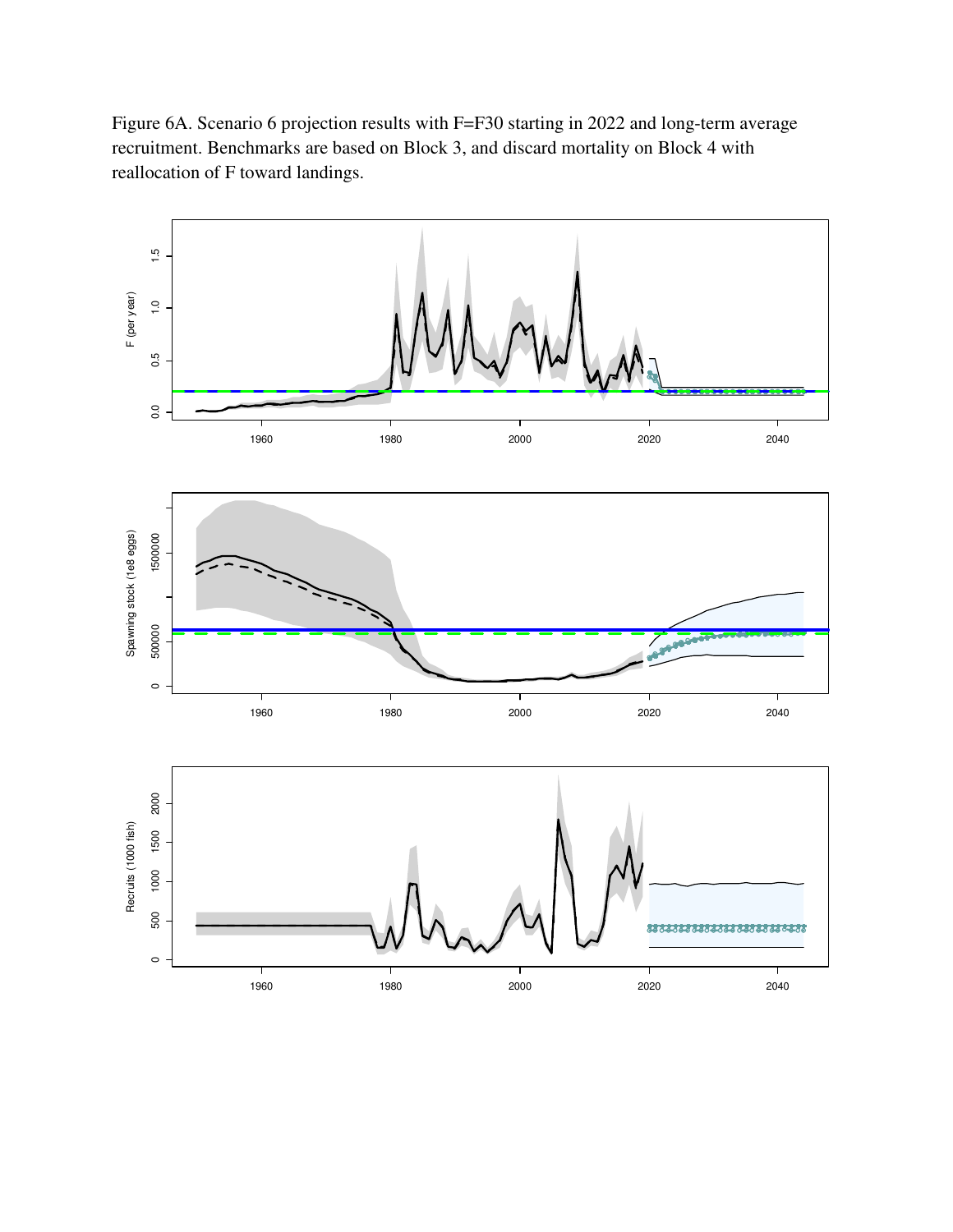Figure 6A. Scenario 6 projection results with F=F30 starting in 2022 and long-term average recruitment. Benchmarks are based on Block 3, and discard mortality on Block 4 with reallocation of F toward landings.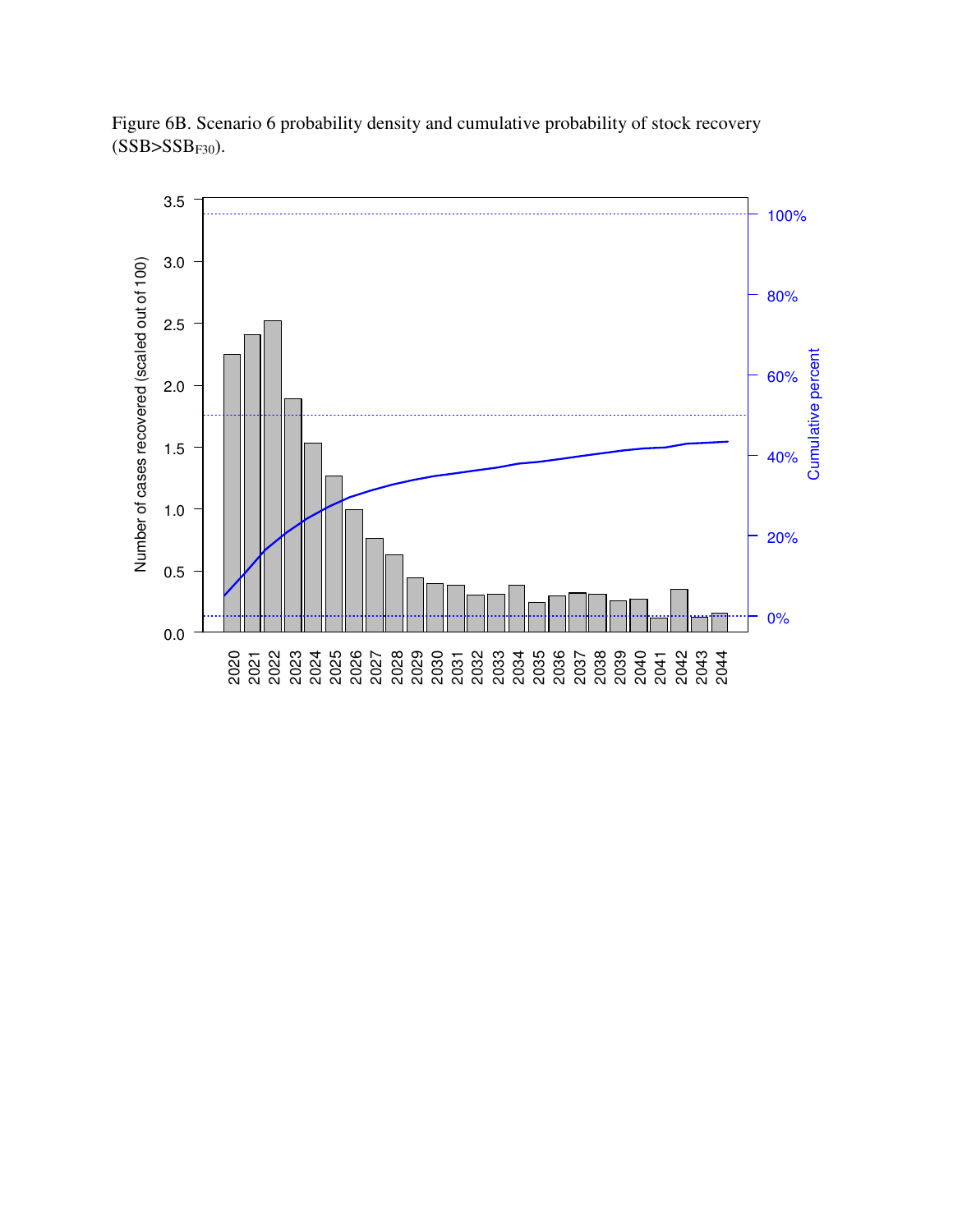Figure 6B. Scenario 6 probability density and cumulative probability of stock recovery ($SSB>SSB_{F30}$).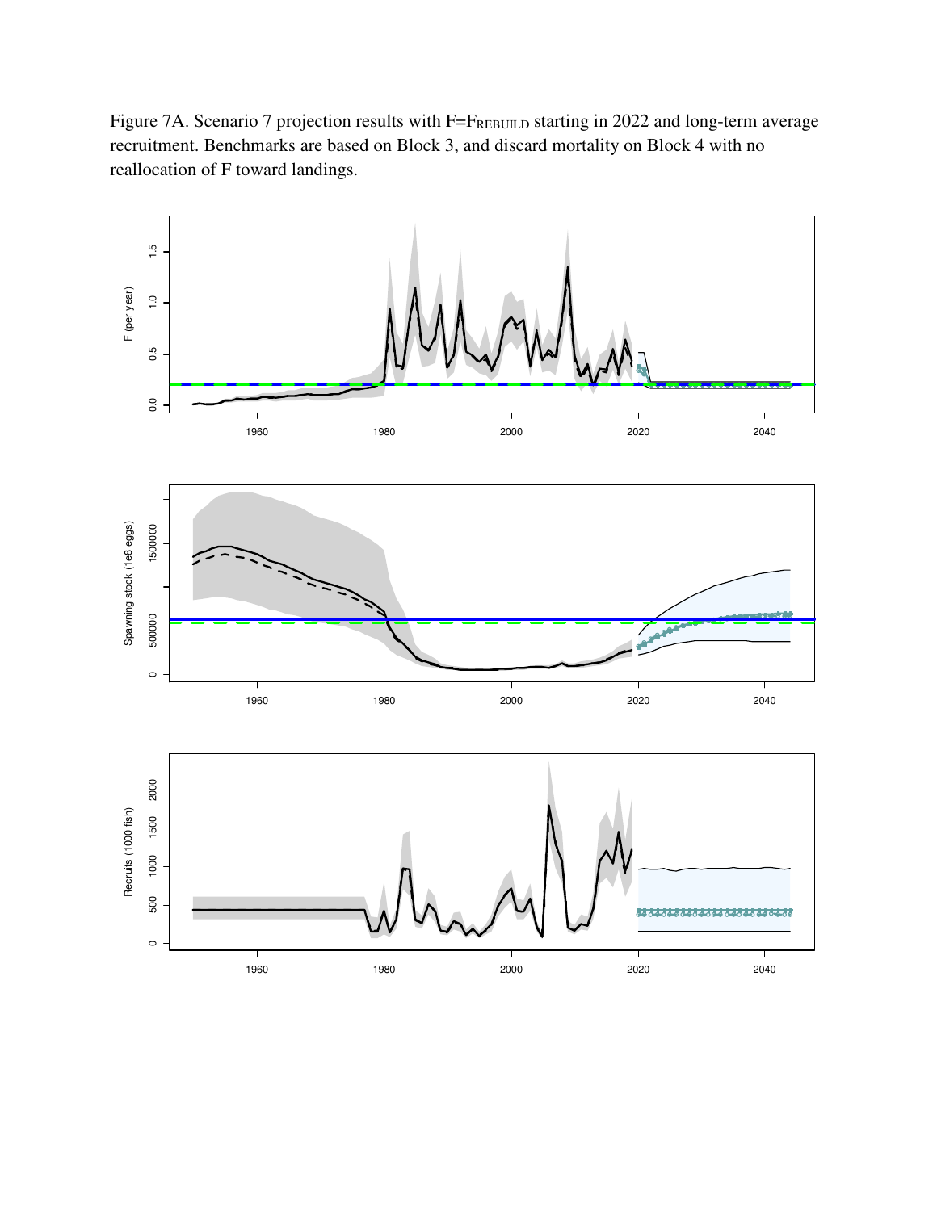Figure 7A. Scenario 7 projection results with $F=F_{REBUILD}$ starting in 2022 and long-term average recruitment. Benchmarks are based on Block 3, and discard mortality on Block 4 with no reallocation of F toward landings.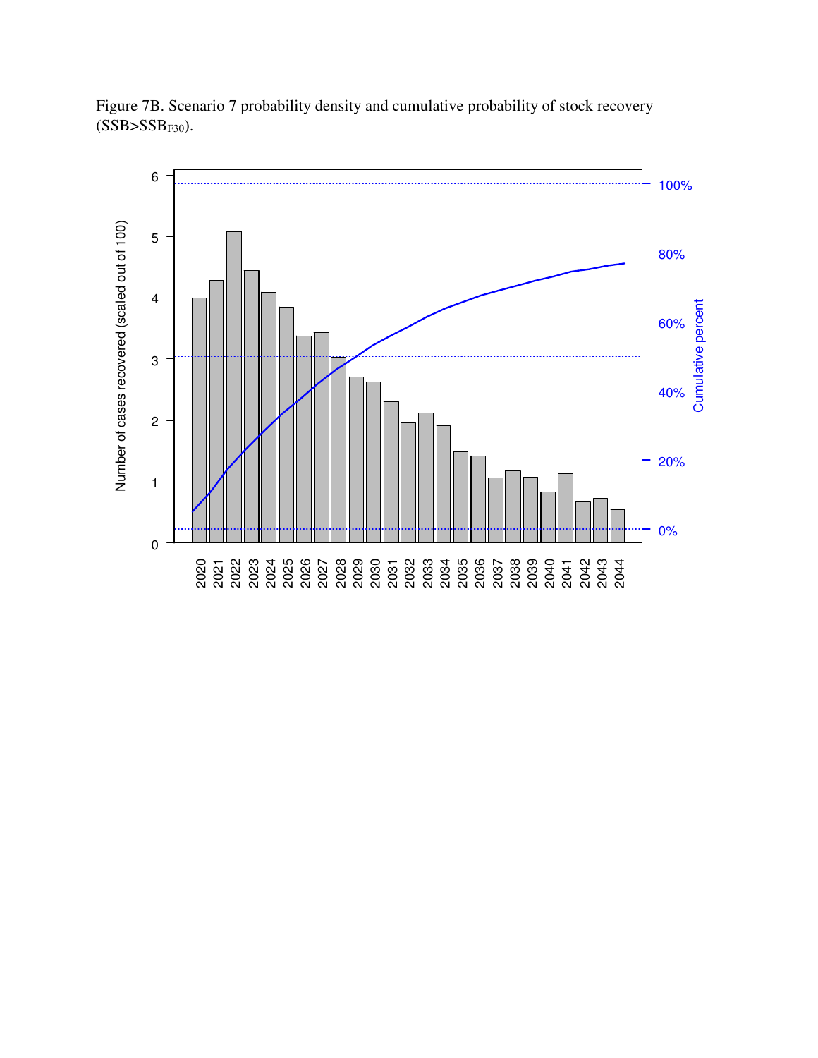Figure 7B. Scenario 7 probability density and cumulative probability of stock recovery ($SSB > SSB_{F30}$).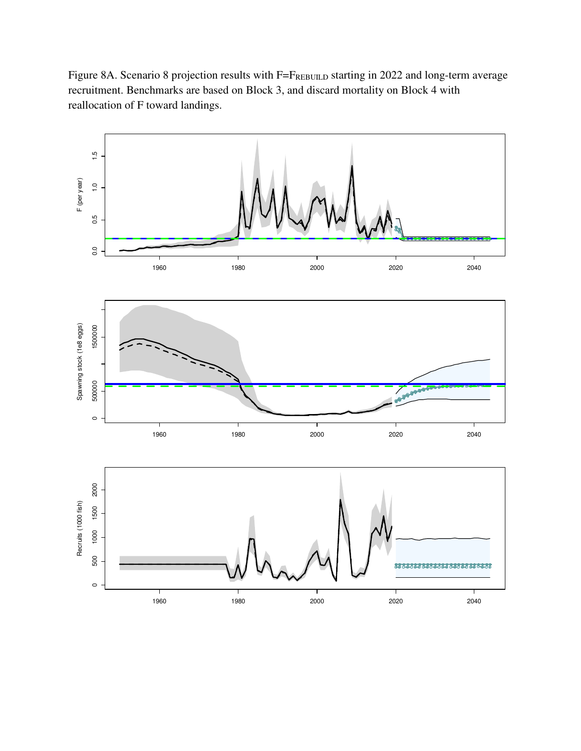Figure 8A. Scenario 8 projection results with $F=F_{REBUILD}$ starting in 2022 and long-term average recruitment. Benchmarks are based on Block 3, and discard mortality on Block 4 with reallocation of F toward landings.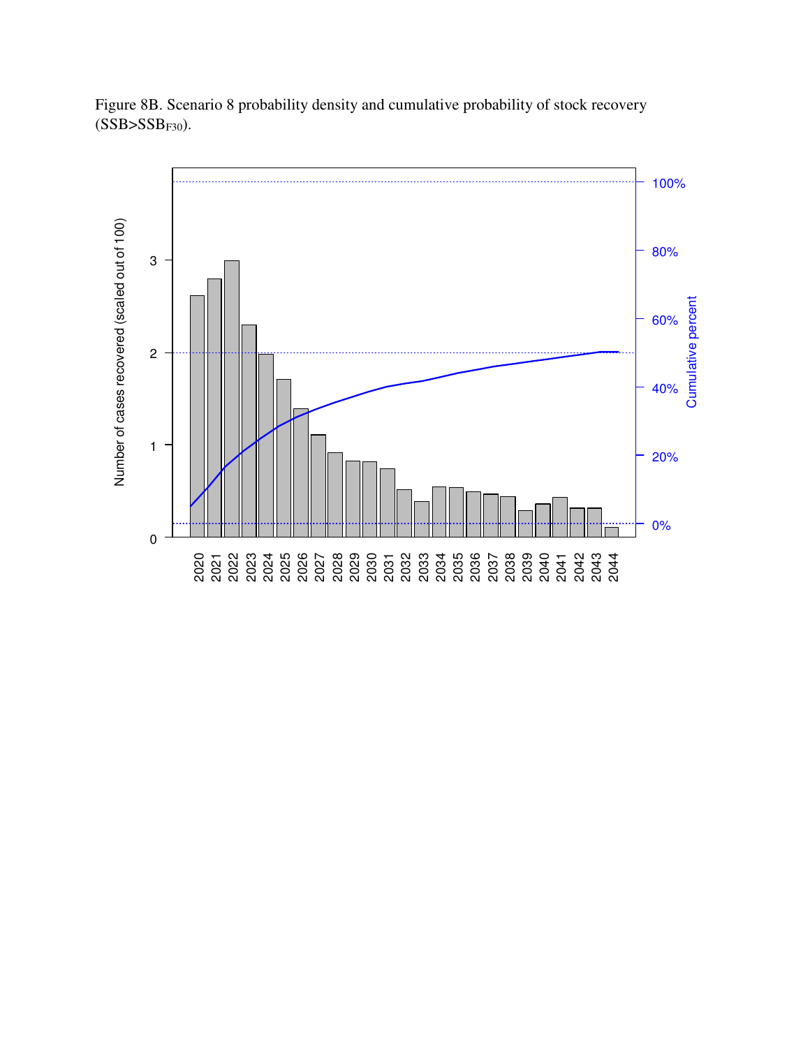Figure 8B. Scenario 8 probability density and cumulative probability of stock recovery ($SSB>SSB_{F30}$).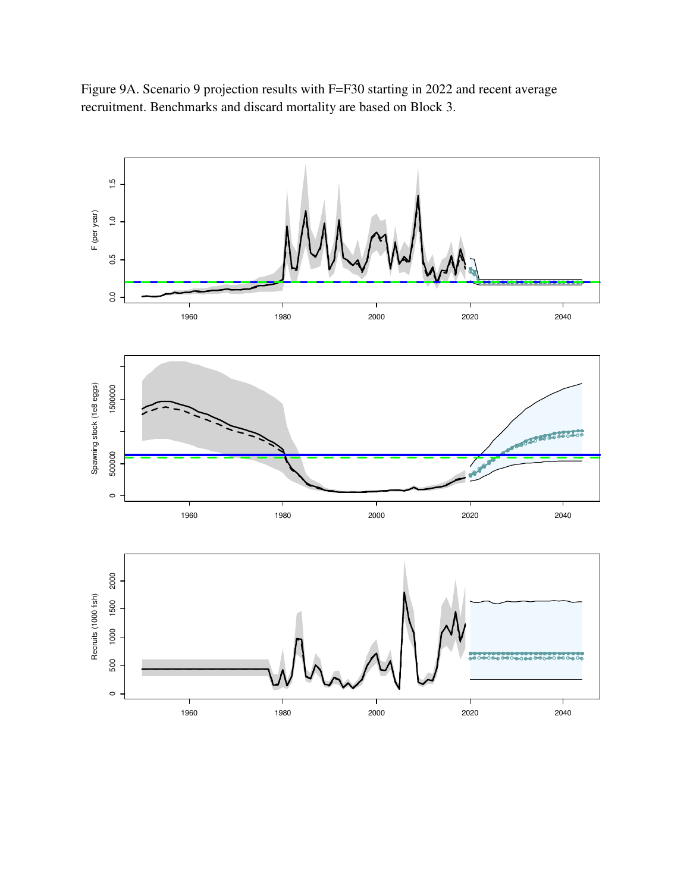Figure 9A. Scenario 9 projection results with F=F30 starting in 2022 and recent average recruitment. Benchmarks and discard mortality are based on Block 3.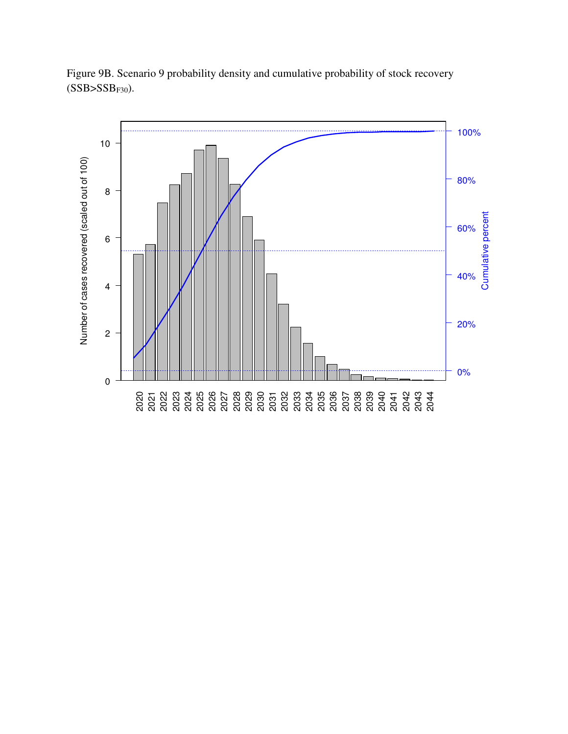Figure 9B. Scenario 9 probability density and cumulative probability of stock recovery ($SSB > SSB_{F30}$).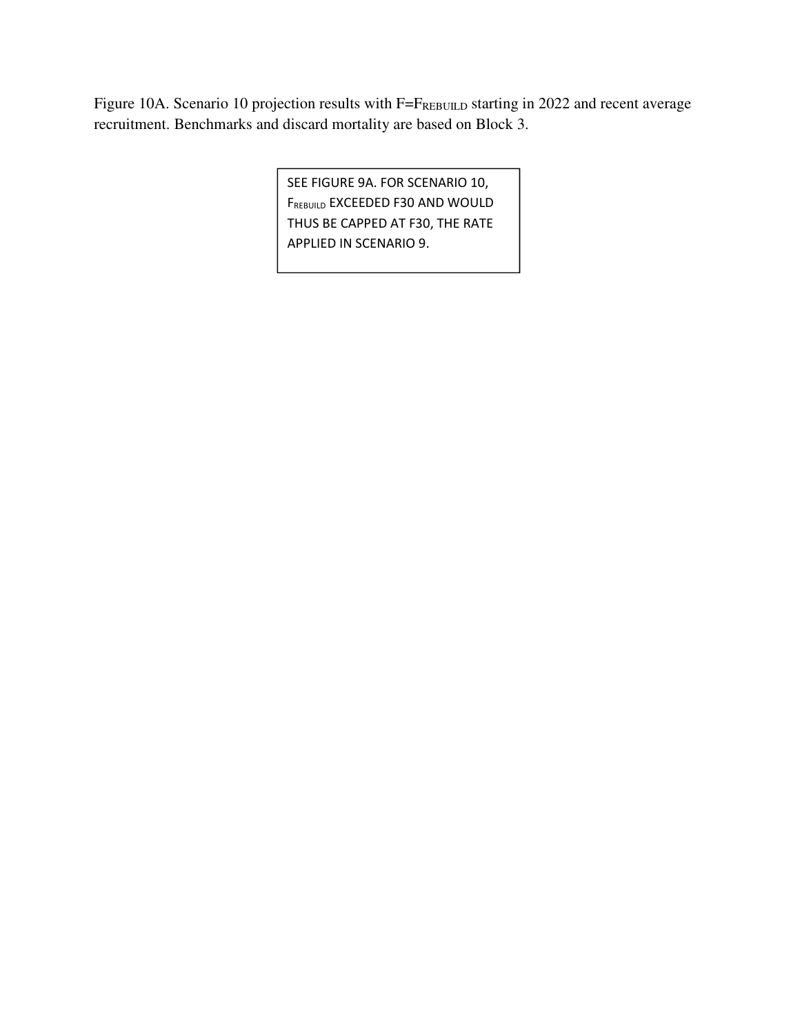Figure 10A. Scenario 10 projection results with $F=F_{REBUILD}$ starting in 2022 and recent average recruitment. Benchmarks and discard mortality are based on Block 3.

SEE FIGURE 9A. FOR SCENARIO 10, $F_{REBUILD}$ EXCEEDED F30 AND WOULD THUS BE CAPPED AT F30, THE RATE APPLIED IN SCENARIO 9.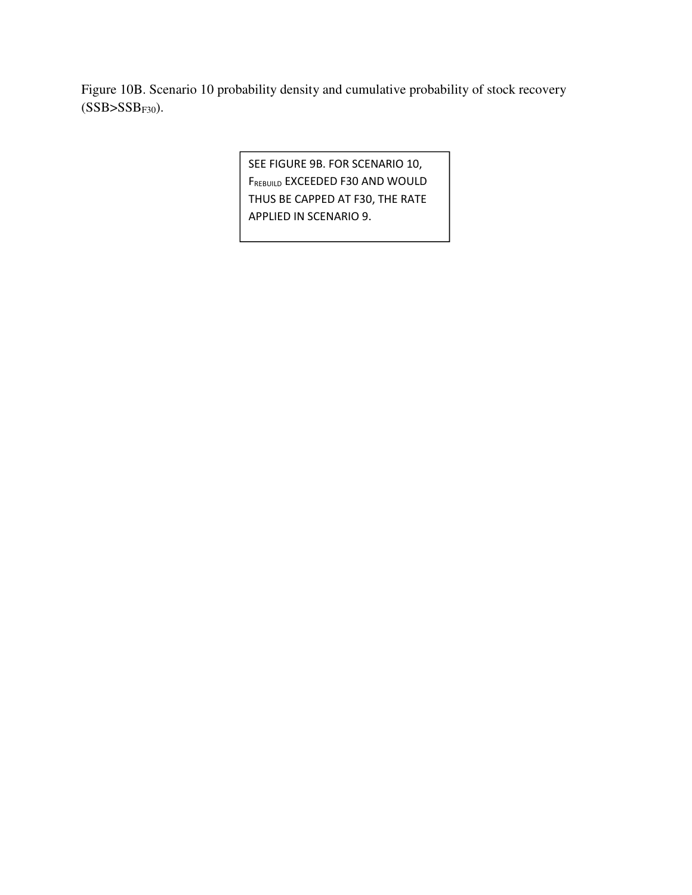Figure 10B. Scenario 10 probability density and cumulative probability of stock recovery ($SSB>SSB_{F30}$).

SEE FIGURE 9B. FOR SCENARIO 10, $F_{REBUILD}$ EXCEEDED F30 AND WOULD THUS BE CAPPED AT F30, THE RATE APPLIED IN SCENARIO 9.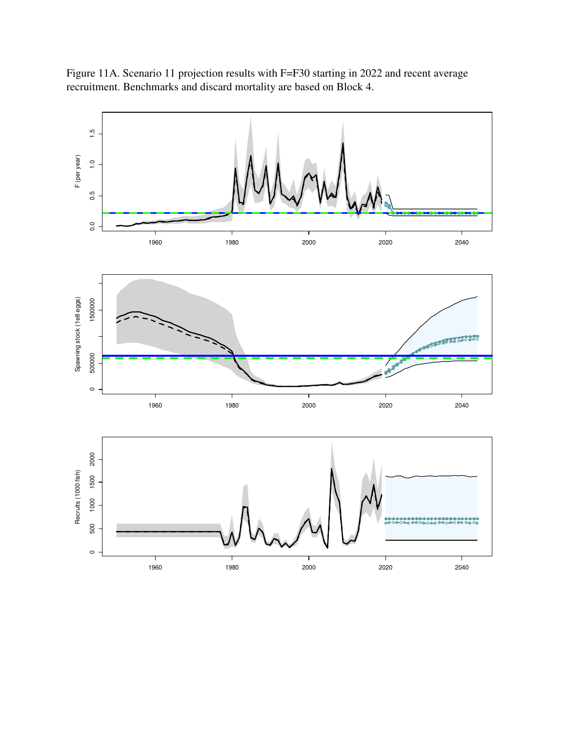Figure 11A. Scenario 11 projection results with F=F30 starting in 2022 and recent average recruitment. Benchmarks and discard mortality are based on Block 4.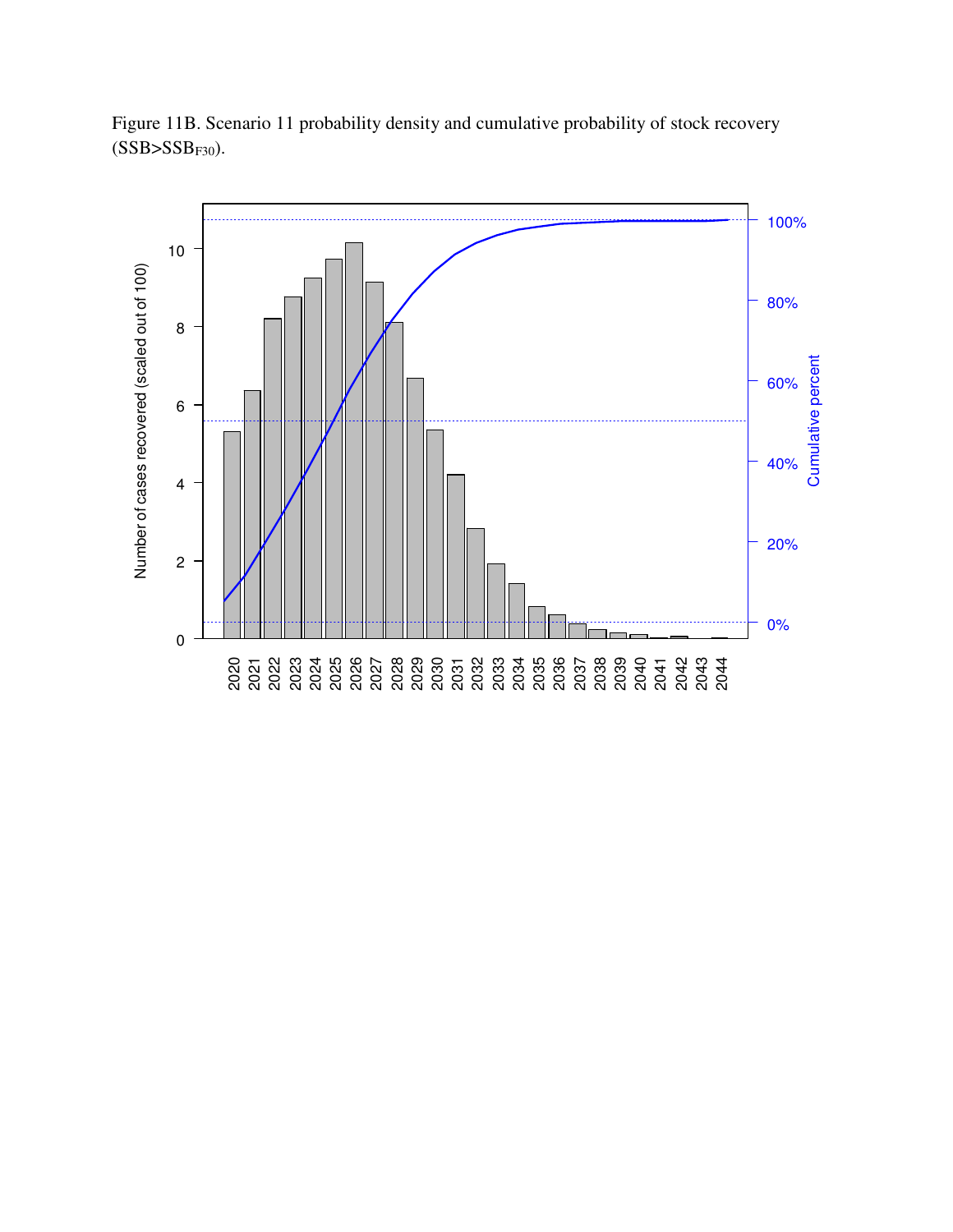Figure 11B. Scenario 11 probability density and cumulative probability of stock recovery ($SSB>SSB_{F30}$).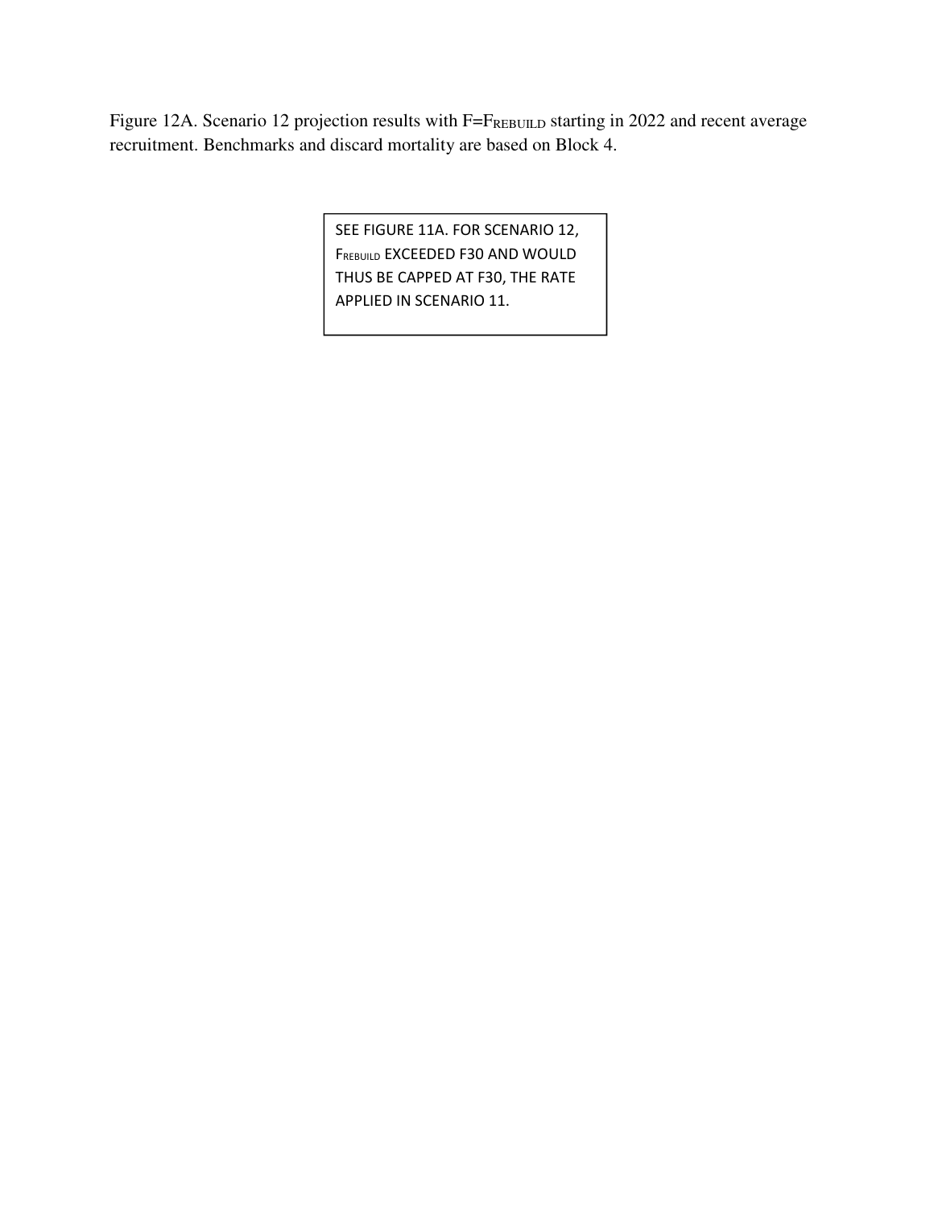Figure 12A. Scenario 12 projection results with $F = F_{REBUILD}$ starting in 2022 and recent average recruitment. Benchmarks and discard mortality are based on Block 4.

SEE FIGURE 11A. FOR SCENARIO 12, $F_{REBUILD}$ EXCEEDED F30 AND WOULD THUS BE CAPPED AT F30, THE RATE APPLIED IN SCENARIO 11.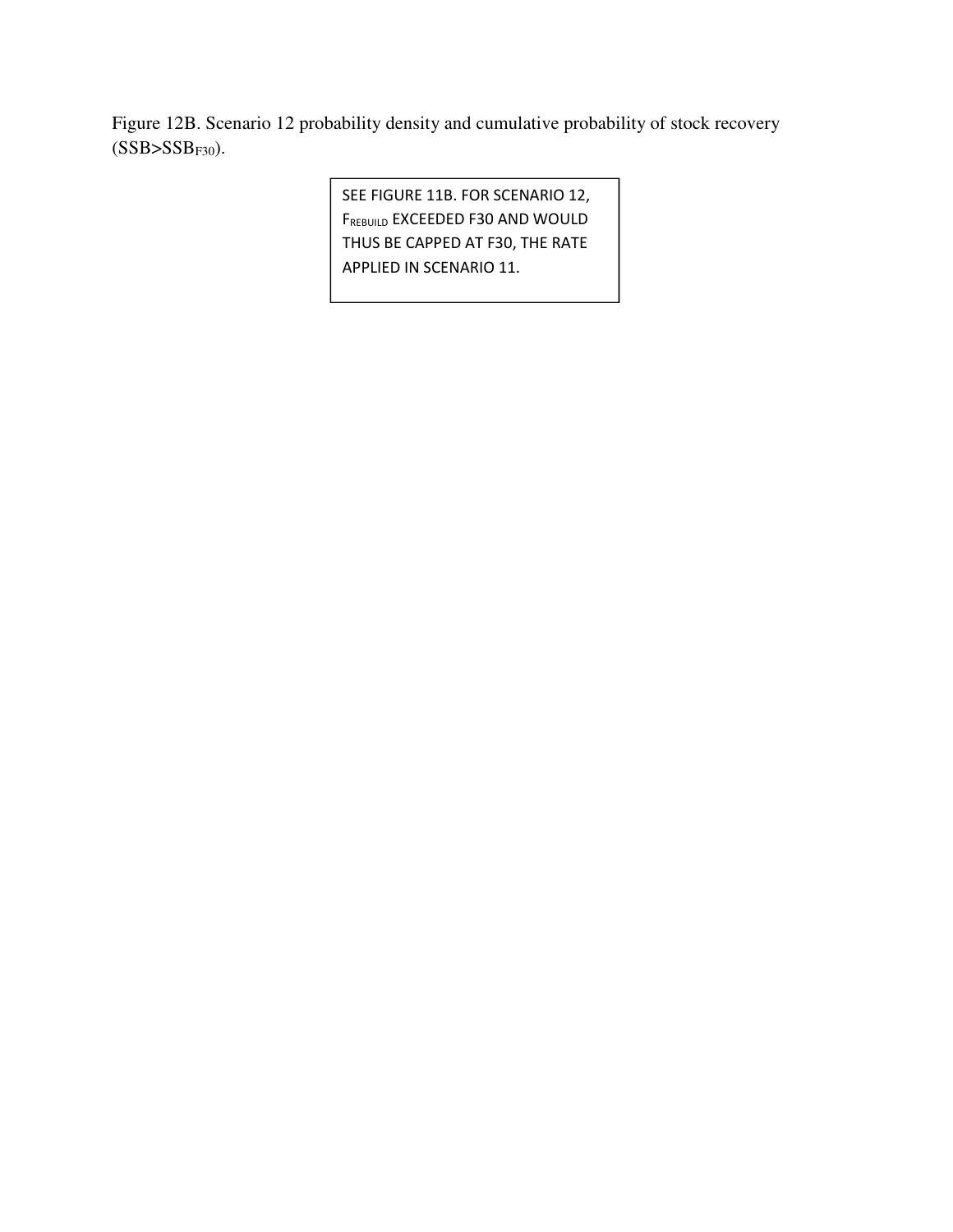Figure 12B. Scenario 12 probability density and cumulative probability of stock recovery ($SSB>SSB_{F30}$).

SEE FIGURE 11B. FOR SCENARIO 12, $F_{REBUILD}$ EXCEEDED F30 AND WOULD THUS BE CAPPED AT F30, THE RATE APPLIED IN SCENARIO 11.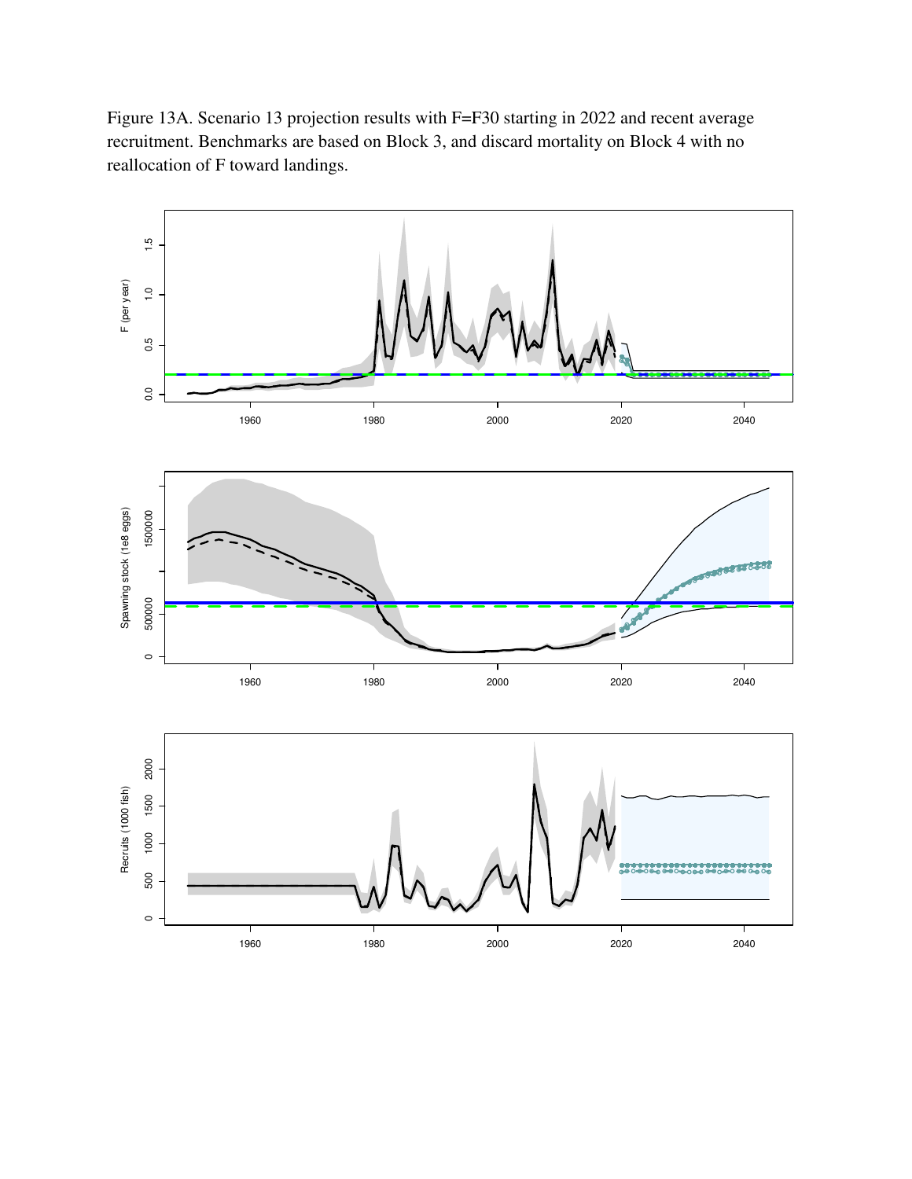Figure 13A. Scenario 13 projection results with F=F30 starting in 2022 and recent average recruitment. Benchmarks are based on Block 3, and discard mortality on Block 4 with no reallocation of F toward landings.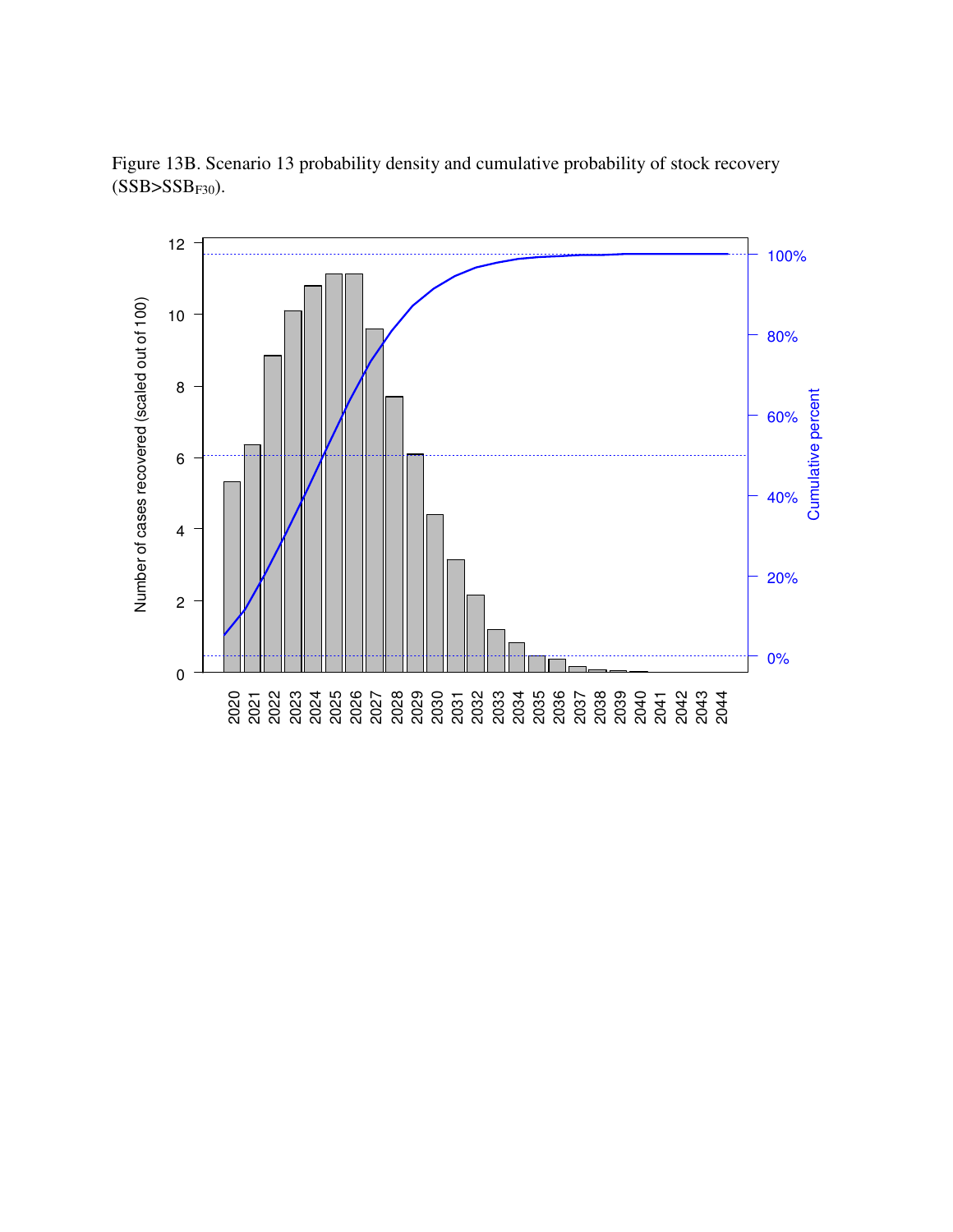Figure 13B. Scenario 13 probability density and cumulative probability of stock recovery ($SSB>SSB_{F30}$).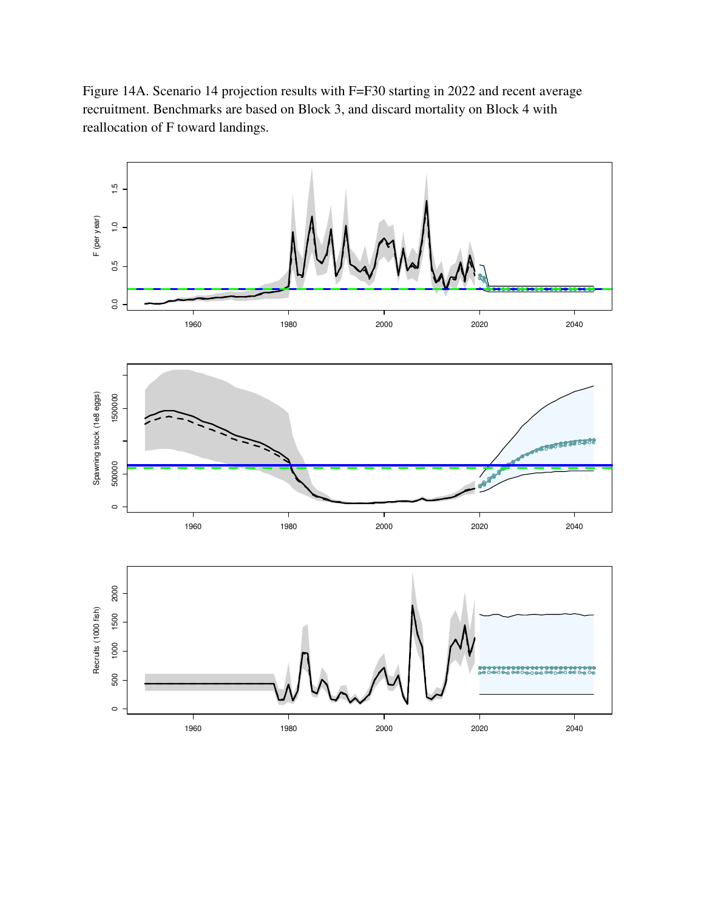Figure 14A. Scenario 14 projection results with F=F30 starting in 2022 and recent average recruitment. Benchmarks are based on Block 3, and discard mortality on Block 4 with reallocation of F toward landings.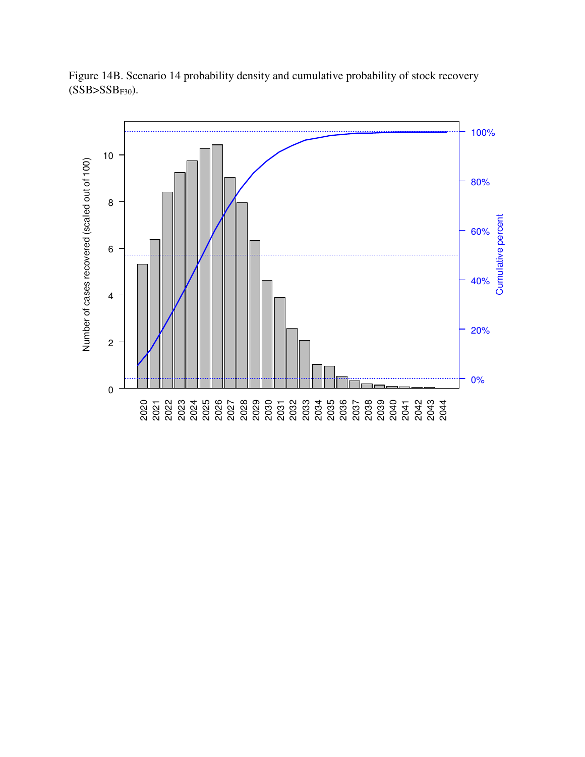Figure 14B. Scenario 14 probability density and cumulative probability of stock recovery ($SSB > SSB_{F30}$).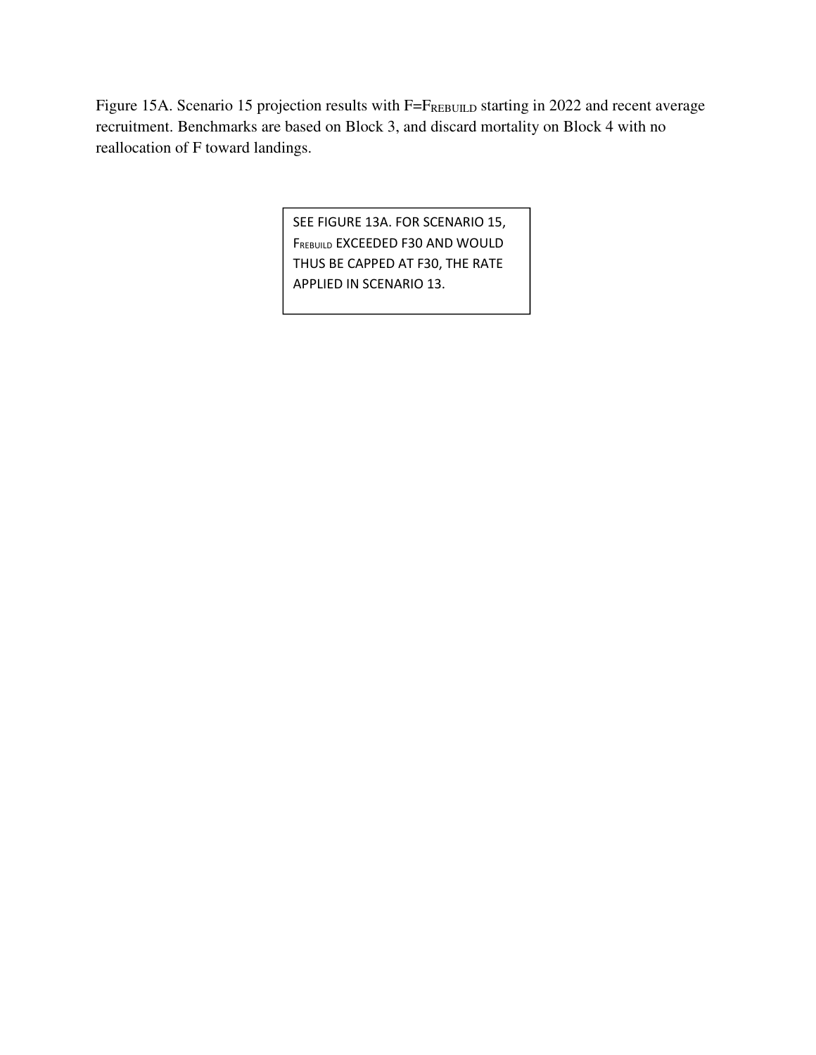Figure 15A. Scenario 15 projection results with $F=F_{REBUILD}$ starting in 2022 and recent average recruitment. Benchmarks are based on Block 3, and discard mortality on Block 4 with no reallocation of F toward landings.

SEE FIGURE 13A. FOR SCENARIO 15, $F_{REBUILD}$ EXCEEDED F30 AND WOULD THUS BE CAPPED AT F30, THE RATE APPLIED IN SCENARIO 13.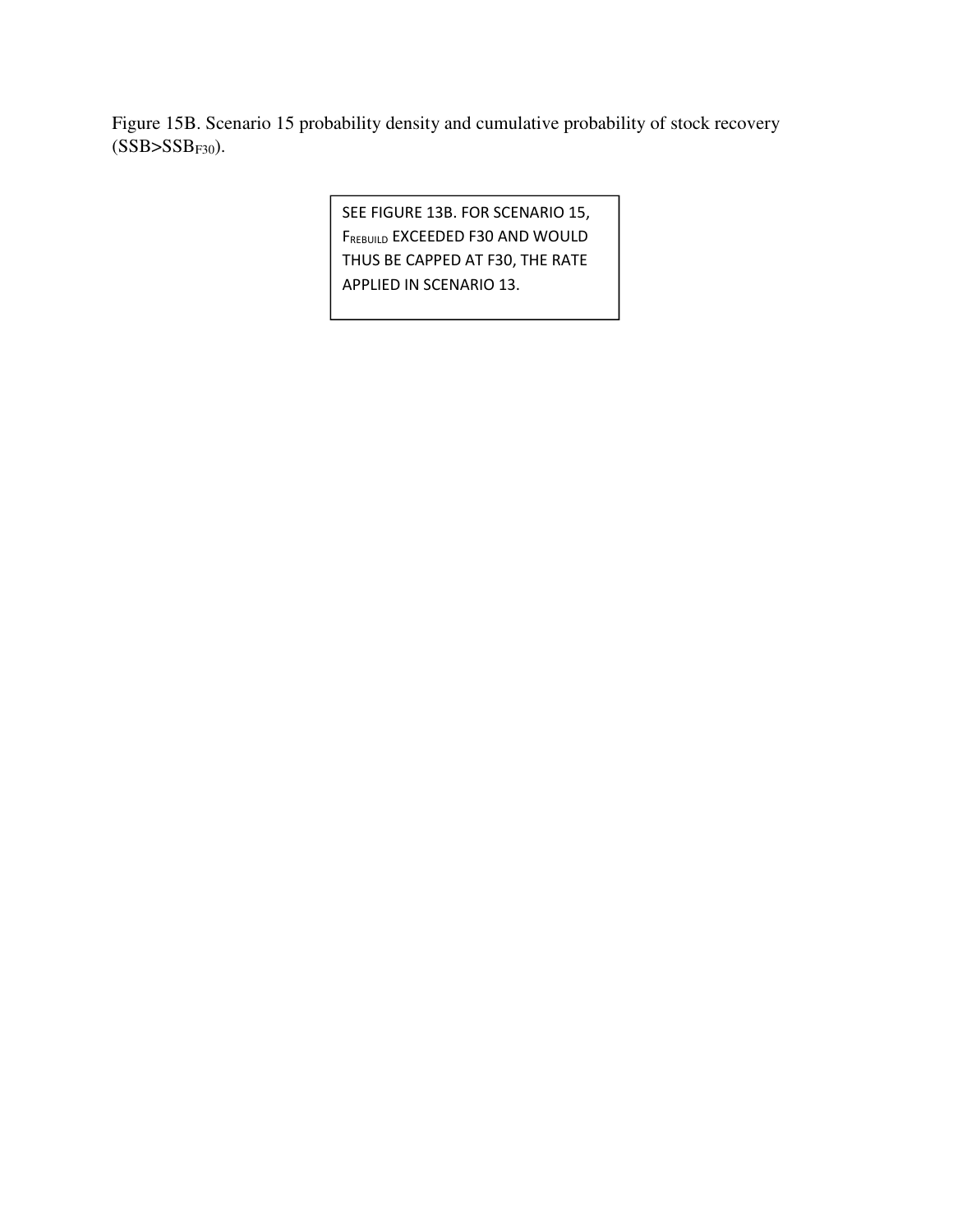Figure 15B. Scenario 15 probability density and cumulative probability of stock recovery ($SSB>SSB_{F30}$).

SEE FIGURE 13B. FOR SCENARIO 15, $F_{REBUILD}$ EXCEEDED F30 AND WOULD THUS BE CAPPED AT F30, THE RATE APPLIED IN SCENARIO 13.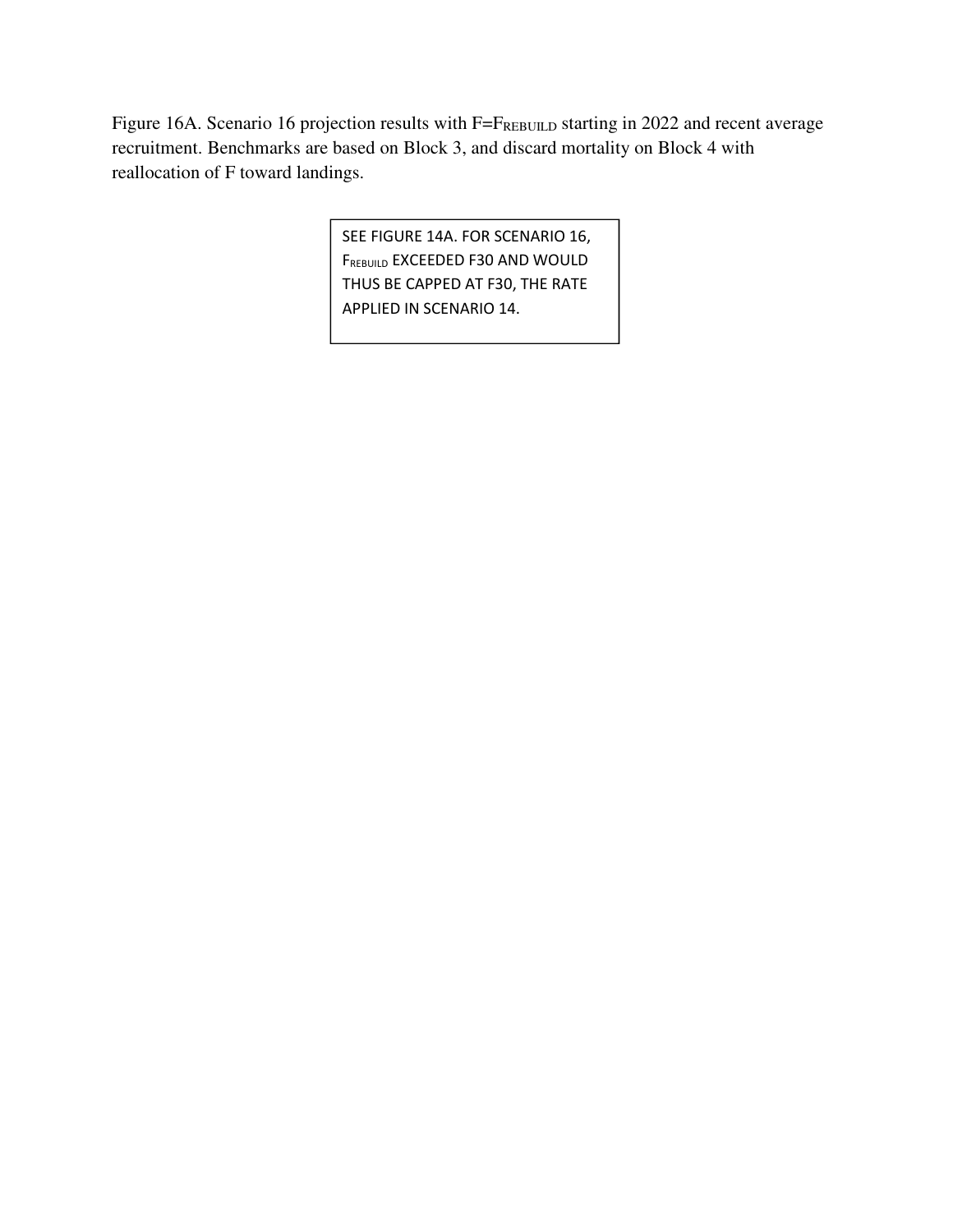Figure 16A. Scenario 16 projection results with $F=F_{REBUILD}$ starting in 2022 and recent average recruitment. Benchmarks are based on Block 3, and discard mortality on Block 4 with reallocation of F toward landings.

SEE FIGURE 14A. FOR SCENARIO 16, $F_{REBUILD}$ EXCEEDED F30 AND WOULD THUS BE CAPPED AT F30, THE RATE APPLIED IN SCENARIO 14.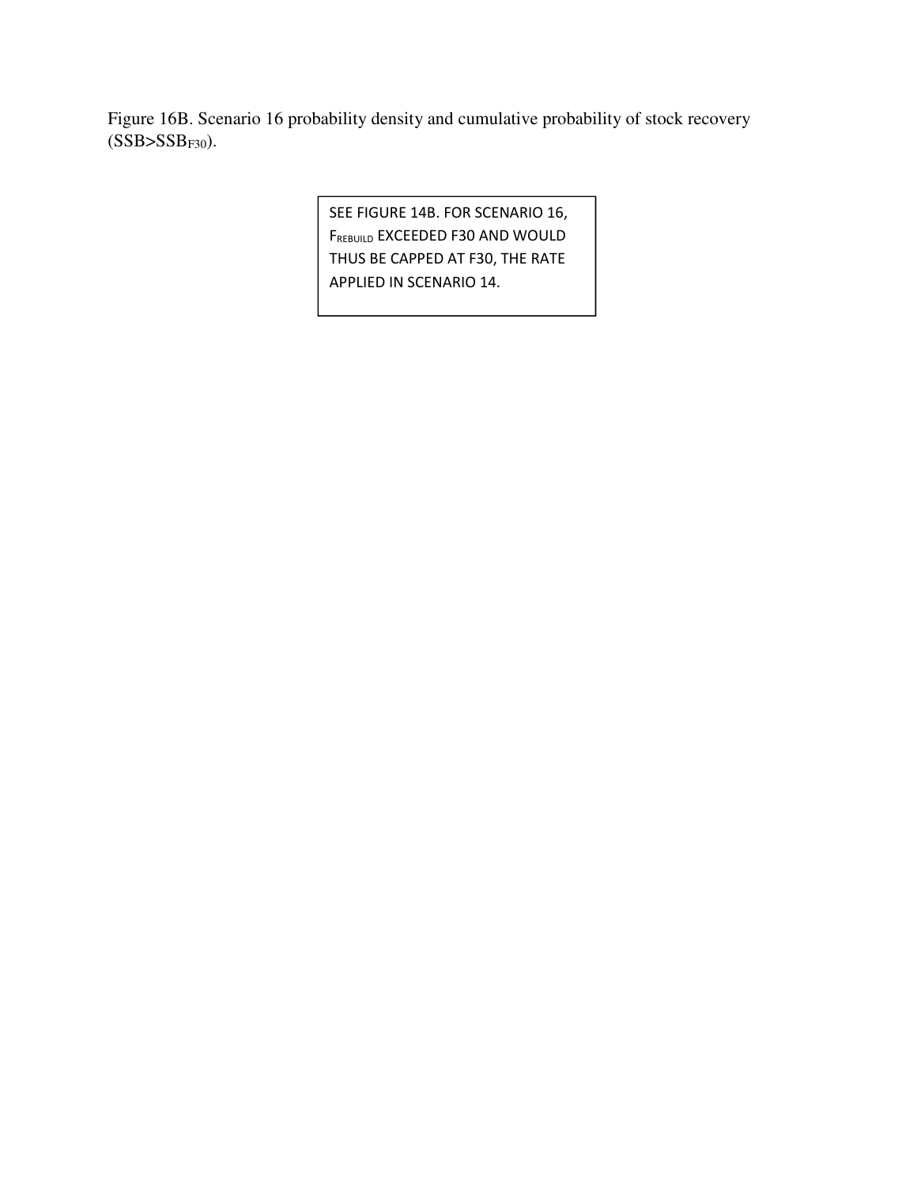Figure 16B. Scenario 16 probability density and cumulative probability of stock recovery ($SSB > SSB_{F30}$).

SEE FIGURE 14B. FOR SCENARIO 16, $F_{REBUILD}$ EXCEEDED F30 AND WOULD THUS BE CAPPED AT F30, THE RATE APPLIED IN SCENARIO 14.